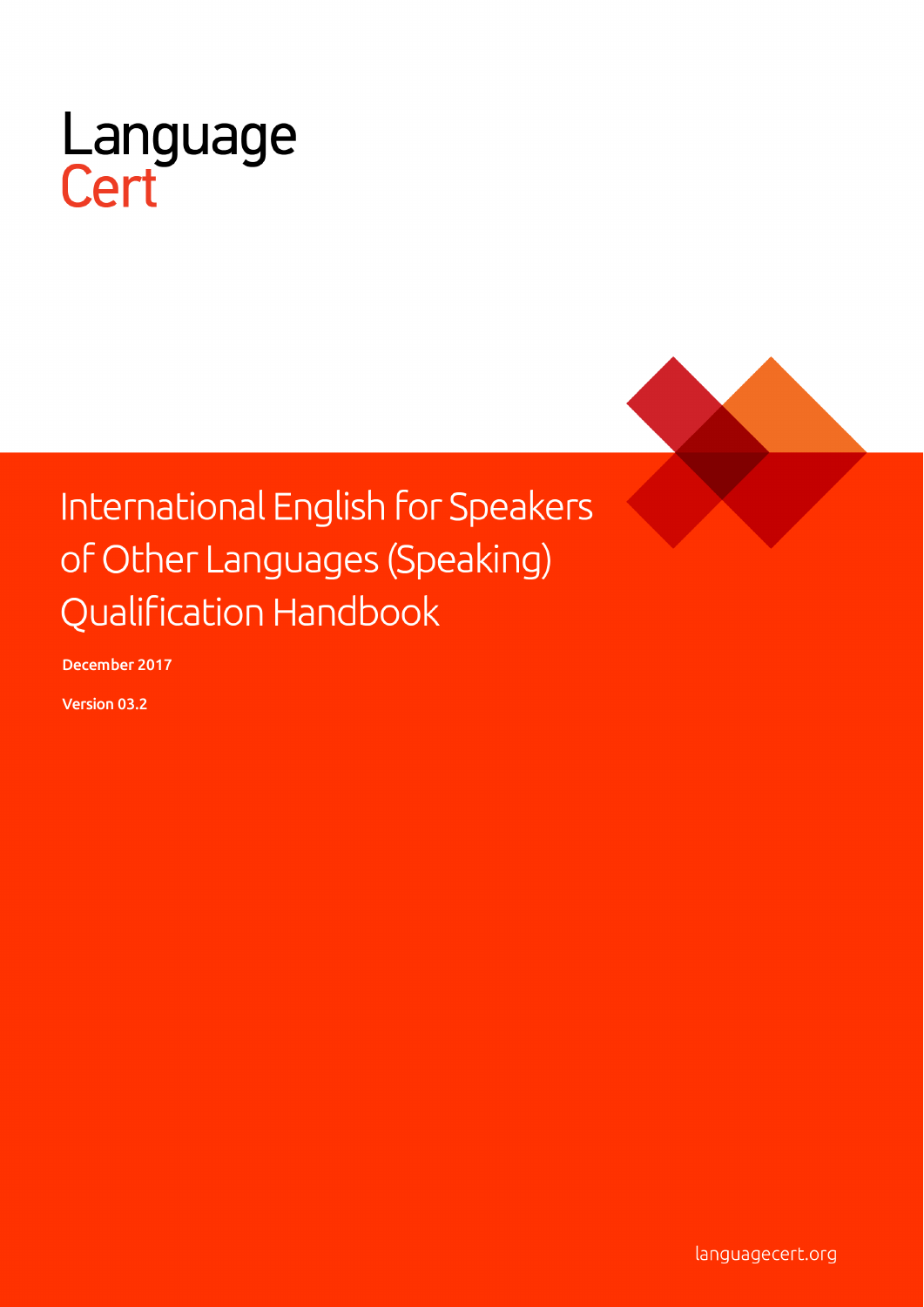Language Cert

# International English for Speakers of Other Languages (Speaking) Qualification Handbook

**December 2017**

**Version 03.2**

languagecert.org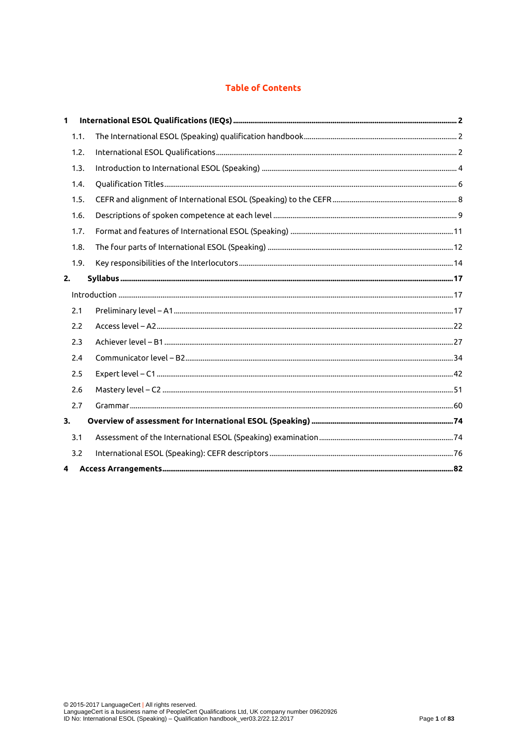# Table of Contents

**1 International ESOL Qualifications (IEQs) .......... 2**

- 1.1. The International ESOL (Speaking) qualification handbook .......... 2
- 1.2. International ESOL Qualifications .......... 2
- 1.3. Introduction to International ESOL (Speaking) .......... 4
- 1.4. Qualification Titles .......... 6
- 1.5. CEFR and alignment of International ESOL (Speaking) to the CEFR .......... 8
- 1.6. Descriptions of spoken competence at each level .......... 9
- 1.7. Format and features of International ESOL (Speaking) .......... 11
- 1.8. The four parts of International ESOL (Speaking) .......... 12
- 1.9. Key responsibilities of the Interlocutors .......... 14

**2. Syllabus .......... 17**

- Introduction .......... 17
- 2.1 Preliminary level – A1 .......... 17
- 2.2 Access level – A2 .......... 22
- 2.3 Achiever level – B1 .......... 27
- 2.4 Communicator level – B2 .......... 34
- 2.5 Expert level – C1 .......... 42
- 2.6 Mastery level – C2 .......... 51
- 2.7 Grammar .......... 60

**3. Overview of assessment for International ESOL (Speaking) .......... 74**

- 3.1 Assessment of the International ESOL (Speaking) examination .......... 74
- 3.2 International ESOL (Speaking): CEFR descriptors .......... 76

**4 Access Arrangements .......... 82**

© 2015-2017 LanguageCert | All rights reserved.
LanguageCert is a business name of PeopleCert Qualifications Ltd, UK company number 09620926
ID No: International ESOL (Speaking) – Qualification handbook_ver03.2/22.12.2017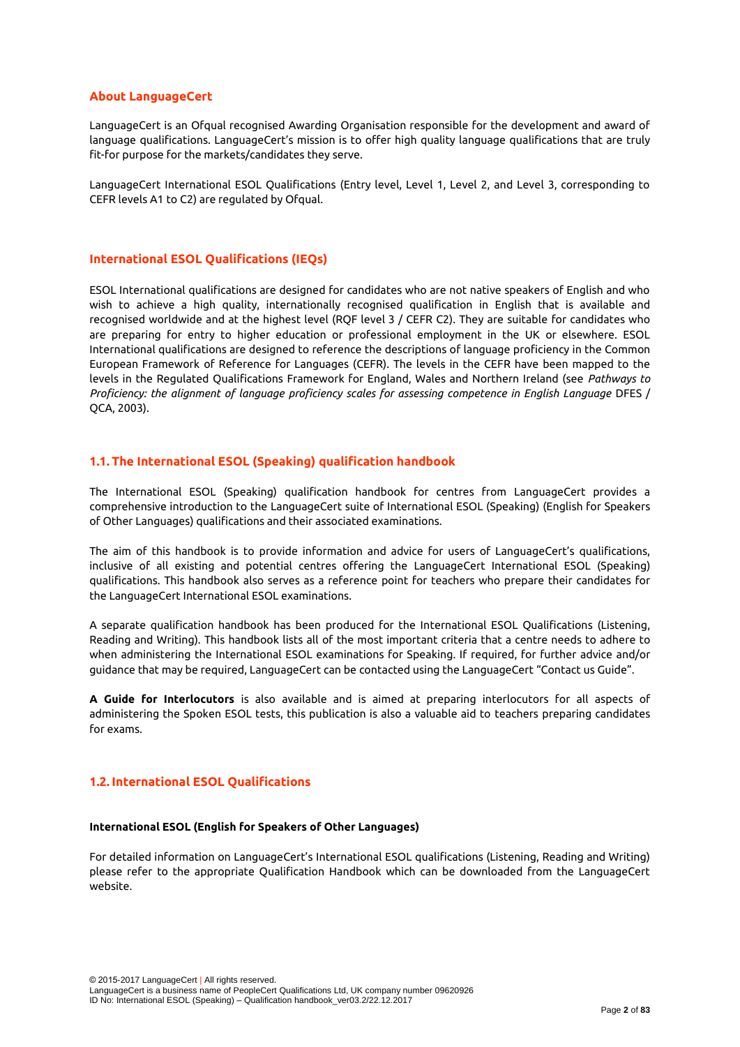## About LanguageCert

LanguageCert is an Ofqual recognised Awarding Organisation responsible for the development and award of language qualifications. LanguageCert's mission is to offer high quality language qualifications that are truly fit-for purpose for the markets/candidates they serve.

LanguageCert International ESOL Qualifications (Entry level, Level 1, Level 2, and Level 3, corresponding to CEFR levels A1 to C2) are regulated by Ofqual.

## International ESOL Qualifications (IEQs)

ESOL International qualifications are designed for candidates who are not native speakers of English and who wish to achieve a high quality, internationally recognised qualification in English that is available and recognised worldwide and at the highest level (RQF level 3 / CEFR C2). They are suitable for candidates who are preparing for entry to higher education or professional employment in the UK or elsewhere. ESOL International qualifications are designed to reference the descriptions of language proficiency in the Common European Framework of Reference for Languages (CEFR). The levels in the CEFR have been mapped to the levels in the Regulated Qualifications Framework for England, Wales and Northern Ireland (see *Pathways to Proficiency: the alignment of language proficiency scales for assessing competence in English Language* DFES / QCA, 2003).

## 1.1. The International ESOL (Speaking) qualification handbook

The International ESOL (Speaking) qualification handbook for centres from LanguageCert provides a comprehensive introduction to the LanguageCert suite of International ESOL (Speaking) (English for Speakers of Other Languages) qualifications and their associated examinations.

The aim of this handbook is to provide information and advice for users of LanguageCert's qualifications, inclusive of all existing and potential centres offering the LanguageCert International ESOL (Speaking) qualifications. This handbook also serves as a reference point for teachers who prepare their candidates for the LanguageCert International ESOL examinations.

A separate qualification handbook has been produced for the International ESOL Qualifications (Listening, Reading and Writing). This handbook lists all of the most important criteria that a centre needs to adhere to when administering the International ESOL examinations for Speaking. If required, for further advice and/or guidance that may be required, LanguageCert can be contacted using the LanguageCert "Contact us Guide".

**A Guide for Interlocutors** is also available and is aimed at preparing interlocutors for all aspects of administering the Spoken ESOL tests, this publication is also a valuable aid to teachers preparing candidates for exams.

## 1.2. International ESOL Qualifications

**International ESOL (English for Speakers of Other Languages)**

For detailed information on LanguageCert's International ESOL qualifications (Listening, Reading and Writing) please refer to the appropriate Qualification Handbook which can be downloaded from the LanguageCert website.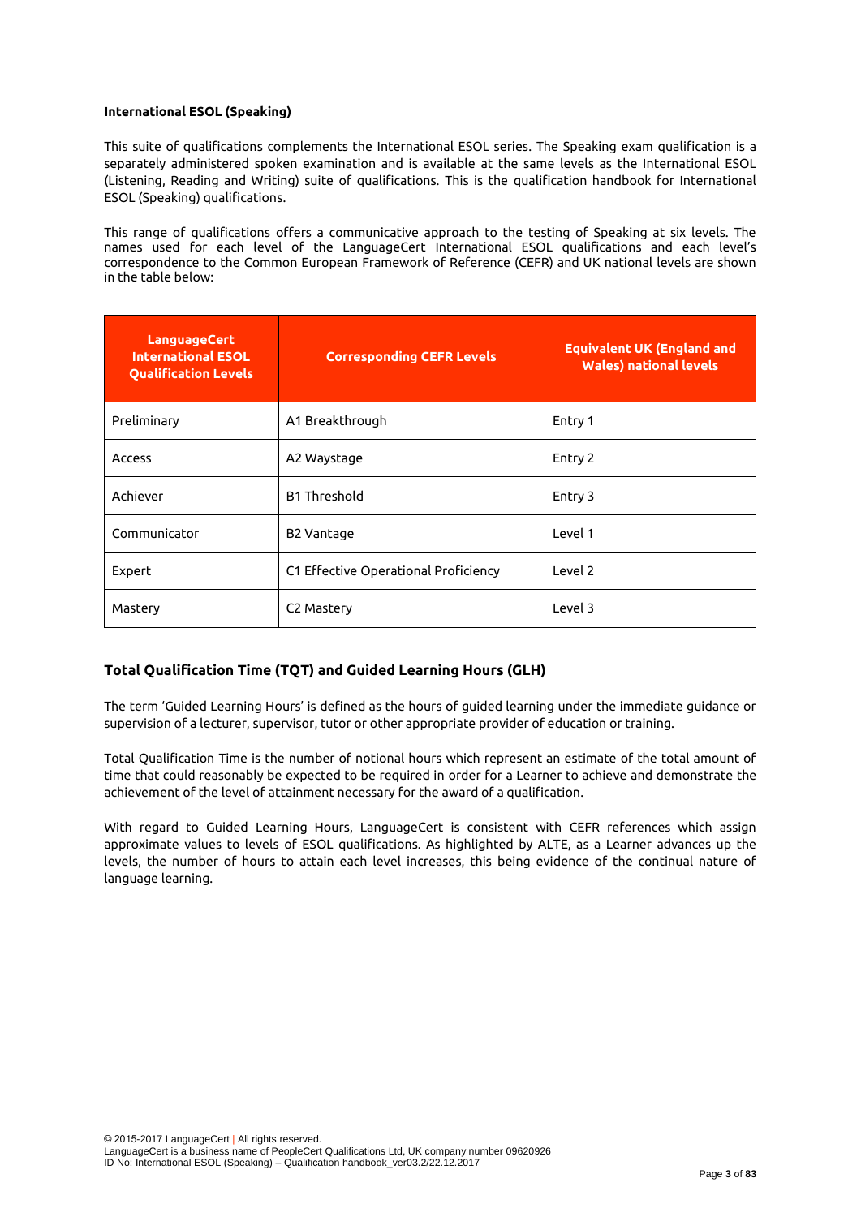**International ESOL (Speaking)**

This suite of qualifications complements the International ESOL series. The Speaking exam qualification is a separately administered spoken examination and is available at the same levels as the International ESOL (Listening, Reading and Writing) suite of qualifications. This is the qualification handbook for International ESOL (Speaking) qualifications.

This range of qualifications offers a communicative approach to the testing of Speaking at six levels. The names used for each level of the LanguageCert International ESOL qualifications and each level's correspondence to the Common European Framework of Reference (CEFR) and UK national levels are shown in the table below:

| LanguageCert International ESOL Qualification Levels | Corresponding CEFR Levels | Equivalent UK (England and Wales) national levels |
|---|---|---|
| Preliminary | A1 Breakthrough | Entry 1 |
| Access | A2 Waystage | Entry 2 |
| Achiever | B1 Threshold | Entry 3 |
| Communicator | B2 Vantage | Level 1 |
| Expert | C1 Effective Operational Proficiency | Level 2 |
| Mastery | C2 Mastery | Level 3 |

## Total Qualification Time (TQT) and Guided Learning Hours (GLH)

The term 'Guided Learning Hours' is defined as the hours of guided learning under the immediate guidance or supervision of a lecturer, supervisor, tutor or other appropriate provider of education or training.

Total Qualification Time is the number of notional hours which represent an estimate of the total amount of time that could reasonably be expected to be required in order for a Learner to achieve and demonstrate the achievement of the level of attainment necessary for the award of a qualification.

With regard to Guided Learning Hours, LanguageCert is consistent with CEFR references which assign approximate values to levels of ESOL qualifications. As highlighted by ALTE, as a Learner advances up the levels, the number of hours to attain each level increases, this being evidence of the continual nature of language learning.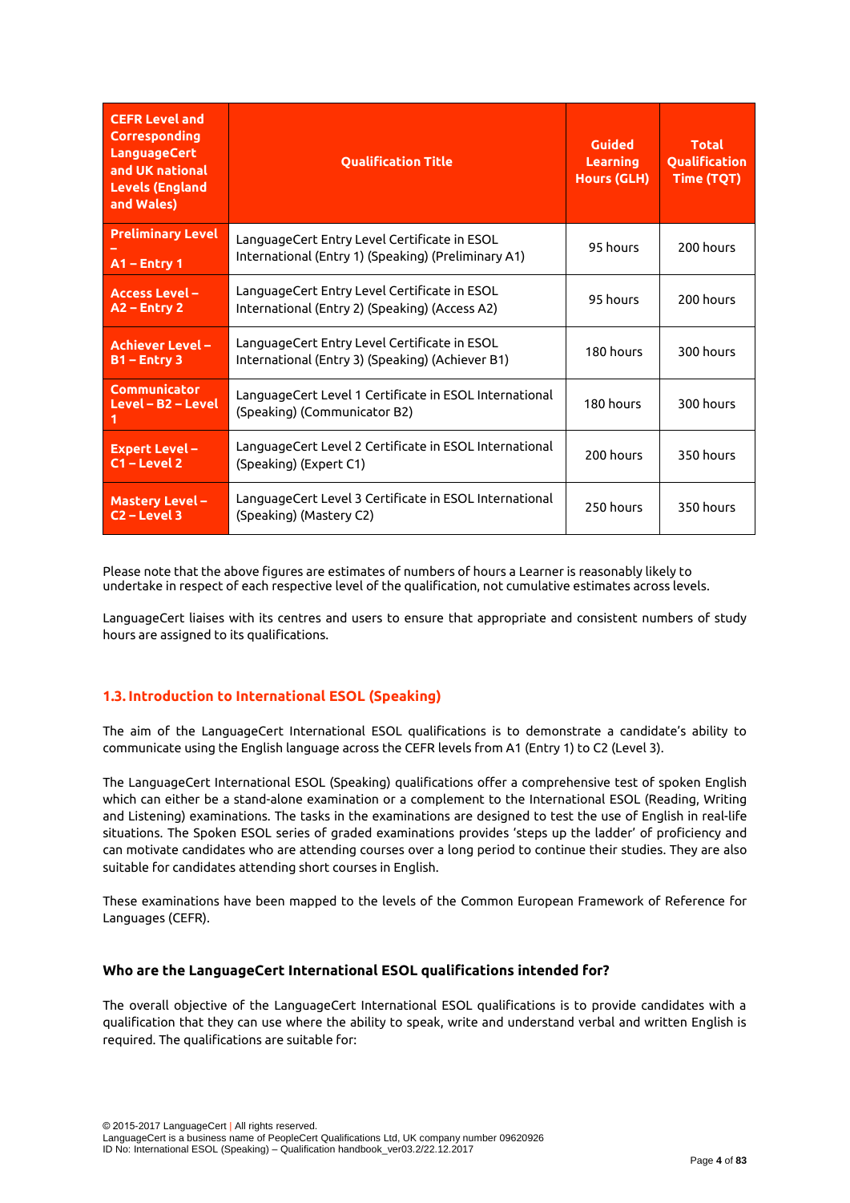| CEFR Level and Corresponding LanguageCert and UK national Levels (England and Wales) | Qualification Title | Guided Learning Hours (GLH) | Total Qualification Time (TQT) |
|---|---|---|---|
| Preliminary Level – A1 – Entry 1 | LanguageCert Entry Level Certificate in ESOL International (Entry 1) (Speaking) (Preliminary A1) | 95 hours | 200 hours |
| Access Level – A2 – Entry 2 | LanguageCert Entry Level Certificate in ESOL International (Entry 2) (Speaking) (Access A2) | 95 hours | 200 hours |
| Achiever Level – B1 – Entry 3 | LanguageCert Entry Level Certificate in ESOL International (Entry 3) (Speaking) (Achiever B1) | 180 hours | 300 hours |
| Communicator Level – B2 – Level 1 | LanguageCert Level 1 Certificate in ESOL International (Speaking) (Communicator B2) | 180 hours | 300 hours |
| Expert Level – C1 – Level 2 | LanguageCert Level 2 Certificate in ESOL International (Speaking) (Expert C1) | 200 hours | 350 hours |
| Mastery Level – C2 – Level 3 | LanguageCert Level 3 Certificate in ESOL International (Speaking) (Mastery C2) | 250 hours | 350 hours |

Please note that the above figures are estimates of numbers of hours a Learner is reasonably likely to undertake in respect of each respective level of the qualification, not cumulative estimates across levels.

LanguageCert liaises with its centres and users to ensure that appropriate and consistent numbers of study hours are assigned to its qualifications.

## 1.3. Introduction to International ESOL (Speaking)

The aim of the LanguageCert International ESOL qualifications is to demonstrate a candidate's ability to communicate using the English language across the CEFR levels from A1 (Entry 1) to C2 (Level 3).

The LanguageCert International ESOL (Speaking) qualifications offer a comprehensive test of spoken English which can either be a stand-alone examination or a complement to the International ESOL (Reading, Writing and Listening) examinations. The tasks in the examinations are designed to test the use of English in real-life situations. The Spoken ESOL series of graded examinations provides 'steps up the ladder' of proficiency and can motivate candidates who are attending courses over a long period to continue their studies. They are also suitable for candidates attending short courses in English.

These examinations have been mapped to the levels of the Common European Framework of Reference for Languages (CEFR).

### Who are the LanguageCert International ESOL qualifications intended for?

The overall objective of the LanguageCert International ESOL qualifications is to provide candidates with a qualification that they can use where the ability to speak, write and understand verbal and written English is required. The qualifications are suitable for: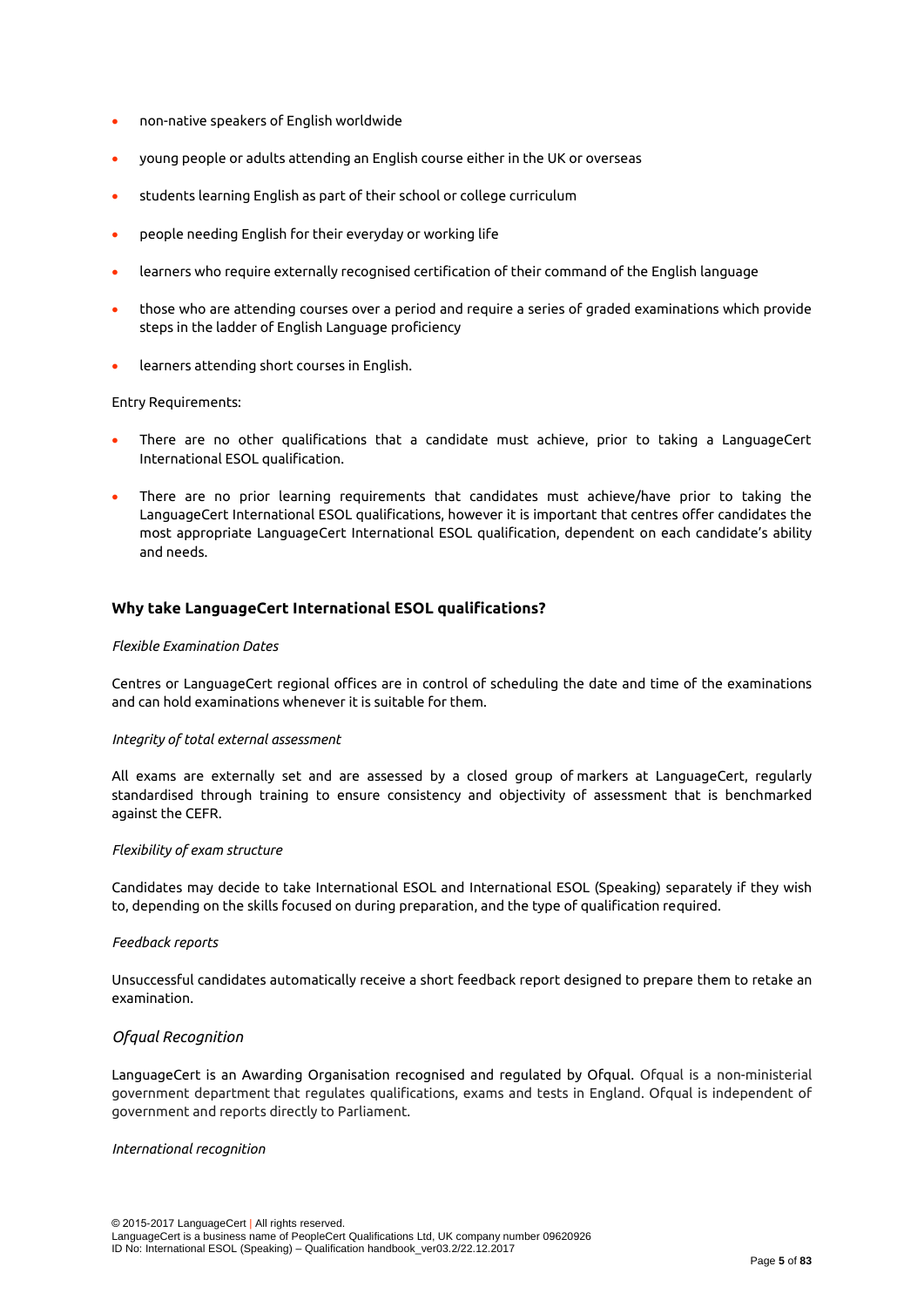- non-native speakers of English worldwide
- young people or adults attending an English course either in the UK or overseas
- students learning English as part of their school or college curriculum
- people needing English for their everyday or working life
- learners who require externally recognised certification of their command of the English language
- those who are attending courses over a period and require a series of graded examinations which provide steps in the ladder of English Language proficiency
- learners attending short courses in English.

Entry Requirements:

- There are no other qualifications that a candidate must achieve, prior to taking a LanguageCert International ESOL qualification.
- There are no prior learning requirements that candidates must achieve/have prior to taking the LanguageCert International ESOL qualifications, however it is important that centres offer candidates the most appropriate LanguageCert International ESOL qualification, dependent on each candidate's ability and needs.

### Why take LanguageCert International ESOL qualifications?

*Flexible Examination Dates*

Centres or LanguageCert regional offices are in control of scheduling the date and time of the examinations and can hold examinations whenever it is suitable for them.

*Integrity of total external assessment*

All exams are externally set and are assessed by a closed group of markers at LanguageCert, regularly standardised through training to ensure consistency and objectivity of assessment that is benchmarked against the CEFR.

*Flexibility of exam structure*

Candidates may decide to take International ESOL and International ESOL (Speaking) separately if they wish to, depending on the skills focused on during preparation, and the type of qualification required.

*Feedback reports*

Unsuccessful candidates automatically receive a short feedback report designed to prepare them to retake an examination.

*Ofqual Recognition*

LanguageCert is an Awarding Organisation recognised and regulated by Ofqual. Ofqual is a non-ministerial government department that regulates qualifications, exams and tests in England. Ofqual is independent of government and reports directly to Parliament.

*International recognition*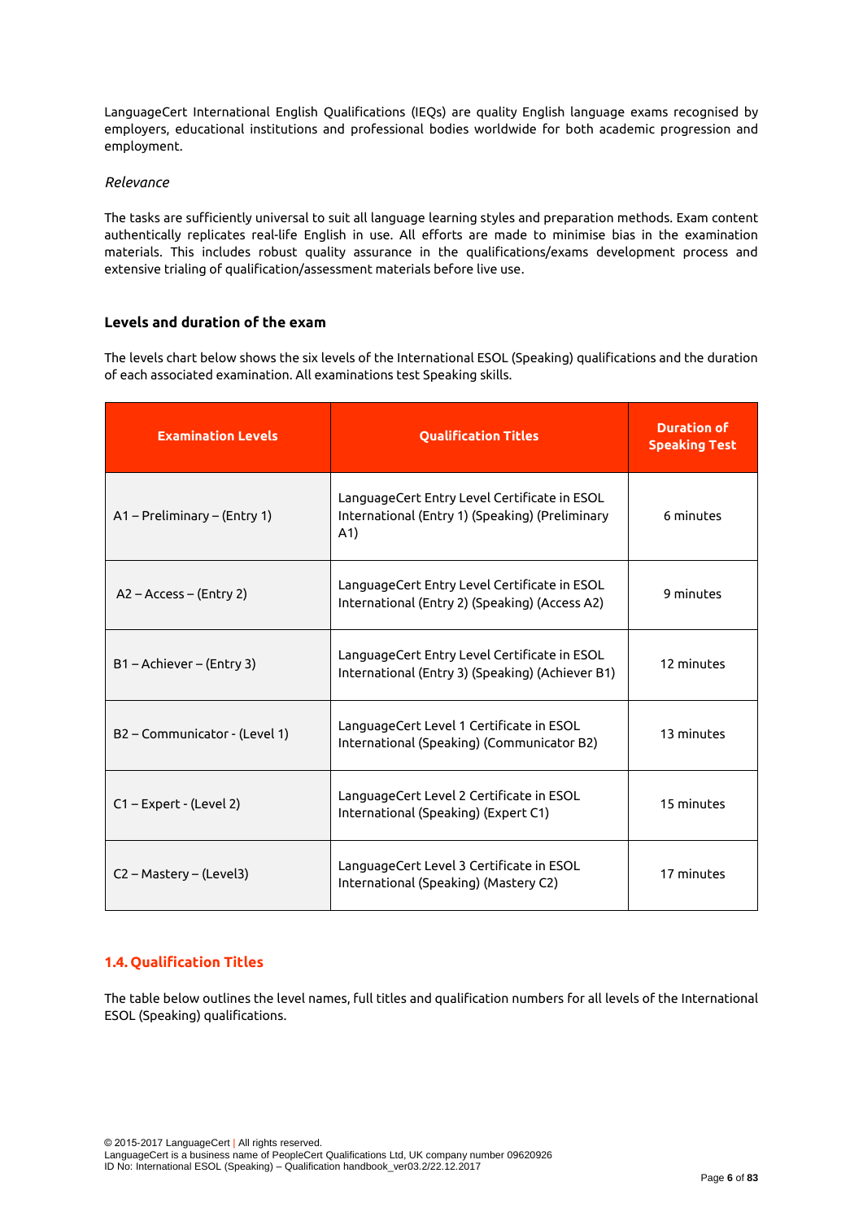LanguageCert International English Qualifications (IEQs) are quality English language exams recognised by employers, educational institutions and professional bodies worldwide for both academic progression and employment.

*Relevance*

The tasks are sufficiently universal to suit all language learning styles and preparation methods. Exam content authentically replicates real-life English in use. All efforts are made to minimise bias in the examination materials. This includes robust quality assurance in the qualifications/exams development process and extensive trialing of qualification/assessment materials before live use.

### Levels and duration of the exam

The levels chart below shows the six levels of the International ESOL (Speaking) qualifications and the duration of each associated examination. All examinations test Speaking skills.

| Examination Levels | Qualification Titles | Duration of Speaking Test |
|---|---|---|
| A1 – Preliminary – (Entry 1) | LanguageCert Entry Level Certificate in ESOL International (Entry 1) (Speaking) (Preliminary A1) | 6 minutes |
| A2 – Access – (Entry 2) | LanguageCert Entry Level Certificate in ESOL International (Entry 2) (Speaking) (Access A2) | 9 minutes |
| B1 – Achiever – (Entry 3) | LanguageCert Entry Level Certificate in ESOL International (Entry 3) (Speaking) (Achiever B1) | 12 minutes |
| B2 – Communicator - (Level 1) | LanguageCert Level 1 Certificate in ESOL International (Speaking) (Communicator B2) | 13 minutes |
| C1 – Expert - (Level 2) | LanguageCert Level 2 Certificate in ESOL International (Speaking) (Expert C1) | 15 minutes |
| C2 – Mastery – (Level3) | LanguageCert Level 3 Certificate in ESOL International (Speaking) (Mastery C2) | 17 minutes |

## 1.4. Qualification Titles

The table below outlines the level names, full titles and qualification numbers for all levels of the International ESOL (Speaking) qualifications.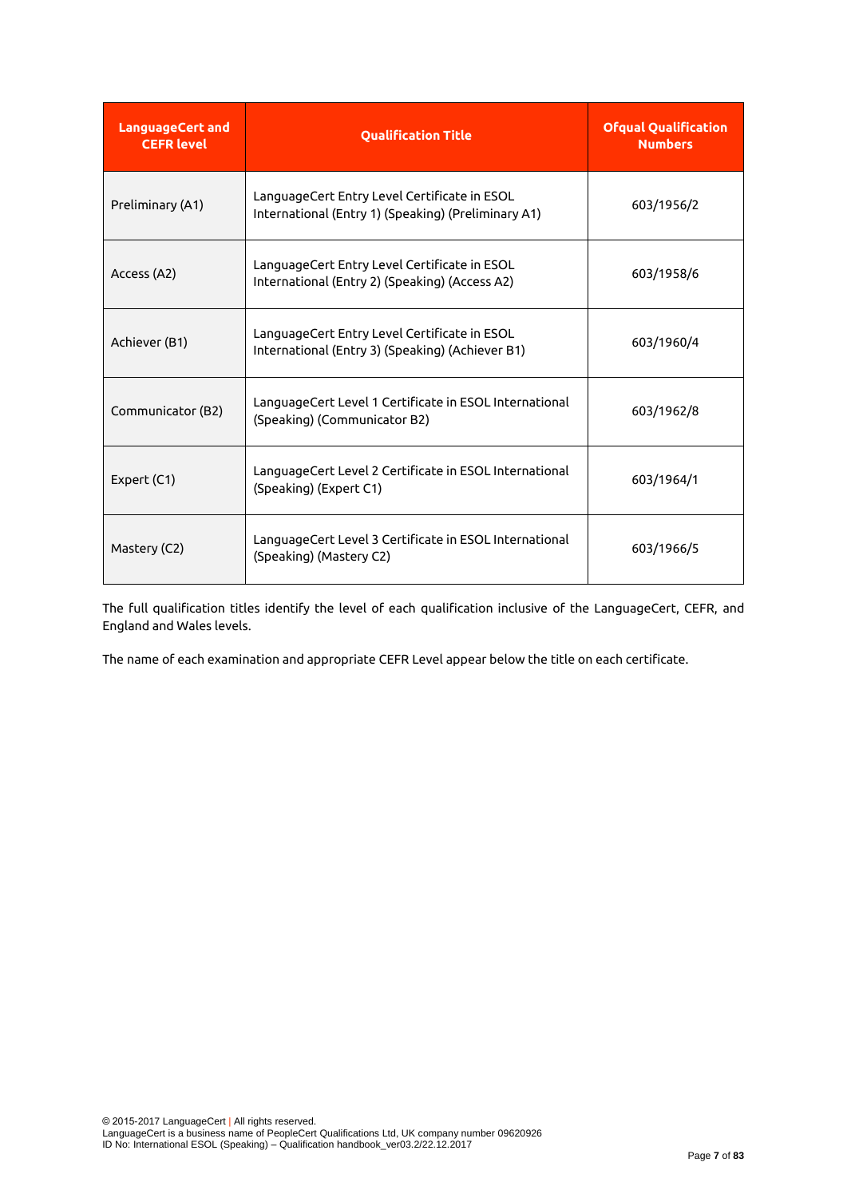| LanguageCert and CEFR level | Qualification Title | Ofqual Qualification Numbers |
|---|---|---|
| Preliminary (A1) | LanguageCert Entry Level Certificate in ESOL International (Entry 1) (Speaking) (Preliminary A1) | 603/1956/2 |
| Access (A2) | LanguageCert Entry Level Certificate in ESOL International (Entry 2) (Speaking) (Access A2) | 603/1958/6 |
| Achiever (B1) | LanguageCert Entry Level Certificate in ESOL International (Entry 3) (Speaking) (Achiever B1) | 603/1960/4 |
| Communicator (B2) | LanguageCert Level 1 Certificate in ESOL International (Speaking) (Communicator B2) | 603/1962/8 |
| Expert (C1) | LanguageCert Level 2 Certificate in ESOL International (Speaking) (Expert C1) | 603/1964/1 |
| Mastery (C2) | LanguageCert Level 3 Certificate in ESOL International (Speaking) (Mastery C2) | 603/1966/5 |

The full qualification titles identify the level of each qualification inclusive of the LanguageCert, CEFR, and England and Wales levels.

The name of each examination and appropriate CEFR Level appear below the title on each certificate.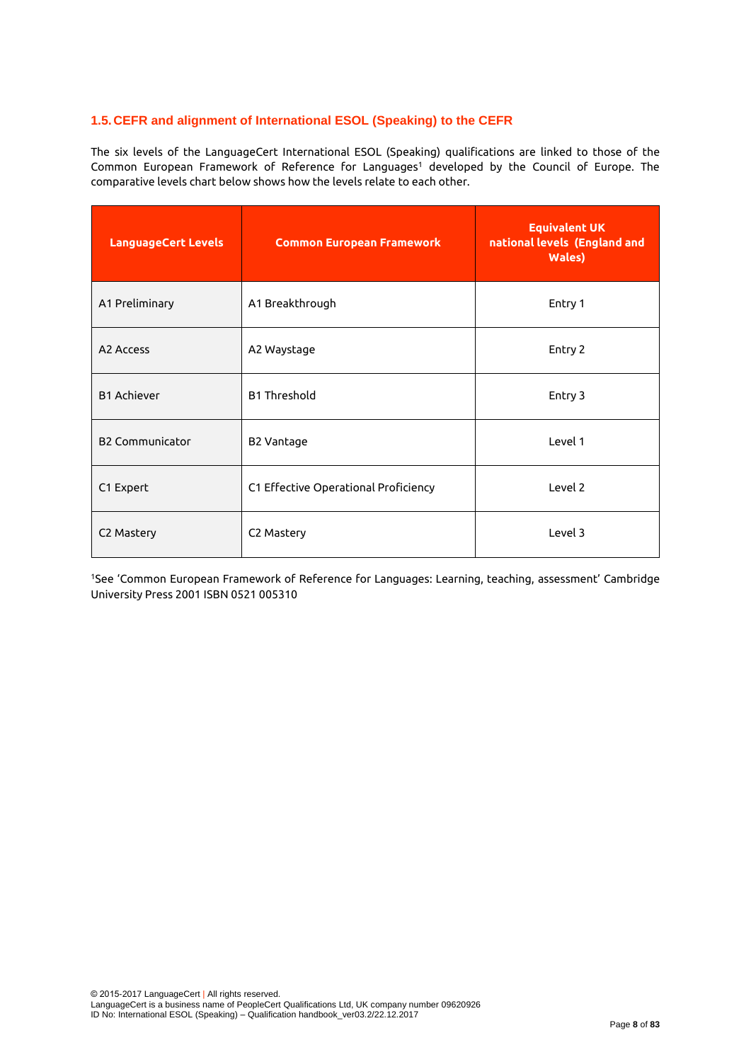## 1.5. CEFR and alignment of International ESOL (Speaking) to the CEFR

The six levels of the LanguageCert International ESOL (Speaking) qualifications are linked to those of the Common European Framework of Reference for Languages[1] developed by the Council of Europe. The comparative levels chart below shows how the levels relate to each other.

| LanguageCert Levels | Common European Framework | Equivalent UK national levels (England and Wales) |
|---|---|---|
| A1 Preliminary | A1 Breakthrough | Entry 1 |
| A2 Access | A2 Waystage | Entry 2 |
| B1 Achiever | B1 Threshold | Entry 3 |
| B2 Communicator | B2 Vantage | Level 1 |
| C1 Expert | C1 Effective Operational Proficiency | Level 2 |
| C2 Mastery | C2 Mastery | Level 3 |

[1]See 'Common European Framework of Reference for Languages: Learning, teaching, assessment' Cambridge University Press 2001 ISBN 0521 005310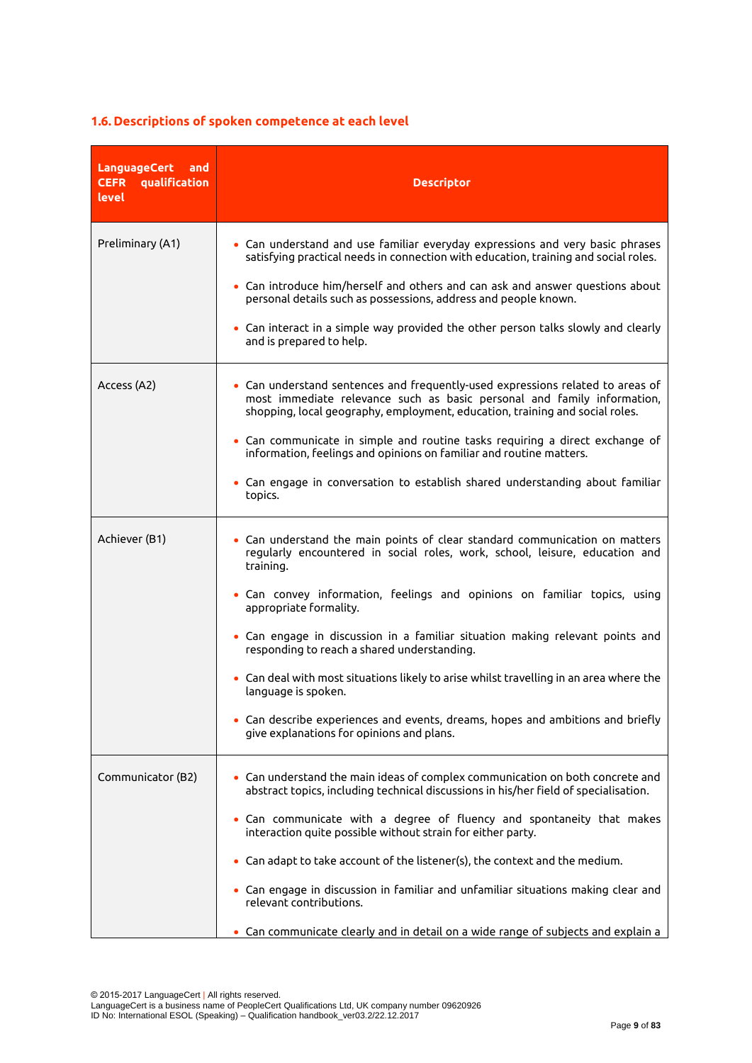### 1.6. Descriptions of spoken competence at each level

| LanguageCert and CEFR qualification level | Descriptor |
| --- | --- |
| Preliminary (A1) | • Can understand and use familiar everyday expressions and very basic phrases satisfying practical needs in connection with education, training and social roles.<br><br>• Can introduce him/herself and others and can ask and answer questions about personal details such as possessions, address and people known.<br><br>• Can interact in a simple way provided the other person talks slowly and clearly and is prepared to help. |
| Access (A2) | • Can understand sentences and frequently-used expressions related to areas of most immediate relevance such as basic personal and family information, shopping, local geography, employment, education, training and social roles.<br><br>• Can communicate in simple and routine tasks requiring a direct exchange of information, feelings and opinions on familiar and routine matters.<br><br>• Can engage in conversation to establish shared understanding about familiar topics. |
| Achiever (B1) | • Can understand the main points of clear standard communication on matters regularly encountered in social roles, work, school, leisure, education and training.<br><br>• Can convey information, feelings and opinions on familiar topics, using appropriate formality.<br><br>• Can engage in discussion in a familiar situation making relevant points and responding to reach a shared understanding.<br><br>• Can deal with most situations likely to arise whilst travelling in an area where the language is spoken.<br><br>• Can describe experiences and events, dreams, hopes and ambitions and briefly give explanations for opinions and plans. |
| Communicator (B2) | • Can understand the main ideas of complex communication on both concrete and abstract topics, including technical discussions in his/her field of specialisation.<br><br>• Can communicate with a degree of fluency and spontaneity that makes interaction quite possible without strain for either party.<br><br>• Can adapt to take account of the listener(s), the context and the medium.<br><br>• Can engage in discussion in familiar and unfamiliar situations making clear and relevant contributions.<br><br>• Can communicate clearly and in detail on a wide range of subjects and explain a |

© 2015-2017 LanguageCert | All rights reserved.
LanguageCert is a business name of PeopleCert Qualifications Ltd, UK company number 09620926
ID No: International ESOL (Speaking) – Qualification handbook_ver03.2/22.12.2017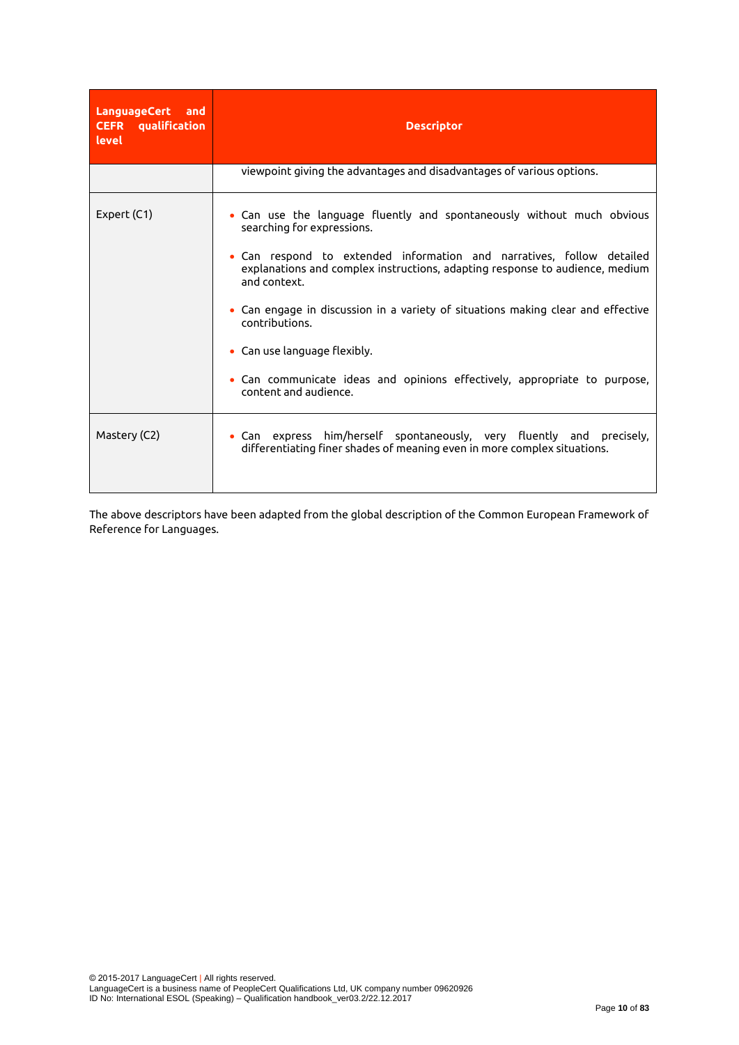| LanguageCert and CEFR qualification level | Descriptor |
| --- | --- |
| | viewpoint giving the advantages and disadvantages of various options. |
| Expert (C1) | • Can use the language fluently and spontaneously without much obvious searching for expressions.<br><br>• Can respond to extended information and narratives, follow detailed explanations and complex instructions, adapting response to audience, medium and context.<br><br>• Can engage in discussion in a variety of situations making clear and effective contributions.<br><br>• Can use language flexibly.<br><br>• Can communicate ideas and opinions effectively, appropriate to purpose, content and audience. |
| Mastery (C2) | • Can express him/herself spontaneously, very fluently and precisely, differentiating finer shades of meaning even in more complex situations. |

The above descriptors have been adapted from the global description of the Common European Framework of Reference for Languages.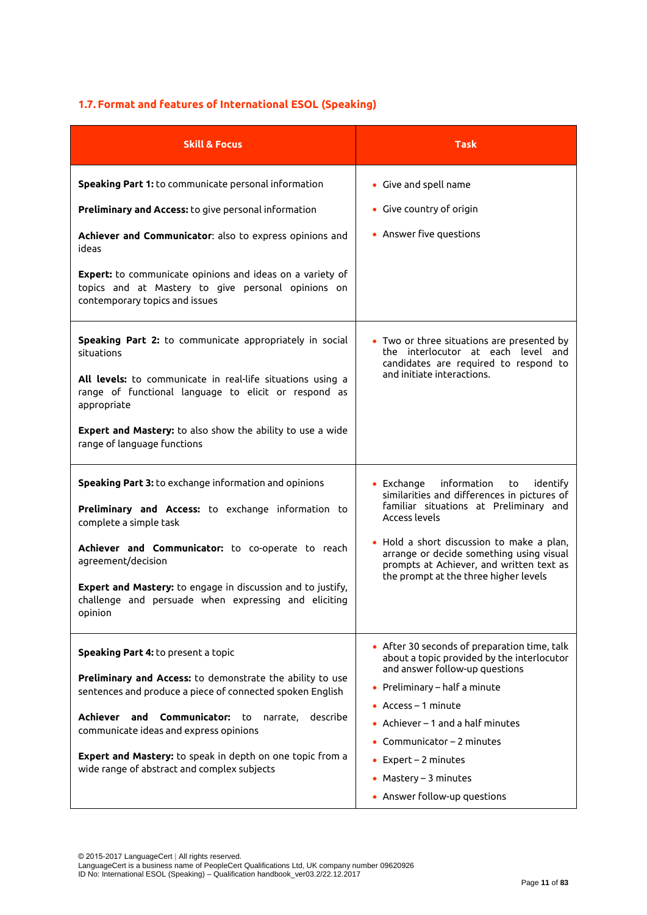### 1.7. Format and features of International ESOL (Speaking)

| Skill & Focus | Task |
|---|---|
| **Speaking Part 1:** to communicate personal information<br><br>**Preliminary and Access:** to give personal information<br><br>**Achiever and Communicator**: also to express opinions and ideas<br><br>**Expert:** to communicate opinions and ideas on a variety of topics and at Mastery to give personal opinions on contemporary topics and issues | • Give and spell name<br>• Give country of origin<br>• Answer five questions |
| **Speaking Part 2:** to communicate appropriately in social situations<br><br>**All levels:** to communicate in real-life situations using a range of functional language to elicit or respond as appropriate<br><br>**Expert and Mastery:** to also show the ability to use a wide range of language functions | • Two or three situations are presented by the interlocutor at each level and candidates are required to respond to and initiate interactions. |
| **Speaking Part 3:** to exchange information and opinions<br><br>**Preliminary and Access:** to exchange information to complete a simple task<br><br>**Achiever and Communicator:** to co-operate to reach agreement/decision<br><br>**Expert and Mastery:** to engage in discussion and to justify, challenge and persuade when expressing and eliciting opinion | • Exchange information to identify similarities and differences in pictures of familiar situations at Preliminary and Access levels<br>• Hold a short discussion to make a plan, arrange or decide something using visual prompts at Achiever, and written text as the prompt at the three higher levels |
| **Speaking Part 4:** to present a topic<br><br>**Preliminary and Access:** to demonstrate the ability to use sentences and produce a piece of connected spoken English<br><br>**Achiever and Communicator:** to narrate, describe communicate ideas and express opinions<br><br>**Expert and Mastery:** to speak in depth on one topic from a wide range of abstract and complex subjects | • After 30 seconds of preparation time, talk about a topic provided by the interlocutor and answer follow-up questions<br>• Preliminary – half a minute<br>• Access – 1 minute<br>• Achiever – 1 and a half minutes<br>• Communicator – 2 minutes<br>• Expert – 2 minutes<br>• Mastery – 3 minutes<br>• Answer follow-up questions |

© 2015-2017 LanguageCert | All rights reserved.
LanguageCert is a business name of PeopleCert Qualifications Ltd, UK company number 09620926
ID No: International ESOL (Speaking) – Qualification handbook_ver03.2/22.12.2017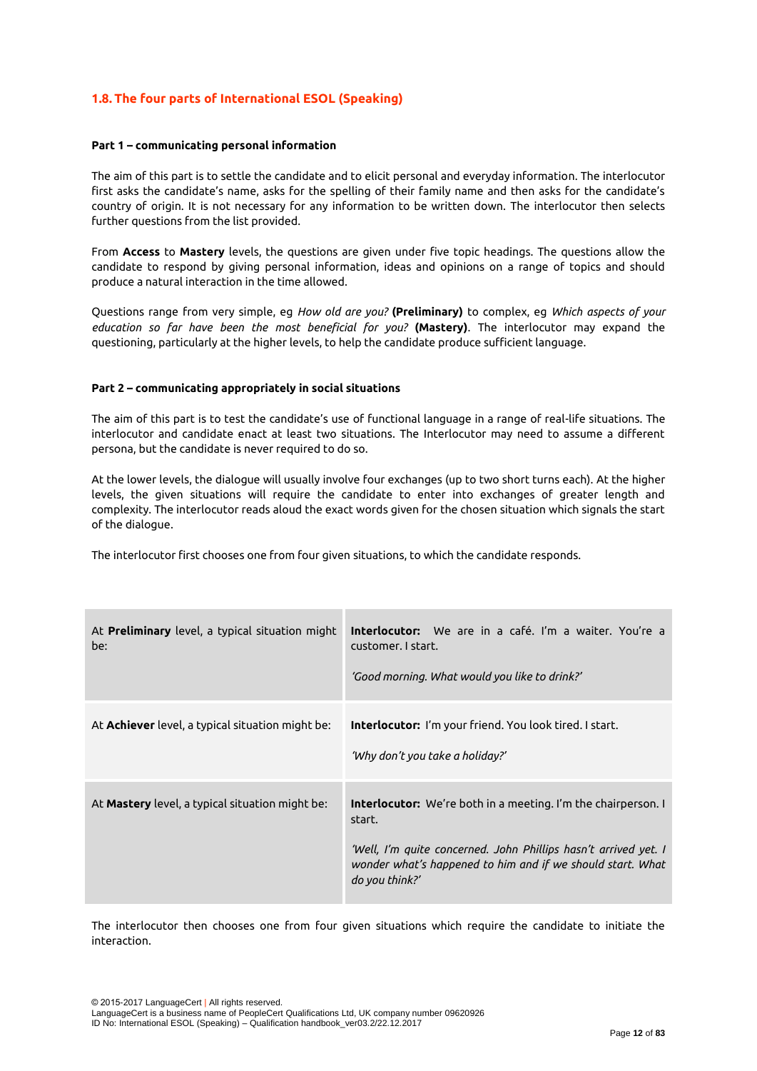## 1.8. The four parts of International ESOL (Speaking)

**Part 1 – communicating personal information**

The aim of this part is to settle the candidate and to elicit personal and everyday information. The interlocutor first asks the candidate's name, asks for the spelling of their family name and then asks for the candidate's country of origin. It is not necessary for any information to be written down. The interlocutor then selects further questions from the list provided.

From **Access** to **Mastery** levels, the questions are given under five topic headings. The questions allow the candidate to respond by giving personal information, ideas and opinions on a range of topics and should produce a natural interaction in the time allowed.

Questions range from very simple, eg *How old are you?* **(Preliminary)** to complex, eg *Which aspects of your education so far have been the most beneficial for you?* **(Mastery)**. The interlocutor may expand the questioning, particularly at the higher levels, to help the candidate produce sufficient language.

**Part 2 – communicating appropriately in social situations**

The aim of this part is to test the candidate's use of functional language in a range of real-life situations. The interlocutor and candidate enact at least two situations. The Interlocutor may need to assume a different persona, but the candidate is never required to do so.

At the lower levels, the dialogue will usually involve four exchanges (up to two short turns each). At the higher levels, the given situations will require the candidate to enter into exchanges of greater length and complexity. The interlocutor reads aloud the exact words given for the chosen situation which signals the start of the dialogue.

The interlocutor first chooses one from four given situations, to which the candidate responds.

| | |
|---|---|
| At **Preliminary** level, a typical situation might be: | **Interlocutor:** We are in a café. I'm a waiter. You're a customer. I start.<br><br>*'Good morning. What would you like to drink?'* |
| At **Achiever** level, a typical situation might be: | **Interlocutor:** I'm your friend. You look tired. I start.<br><br>*'Why don't you take a holiday?'* |
| At **Mastery** level, a typical situation might be: | **Interlocutor:** We're both in a meeting. I'm the chairperson. I start.<br><br>*'Well, I'm quite concerned. John Phillips hasn't arrived yet. I wonder what's happened to him and if we should start. What do you think?'* |

The interlocutor then chooses one from four given situations which require the candidate to initiate the interaction.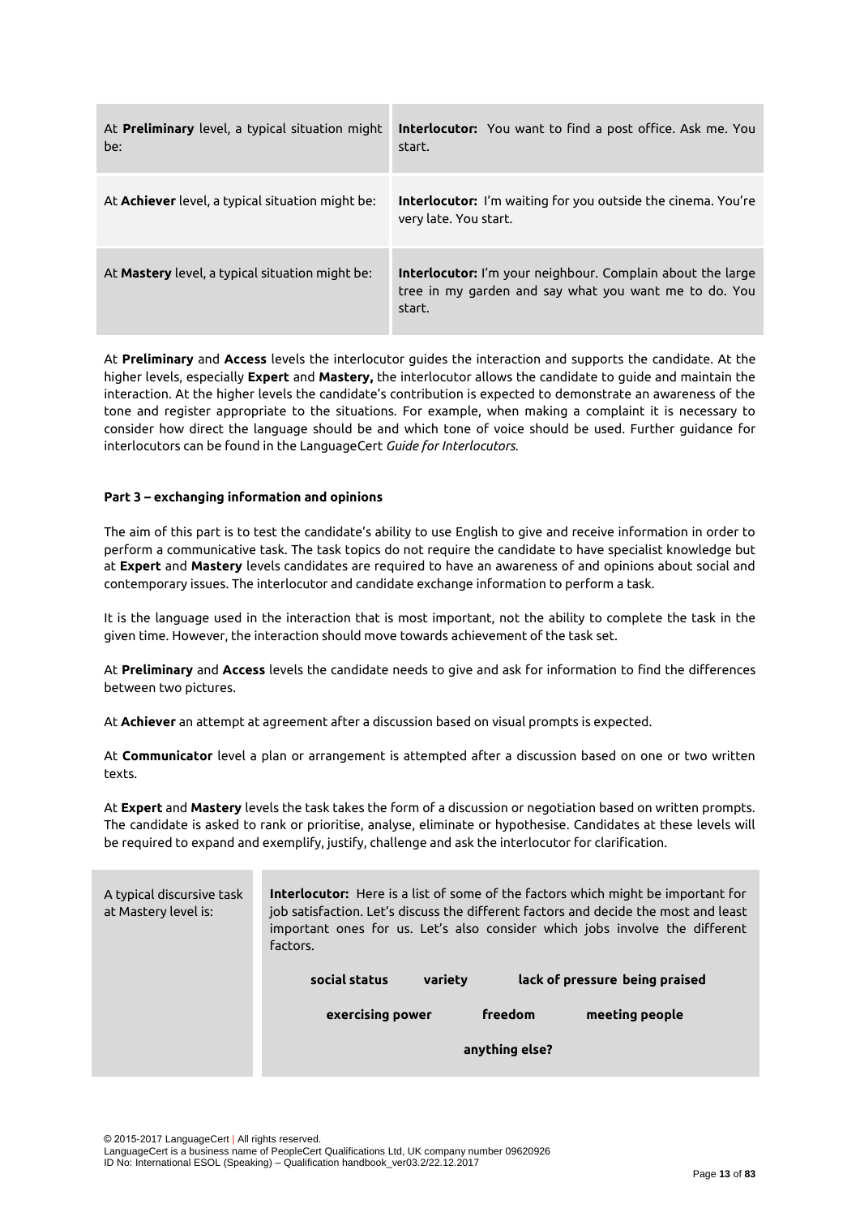| | |
|---|---|
| At **Preliminary** level, a typical situation might be: | **Interlocutor:** You want to find a post office. Ask me. You start. |
| At **Achiever** level, a typical situation might be: | **Interlocutor:** I'm waiting for you outside the cinema. You're very late. You start. |
| At **Mastery** level, a typical situation might be: | **Interlocutor:** I'm your neighbour. Complain about the large tree in my garden and say what you want me to do. You start. |

At **Preliminary** and **Access** levels the interlocutor guides the interaction and supports the candidate. At the higher levels, especially **Expert** and **Mastery,** the interlocutor allows the candidate to guide and maintain the interaction. At the higher levels the candidate's contribution is expected to demonstrate an awareness of the tone and register appropriate to the situations. For example, when making a complaint it is necessary to consider how direct the language should be and which tone of voice should be used. Further guidance for interlocutors can be found in the LanguageCert *Guide for Interlocutors.*

**Part 3 – exchanging information and opinions**

The aim of this part is to test the candidate's ability to use English to give and receive information in order to perform a communicative task. The task topics do not require the candidate to have specialist knowledge but at **Expert** and **Mastery** levels candidates are required to have an awareness of and opinions about social and contemporary issues. The interlocutor and candidate exchange information to perform a task.

It is the language used in the interaction that is most important, not the ability to complete the task in the given time. However, the interaction should move towards achievement of the task set.

At **Preliminary** and **Access** levels the candidate needs to give and ask for information to find the differences between two pictures.

At **Achiever** an attempt at agreement after a discussion based on visual prompts is expected.

At **Communicator** level a plan or arrangement is attempted after a discussion based on one or two written texts.

At **Expert** and **Mastery** levels the task takes the form of a discussion or negotiation based on written prompts. The candidate is asked to rank or prioritise, analyse, eliminate or hypothesise. Candidates at these levels will be required to expand and exemplify, justify, challenge and ask the interlocutor for clarification.

| | |
|---|---|
| A typical discursive task at Mastery level is: | **Interlocutor:** Here is a list of some of the factors which might be important for job satisfaction. Let's discuss the different factors and decide the most and least important ones for us. Let's also consider which jobs involve the different factors.<br><br>**social status** **variety** **lack of pressure** **being praised**<br><br>**exercising power** **freedom** **meeting people**<br><br>**anything else?** |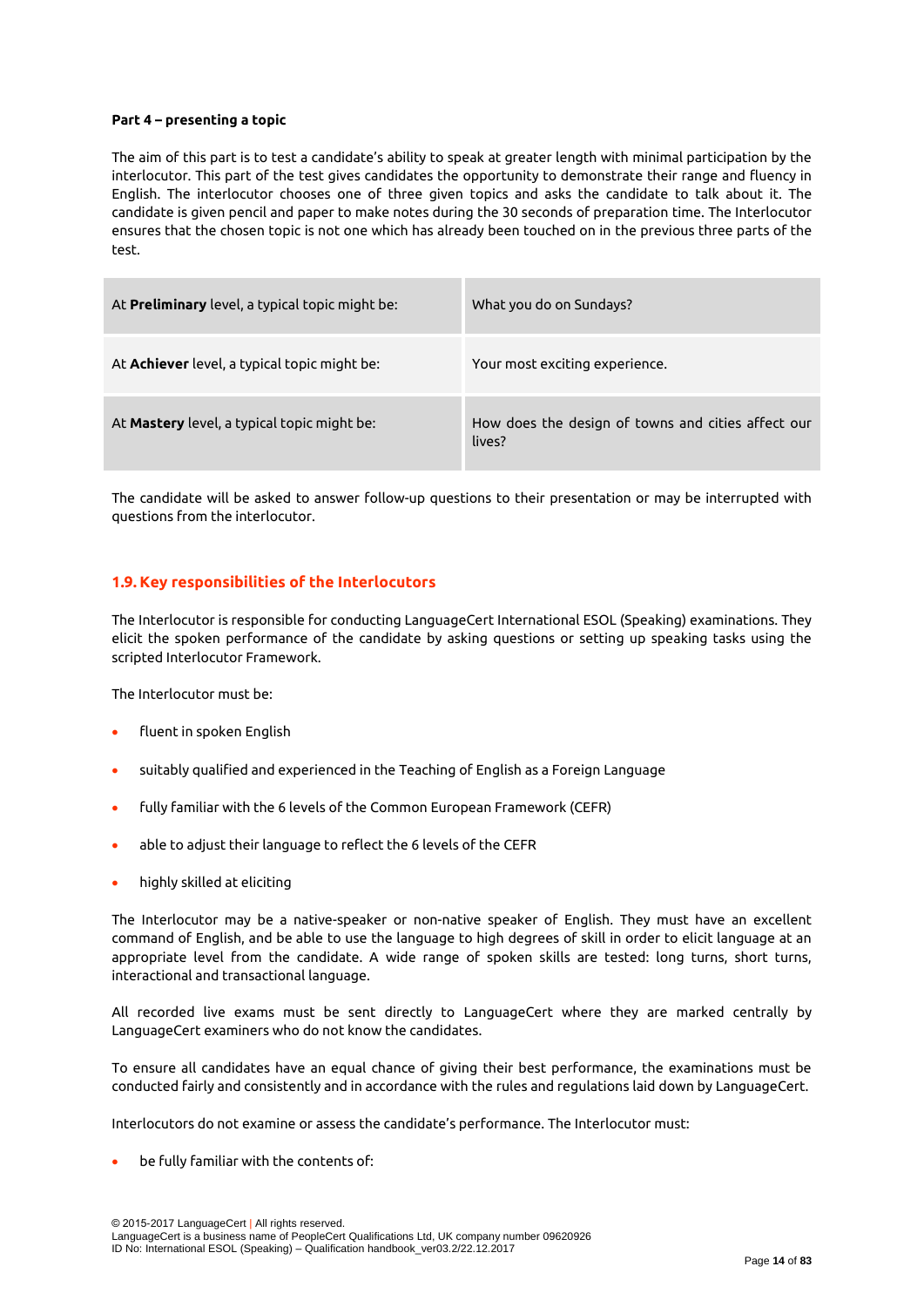**Part 4 – presenting a topic**

The aim of this part is to test a candidate's ability to speak at greater length with minimal participation by the interlocutor. This part of the test gives candidates the opportunity to demonstrate their range and fluency in English. The interlocutor chooses one of three given topics and asks the candidate to talk about it. The candidate is given pencil and paper to make notes during the 30 seconds of preparation time. The Interlocutor ensures that the chosen topic is not one which has already been touched on in the previous three parts of the test.

| | |
|---|---|
| At **Preliminary** level, a typical topic might be: | What you do on Sundays? |
| At **Achiever** level, a typical topic might be: | Your most exciting experience. |
| At **Mastery** level, a typical topic might be: | How does the design of towns and cities affect our lives? |

The candidate will be asked to answer follow-up questions to their presentation or may be interrupted with questions from the interlocutor.

## 1.9. Key responsibilities of the Interlocutors

The Interlocutor is responsible for conducting LanguageCert International ESOL (Speaking) examinations. They elicit the spoken performance of the candidate by asking questions or setting up speaking tasks using the scripted Interlocutor Framework.

The Interlocutor must be:

- fluent in spoken English
- suitably qualified and experienced in the Teaching of English as a Foreign Language
- fully familiar with the 6 levels of the Common European Framework (CEFR)
- able to adjust their language to reflect the 6 levels of the CEFR
- highly skilled at eliciting

The Interlocutor may be a native-speaker or non-native speaker of English. They must have an excellent command of English, and be able to use the language to high degrees of skill in order to elicit language at an appropriate level from the candidate. A wide range of spoken skills are tested: long turns, short turns, interactional and transactional language.

All recorded live exams must be sent directly to LanguageCert where they are marked centrally by LanguageCert examiners who do not know the candidates.

To ensure all candidates have an equal chance of giving their best performance, the examinations must be conducted fairly and consistently and in accordance with the rules and regulations laid down by LanguageCert.

Interlocutors do not examine or assess the candidate's performance. The Interlocutor must:

- be fully familiar with the contents of: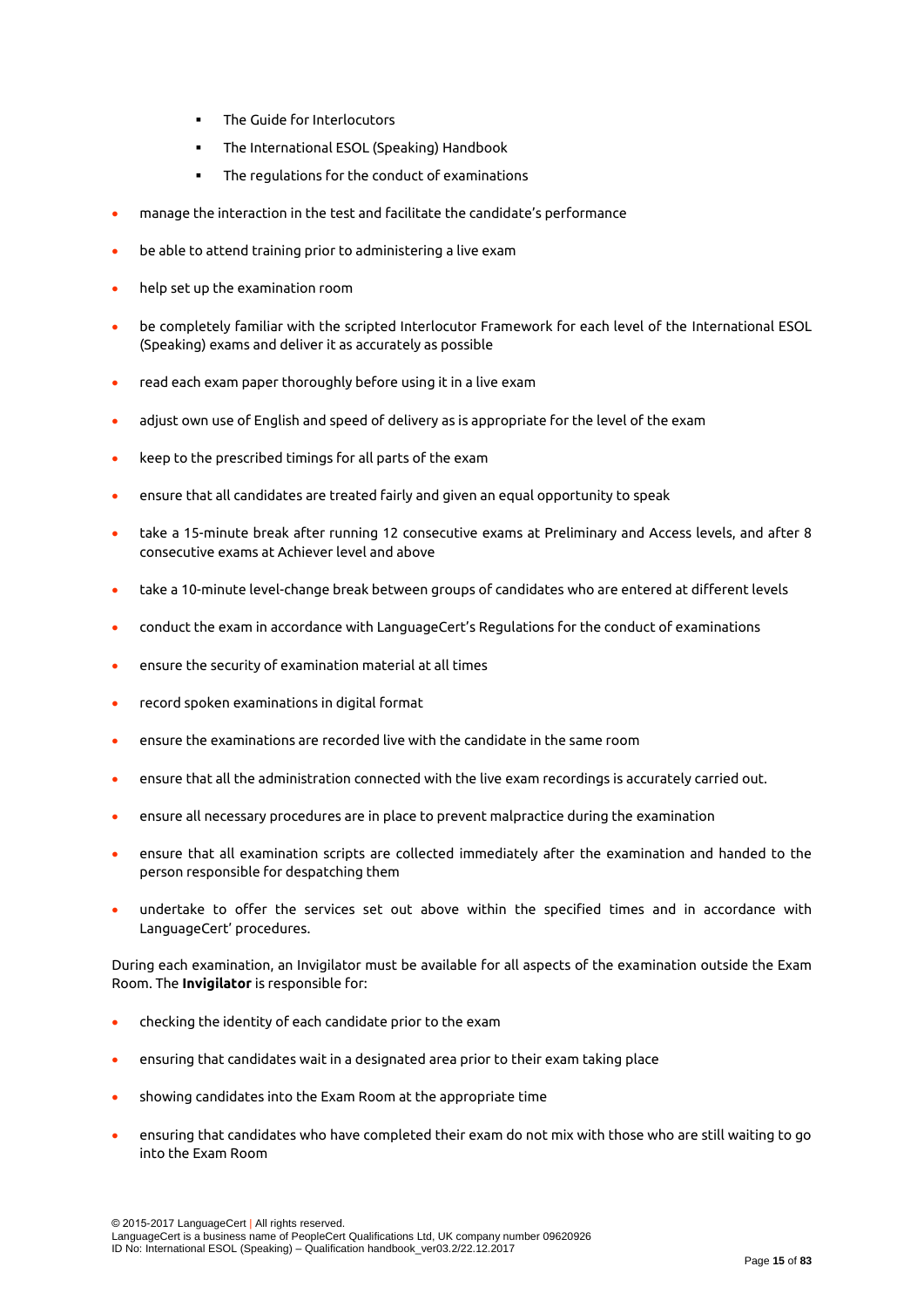- The Guide for Interlocutors
    - The International ESOL (Speaking) Handbook
    - The regulations for the conduct of examinations
- manage the interaction in the test and facilitate the candidate's performance
- be able to attend training prior to administering a live exam
- help set up the examination room
- be completely familiar with the scripted Interlocutor Framework for each level of the International ESOL (Speaking) exams and deliver it as accurately as possible
- read each exam paper thoroughly before using it in a live exam
- adjust own use of English and speed of delivery as is appropriate for the level of the exam
- keep to the prescribed timings for all parts of the exam
- ensure that all candidates are treated fairly and given an equal opportunity to speak
- take a 15-minute break after running 12 consecutive exams at Preliminary and Access levels, and after 8 consecutive exams at Achiever level and above
- take a 10-minute level-change break between groups of candidates who are entered at different levels
- conduct the exam in accordance with LanguageCert's Regulations for the conduct of examinations
- ensure the security of examination material at all times
- record spoken examinations in digital format
- ensure the examinations are recorded live with the candidate in the same room
- ensure that all the administration connected with the live exam recordings is accurately carried out.
- ensure all necessary procedures are in place to prevent malpractice during the examination
- ensure that all examination scripts are collected immediately after the examination and handed to the person responsible for despatching them
- undertake to offer the services set out above within the specified times and in accordance with LanguageCert' procedures.

During each examination, an Invigilator must be available for all aspects of the examination outside the Exam Room. The **Invigilator** is responsible for:

- checking the identity of each candidate prior to the exam
- ensuring that candidates wait in a designated area prior to their exam taking place
- showing candidates into the Exam Room at the appropriate time
- ensuring that candidates who have completed their exam do not mix with those who are still waiting to go into the Exam Room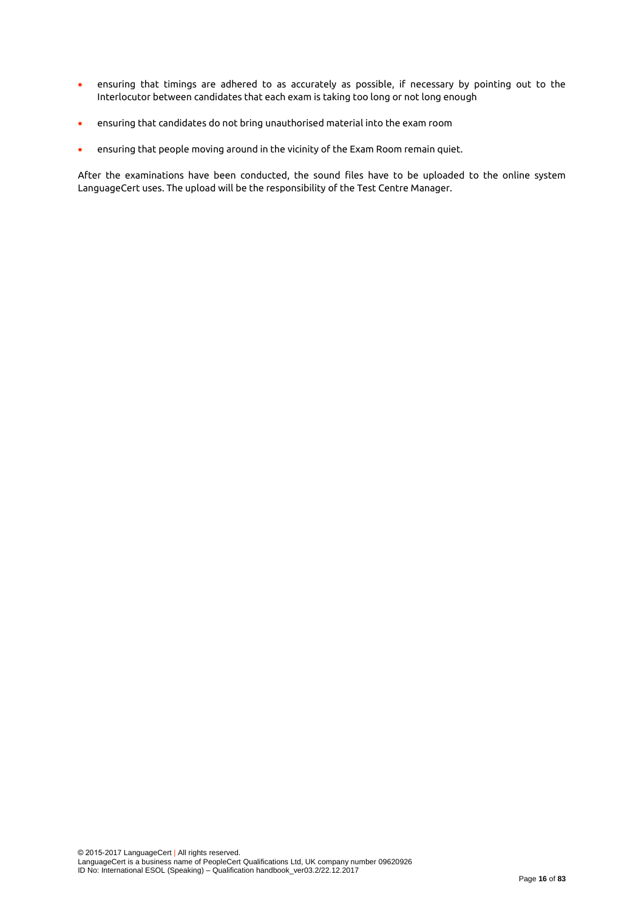- ensuring that timings are adhered to as accurately as possible, if necessary by pointing out to the Interlocutor between candidates that each exam is taking too long or not long enough
- ensuring that candidates do not bring unauthorised material into the exam room
- ensuring that people moving around in the vicinity of the Exam Room remain quiet.

After the examinations have been conducted, the sound files have to be uploaded to the online system LanguageCert uses. The upload will be the responsibility of the Test Centre Manager.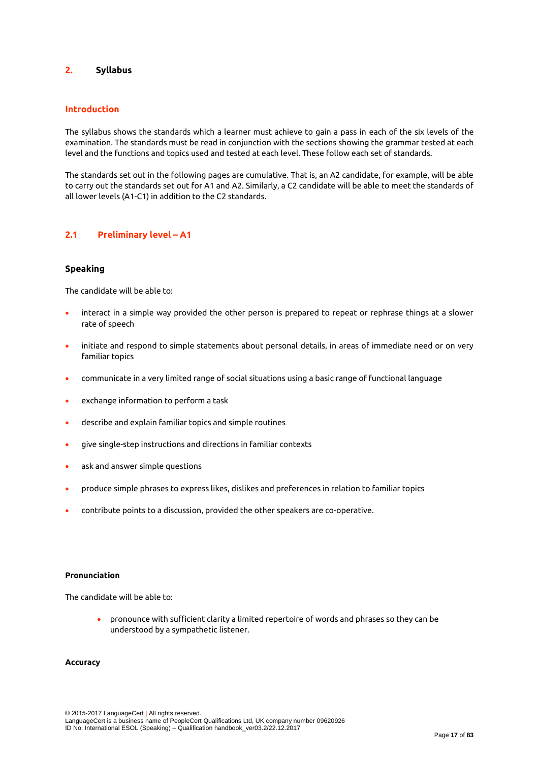## 2. Syllabus

### Introduction

The syllabus shows the standards which a learner must achieve to gain a pass in each of the six levels of the examination. The standards must be read in conjunction with the sections showing the grammar tested at each level and the functions and topics used and tested at each level. These follow each set of standards.

The standards set out in the following pages are cumulative. That is, an A2 candidate, for example, will be able to carry out the standards set out for A1 and A2. Similarly, a C2 candidate will be able to meet the standards of all lower levels (A1-C1) in addition to the C2 standards.

### 2.1 Preliminary level – A1

#### Speaking

The candidate will be able to:

- interact in a simple way provided the other person is prepared to repeat or rephrase things at a slower rate of speech
- initiate and respond to simple statements about personal details, in areas of immediate need or on very familiar topics
- communicate in a very limited range of social situations using a basic range of functional language
- exchange information to perform a task
- describe and explain familiar topics and simple routines
- give single-step instructions and directions in familiar contexts
- ask and answer simple questions
- produce simple phrases to express likes, dislikes and preferences in relation to familiar topics
- contribute points to a discussion, provided the other speakers are co-operative.

**Pronunciation**

The candidate will be able to:

- pronounce with sufficient clarity a limited repertoire of words and phrases so they can be understood by a sympathetic listener.

**Accuracy**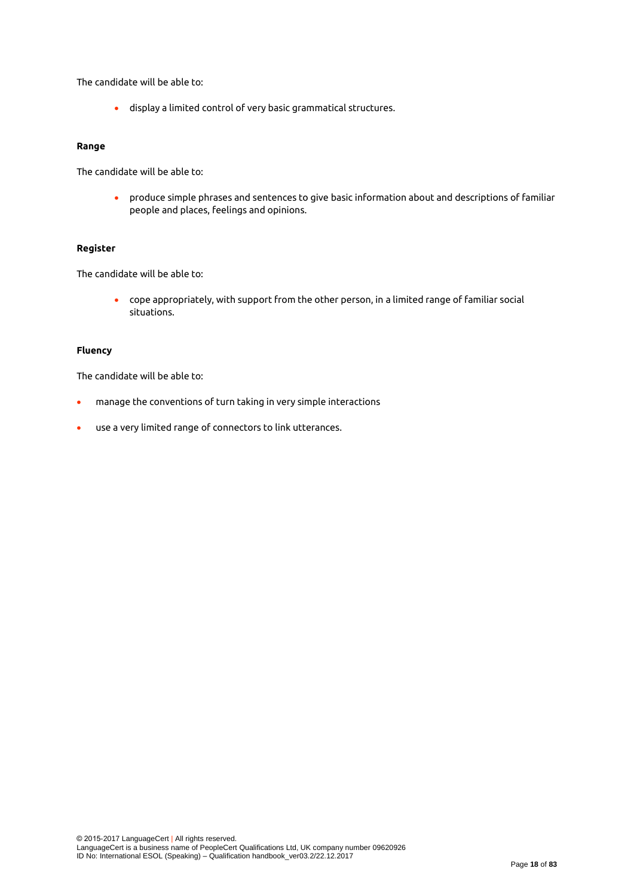The candidate will be able to:

- display a limited control of very basic grammatical structures.

**Range**

The candidate will be able to:

- produce simple phrases and sentences to give basic information about and descriptions of familiar people and places, feelings and opinions.

**Register**

The candidate will be able to:

- cope appropriately, with support from the other person, in a limited range of familiar social situations.

**Fluency**

The candidate will be able to:

- manage the conventions of turn taking in very simple interactions
- use a very limited range of connectors to link utterances.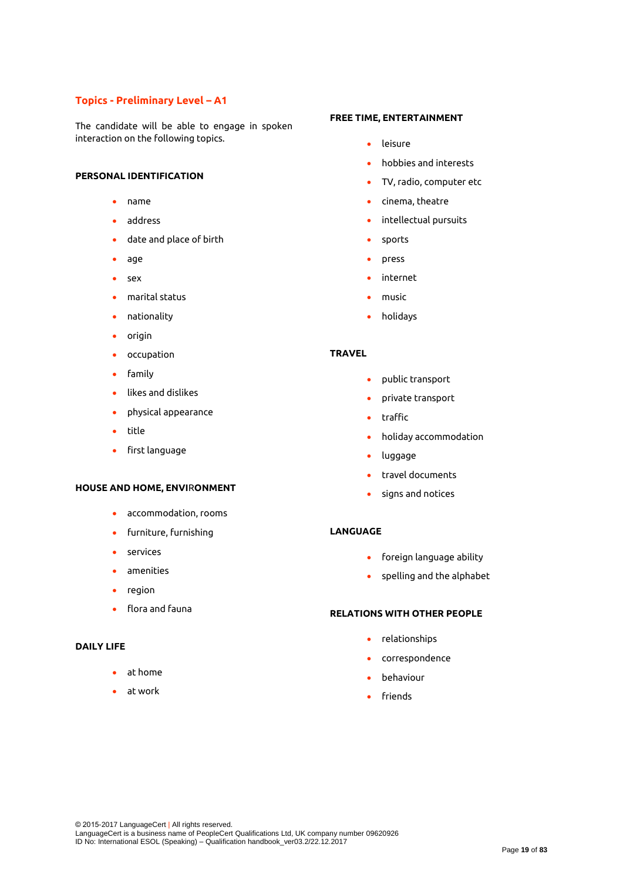## Topics - Preliminary Level – A1

The candidate will be able to engage in spoken interaction on the following topics.

**PERSONAL IDENTIFICATION**

- name
- address
- date and place of birth
- age
- sex
- marital status
- nationality
- origin
- occupation
- family
- likes and dislikes
- physical appearance
- title
- first language

**HOUSE AND HOME, ENVIRONMENT**

- accommodation, rooms
- furniture, furnishing
- services
- amenities
- region
- flora and fauna

**DAILY LIFE**

- at home
- at work

**FREE TIME, ENTERTAINMENT**

- leisure
- hobbies and interests
- TV, radio, computer etc
- cinema, theatre
- intellectual pursuits
- sports
- press
- internet
- music
- holidays

**TRAVEL**

- public transport
- private transport
- traffic
- holiday accommodation
- luggage
- travel documents
- signs and notices

**LANGUAGE**

- foreign language ability
- spelling and the alphabet

**RELATIONS WITH OTHER PEOPLE**

- relationships
- correspondence
- behaviour
- friends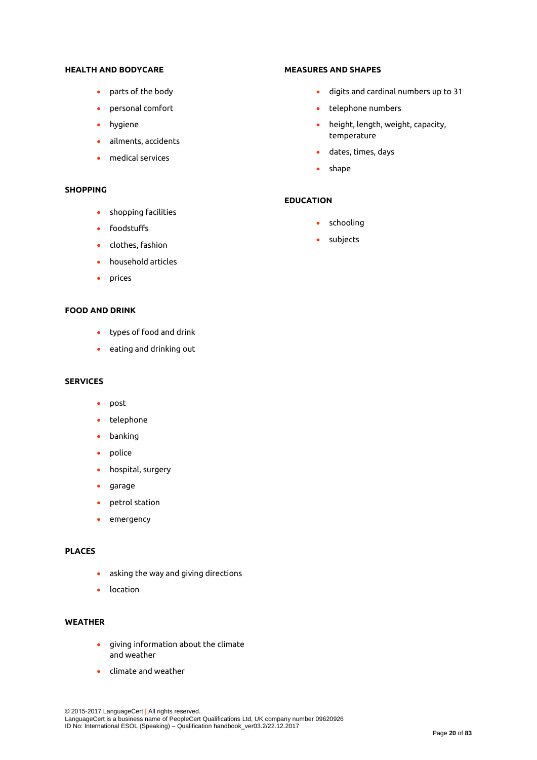**HEALTH AND BODYCARE**

- parts of the body
- personal comfort
- hygiene
- ailments, accidents
- medical services

**SHOPPING**

- shopping facilities
- foodstuffs
- clothes, fashion
- household articles
- prices

**FOOD AND DRINK**

- types of food and drink
- eating and drinking out

**SERVICES**

- post
- telephone
- banking
- police
- hospital, surgery
- garage
- petrol station
- emergency

**PLACES**

- asking the way and giving directions
- location

**WEATHER**

- giving information about the climate and weather
- climate and weather

**MEASURES AND SHAPES**

- digits and cardinal numbers up to 31
- telephone numbers
- height, length, weight, capacity, temperature
- dates, times, days
- shape

**EDUCATION**

- schooling
- subjects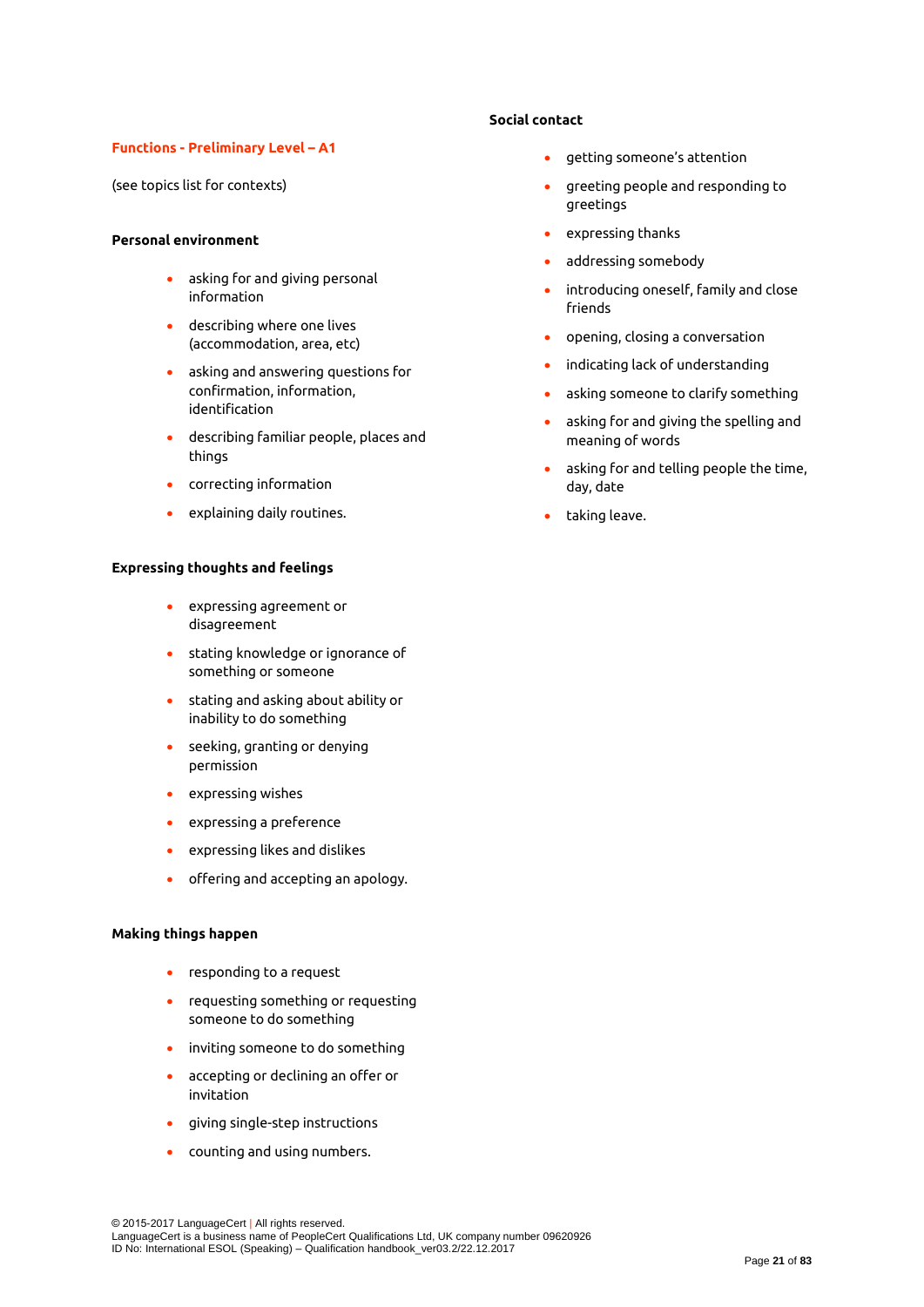## Functions - Preliminary Level – A1

(see topics list for contexts)

### Personal environment

- asking for and giving personal information
- describing where one lives (accommodation, area, etc)
- asking and answering questions for confirmation, information, identification
- describing familiar people, places and things
- correcting information
- explaining daily routines.

### Expressing thoughts and feelings

- expressing agreement or disagreement
- stating knowledge or ignorance of something or someone
- stating and asking about ability or inability to do something
- seeking, granting or denying permission
- expressing wishes
- expressing a preference
- expressing likes and dislikes
- offering and accepting an apology.

### Making things happen

- responding to a request
- requesting something or requesting someone to do something
- inviting someone to do something
- accepting or declining an offer or invitation
- giving single-step instructions
- counting and using numbers.

### Social contact

- getting someone's attention
- greeting people and responding to greetings
- expressing thanks
- addressing somebody
- introducing oneself, family and close friends
- opening, closing a conversation
- indicating lack of understanding
- asking someone to clarify something
- asking for and giving the spelling and meaning of words
- asking for and telling people the time, day, date
- taking leave.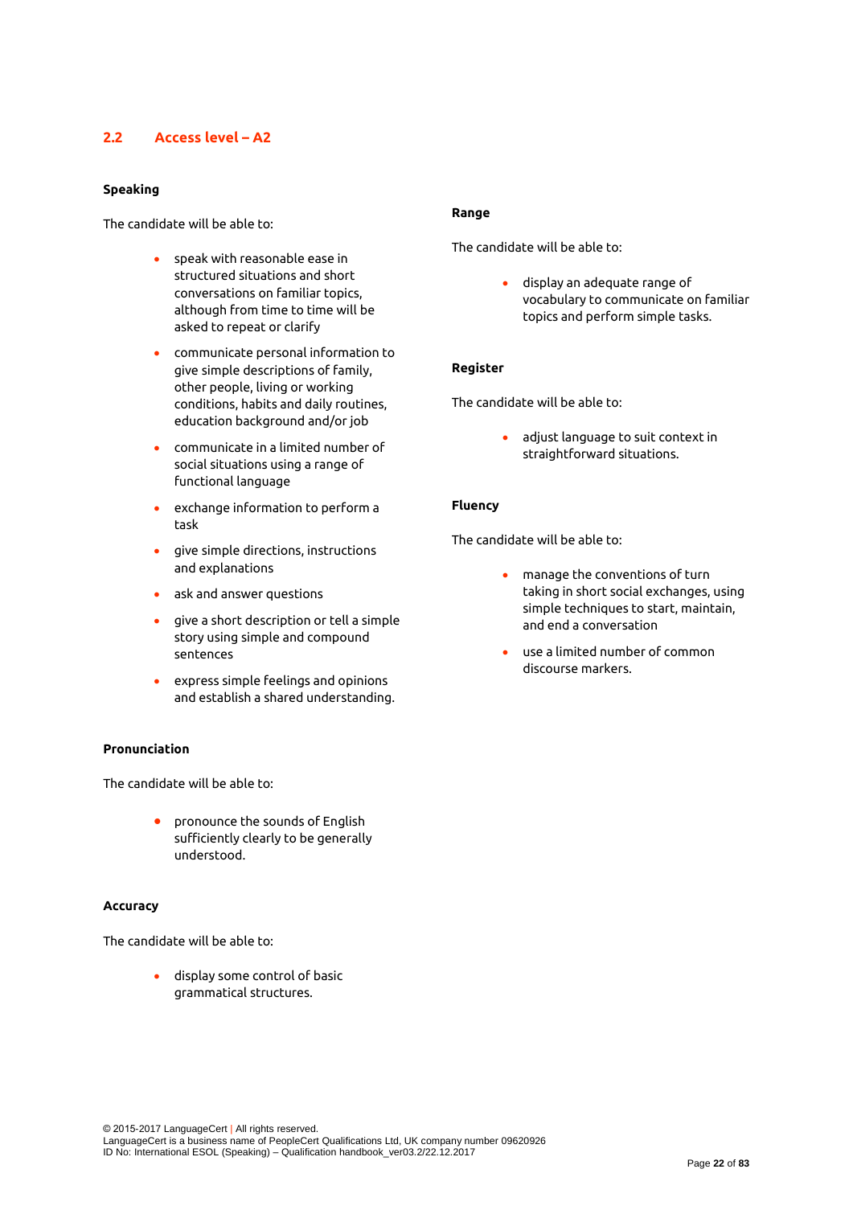## 2.2 Access level – A2

**Speaking**

The candidate will be able to:

- speak with reasonable ease in structured situations and short conversations on familiar topics, although from time to time will be asked to repeat or clarify
- communicate personal information to give simple descriptions of family, other people, living or working conditions, habits and daily routines, education background and/or job
- communicate in a limited number of social situations using a range of functional language
- exchange information to perform a task
- give simple directions, instructions and explanations
- ask and answer questions
- give a short description or tell a simple story using simple and compound sentences
- express simple feelings and opinions and establish a shared understanding.

**Pronunciation**

The candidate will be able to:

- pronounce the sounds of English sufficiently clearly to be generally understood.

**Accuracy**

The candidate will be able to:

- display some control of basic grammatical structures.

**Range**

The candidate will be able to:

- display an adequate range of vocabulary to communicate on familiar topics and perform simple tasks.

**Register**

The candidate will be able to:

- adjust language to suit context in straightforward situations.

**Fluency**

The candidate will be able to:

- manage the conventions of turn taking in short social exchanges, using simple techniques to start, maintain, and end a conversation
- use a limited number of common discourse markers.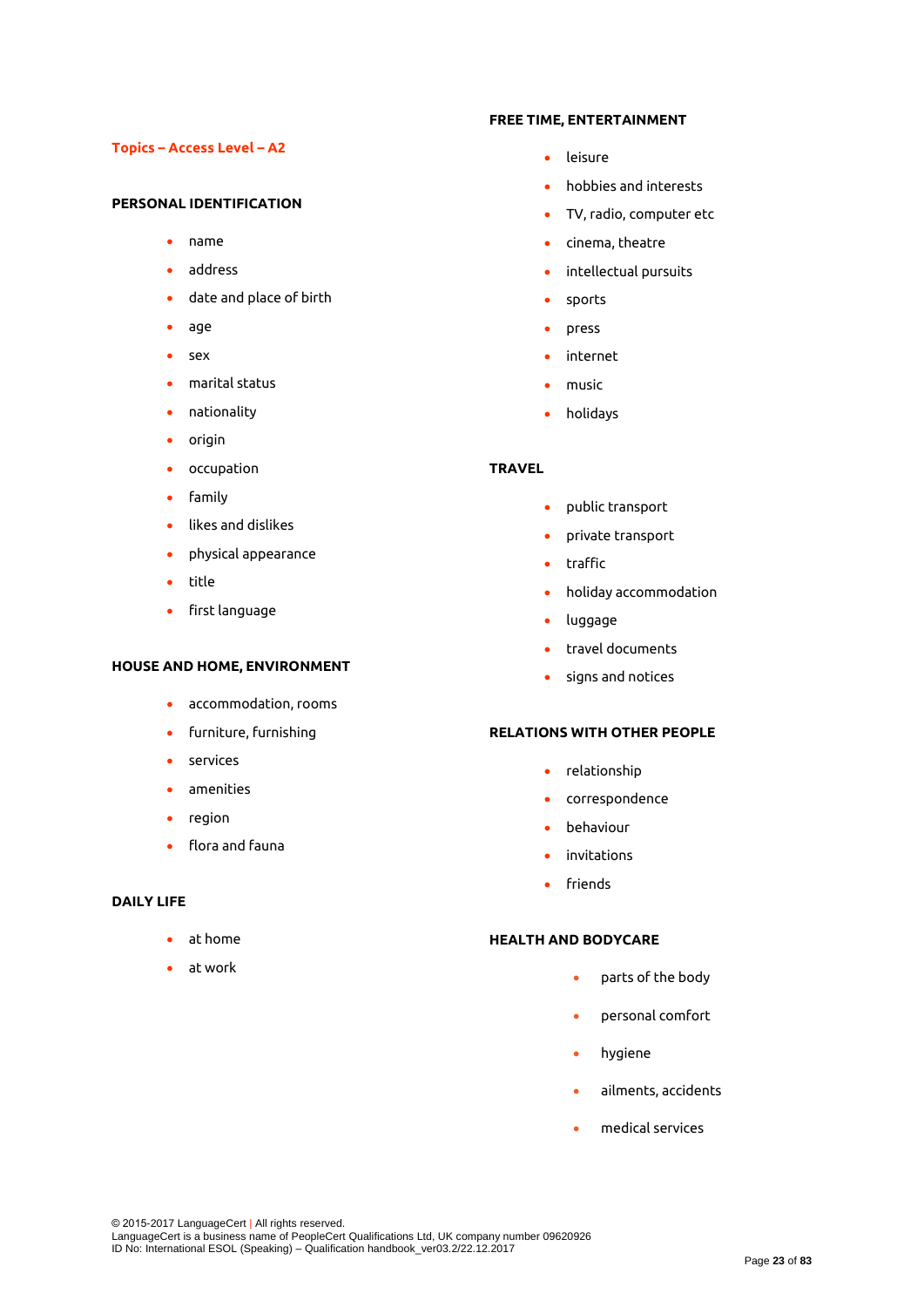## Topics – Access Level – A2

### PERSONAL IDENTIFICATION

- name
- address
- date and place of birth
- age
- sex
- marital status
- nationality
- origin
- occupation
- family
- likes and dislikes
- physical appearance
- title
- first language

### HOUSE AND HOME, ENVIRONMENT

- accommodation, rooms
- furniture, furnishing
- services
- amenities
- region
- flora and fauna

### DAILY LIFE

- at home
- at work

### FREE TIME, ENTERTAINMENT

- leisure
- hobbies and interests
- TV, radio, computer etc
- cinema, theatre
- intellectual pursuits
- sports
- press
- internet
- music
- holidays

### TRAVEL

- public transport
- private transport
- traffic
- holiday accommodation
- luggage
- travel documents
- signs and notices

### RELATIONS WITH OTHER PEOPLE

- relationship
- correspondence
- behaviour
- invitations
- friends

### HEALTH AND BODYCARE

- parts of the body
- personal comfort
- hygiene
- ailments, accidents
- medical services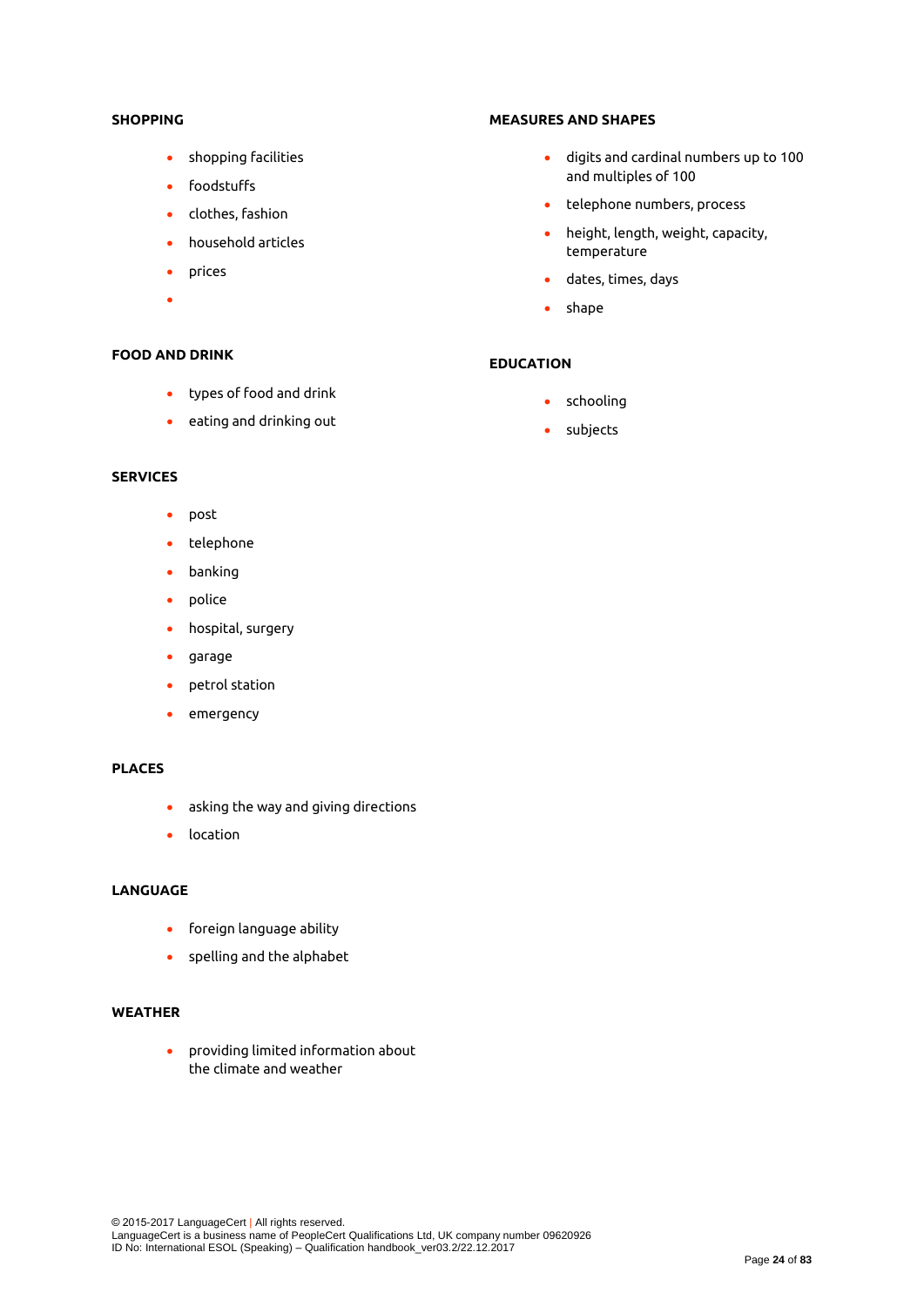**SHOPPING**

- shopping facilities
- foodstuffs
- clothes, fashion
- household articles
- prices

**FOOD AND DRINK**

- types of food and drink
- eating and drinking out

**SERVICES**

- post
- telephone
- banking
- police
- hospital, surgery
- garage
- petrol station
- emergency

**PLACES**

- asking the way and giving directions
- location

**LANGUAGE**

- foreign language ability
- spelling and the alphabet

**WEATHER**

- providing limited information about the climate and weather

**MEASURES AND SHAPES**

- digits and cardinal numbers up to 100 and multiples of 100
- telephone numbers, process
- height, length, weight, capacity, temperature
- dates, times, days
- shape

**EDUCATION**

- schooling
- subjects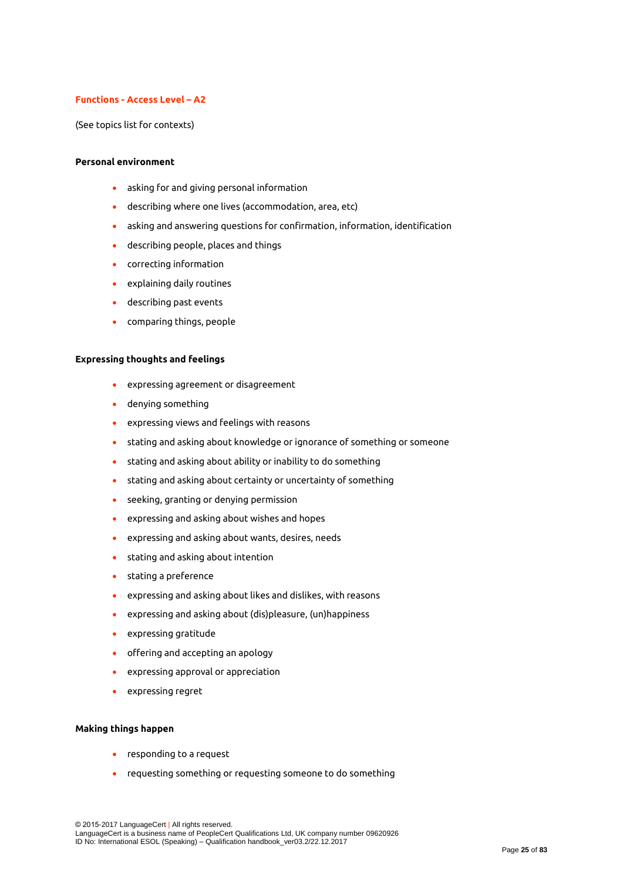## Functions - Access Level – A2

(See topics list for contexts)

**Personal environment**

- asking for and giving personal information
- describing where one lives (accommodation, area, etc)
- asking and answering questions for confirmation, information, identification
- describing people, places and things
- correcting information
- explaining daily routines
- describing past events
- comparing things, people

**Expressing thoughts and feelings**

- expressing agreement or disagreement
- denying something
- expressing views and feelings with reasons
- stating and asking about knowledge or ignorance of something or someone
- stating and asking about ability or inability to do something
- stating and asking about certainty or uncertainty of something
- seeking, granting or denying permission
- expressing and asking about wishes and hopes
- expressing and asking about wants, desires, needs
- stating and asking about intention
- stating a preference
- expressing and asking about likes and dislikes, with reasons
- expressing and asking about (dis)pleasure, (un)happiness
- expressing gratitude
- offering and accepting an apology
- expressing approval or appreciation
- expressing regret

**Making things happen**

- responding to a request
- requesting something or requesting someone to do something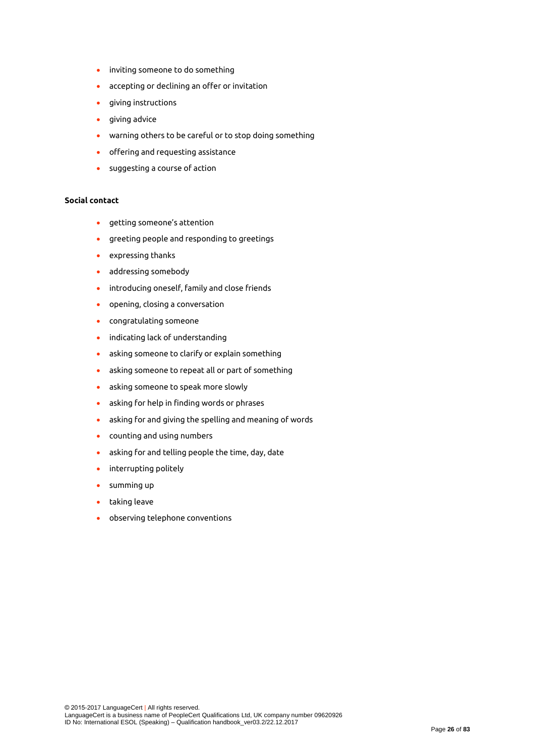- inviting someone to do something
- accepting or declining an offer or invitation
- giving instructions
- giving advice
- warning others to be careful or to stop doing something
- offering and requesting assistance
- suggesting a course of action

**Social contact**

- getting someone's attention
- greeting people and responding to greetings
- expressing thanks
- addressing somebody
- introducing oneself, family and close friends
- opening, closing a conversation
- congratulating someone
- indicating lack of understanding
- asking someone to clarify or explain something
- asking someone to repeat all or part of something
- asking someone to speak more slowly
- asking for help in finding words or phrases
- asking for and giving the spelling and meaning of words
- counting and using numbers
- asking for and telling people the time, day, date
- interrupting politely
- summing up
- taking leave
- observing telephone conventions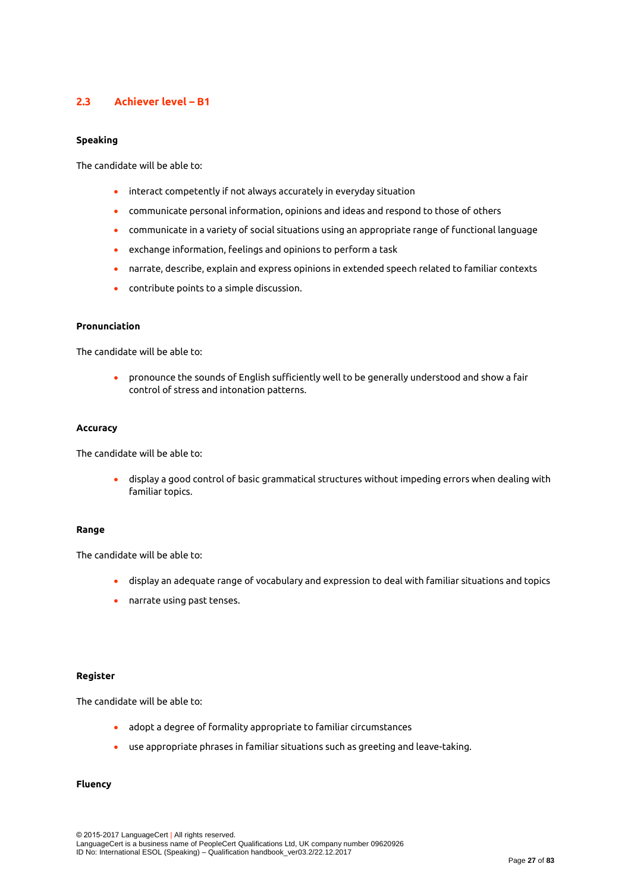## 2.3 Achiever level – B1

**Speaking**

The candidate will be able to:

- interact competently if not always accurately in everyday situation
- communicate personal information, opinions and ideas and respond to those of others
- communicate in a variety of social situations using an appropriate range of functional language
- exchange information, feelings and opinions to perform a task
- narrate, describe, explain and express opinions in extended speech related to familiar contexts
- contribute points to a simple discussion.

**Pronunciation**

The candidate will be able to:

- pronounce the sounds of English sufficiently well to be generally understood and show a fair control of stress and intonation patterns.

**Accuracy**

The candidate will be able to:

- display a good control of basic grammatical structures without impeding errors when dealing with familiar topics.

**Range**

The candidate will be able to:

- display an adequate range of vocabulary and expression to deal with familiar situations and topics
- narrate using past tenses.

**Register**

The candidate will be able to:

- adopt a degree of formality appropriate to familiar circumstances
- use appropriate phrases in familiar situations such as greeting and leave-taking.

**Fluency**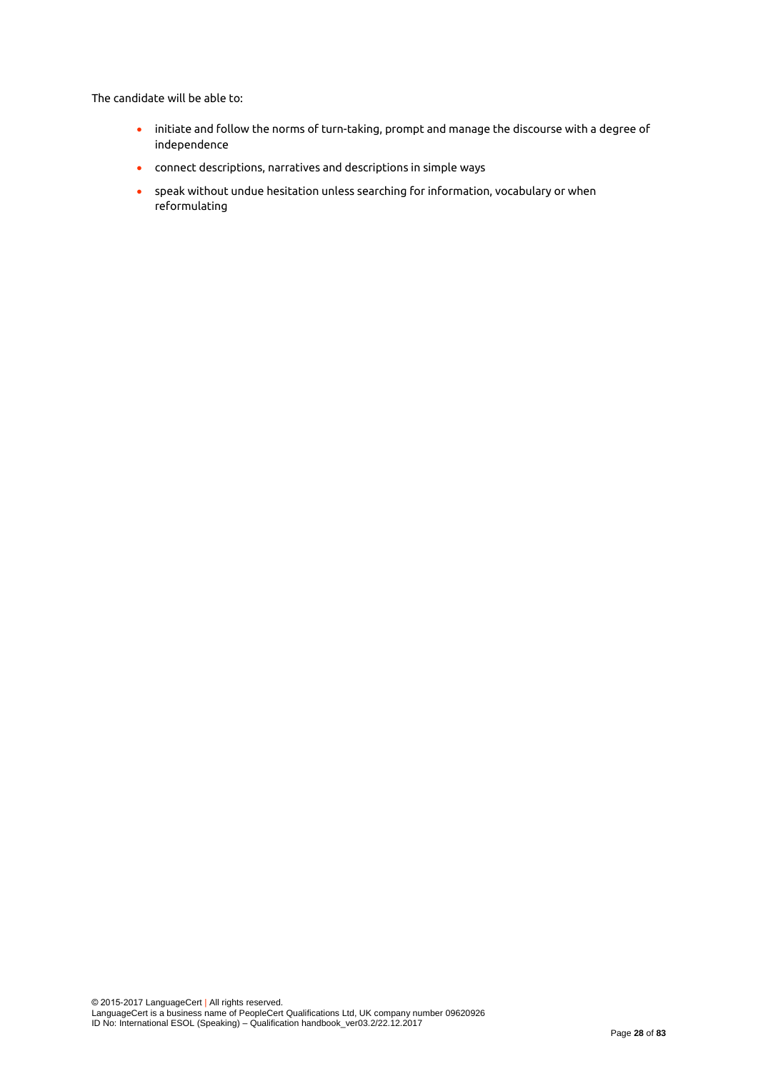The candidate will be able to:

- initiate and follow the norms of turn-taking, prompt and manage the discourse with a degree of independence
- connect descriptions, narratives and descriptions in simple ways
- speak without undue hesitation unless searching for information, vocabulary or when reformulating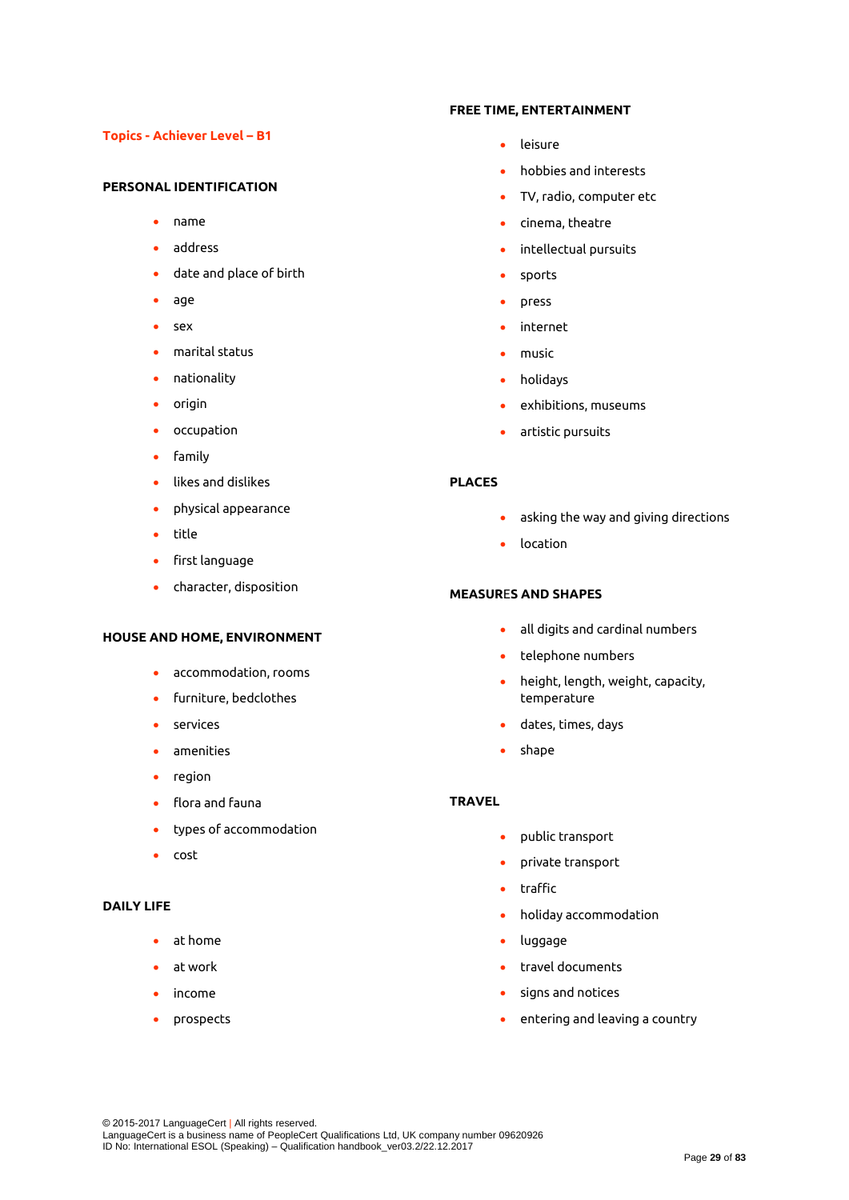## Topics - Achiever Level – B1

### PERSONAL IDENTIFICATION

- name
- address
- date and place of birth
- age
- sex
- marital status
- nationality
- origin
- occupation
- family
- likes and dislikes
- physical appearance
- title
- first language
- character, disposition

### HOUSE AND HOME, ENVIRONMENT

- accommodation, rooms
- furniture, bedclothes
- services
- amenities
- region
- flora and fauna
- types of accommodation
- cost

### DAILY LIFE

- at home
- at work
- income
- prospects

### FREE TIME, ENTERTAINMENT

- leisure
- hobbies and interests
- TV, radio, computer etc
- cinema, theatre
- intellectual pursuits
- sports
- press
- internet
- music
- holidays
- exhibitions, museums
- artistic pursuits

### PLACES

- asking the way and giving directions
- location

### MEASURES AND SHAPES

- all digits and cardinal numbers
- telephone numbers
- height, length, weight, capacity, temperature
- dates, times, days
- shape

### TRAVEL

- public transport
- private transport
- traffic
- holiday accommodation
- luggage
- travel documents
- signs and notices
- entering and leaving a country

© 2015-2017 LanguageCert | All rights reserved.
LanguageCert is a business name of PeopleCert Qualifications Ltd, UK company number 09620926
ID No: International ESOL (Speaking) – Qualification handbook_ver03.2/22.12.2017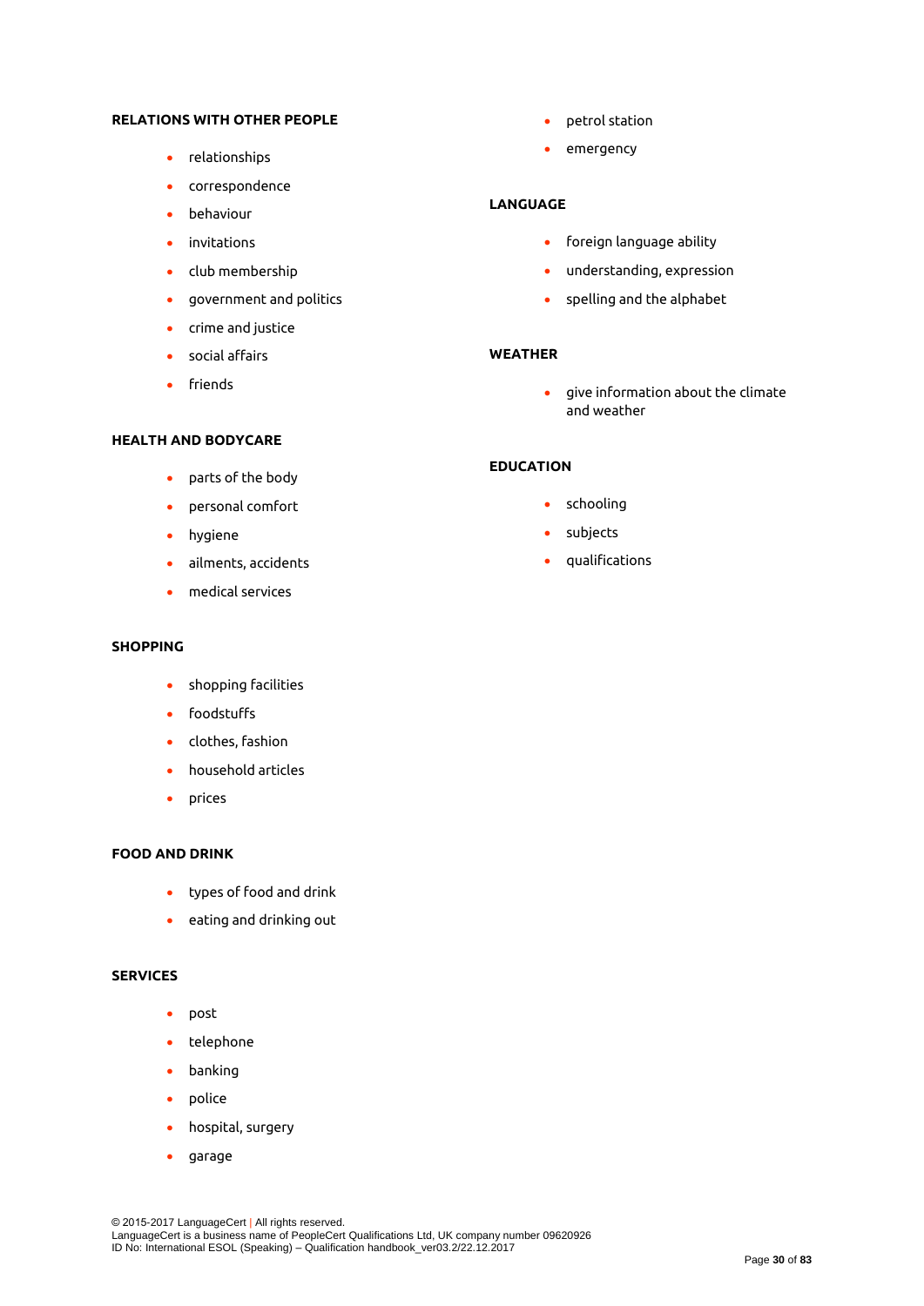**RELATIONS WITH OTHER PEOPLE**

- relationships
- correspondence
- behaviour
- invitations
- club membership
- government and politics
- crime and justice
- social affairs
- friends

**HEALTH AND BODYCARE**

- parts of the body
- personal comfort
- hygiene
- ailments, accidents
- medical services

**SHOPPING**

- shopping facilities
- foodstuffs
- clothes, fashion
- household articles
- prices

**FOOD AND DRINK**

- types of food and drink
- eating and drinking out

**SERVICES**

- post
- telephone
- banking
- police
- hospital, surgery
- garage
- petrol station
- emergency

**LANGUAGE**

- foreign language ability
- understanding, expression
- spelling and the alphabet

**WEATHER**

- give information about the climate and weather

**EDUCATION**

- schooling
- subjects
- qualifications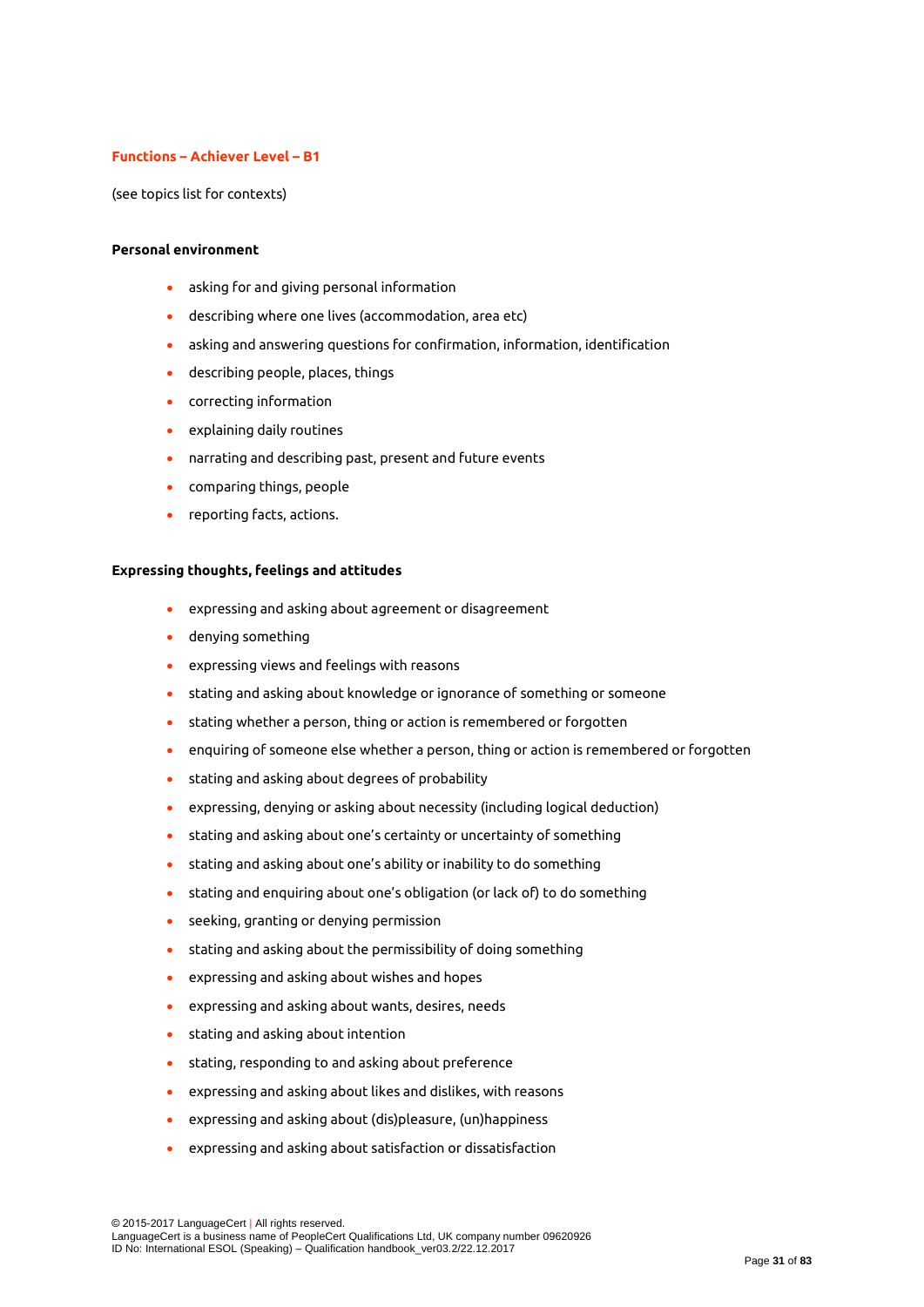## Functions – Achiever Level – B1

(see topics list for contexts)

**Personal environment**

- asking for and giving personal information
- describing where one lives (accommodation, area etc)
- asking and answering questions for confirmation, information, identification
- describing people, places, things
- correcting information
- explaining daily routines
- narrating and describing past, present and future events
- comparing things, people
- reporting facts, actions.

**Expressing thoughts, feelings and attitudes**

- expressing and asking about agreement or disagreement
- denying something
- expressing views and feelings with reasons
- stating and asking about knowledge or ignorance of something or someone
- stating whether a person, thing or action is remembered or forgotten
- enquiring of someone else whether a person, thing or action is remembered or forgotten
- stating and asking about degrees of probability
- expressing, denying or asking about necessity (including logical deduction)
- stating and asking about one's certainty or uncertainty of something
- stating and asking about one's ability or inability to do something
- stating and enquiring about one's obligation (or lack of) to do something
- seeking, granting or denying permission
- stating and asking about the permissibility of doing something
- expressing and asking about wishes and hopes
- expressing and asking about wants, desires, needs
- stating and asking about intention
- stating, responding to and asking about preference
- expressing and asking about likes and dislikes, with reasons
- expressing and asking about (dis)pleasure, (un)happiness
- expressing and asking about satisfaction or dissatisfaction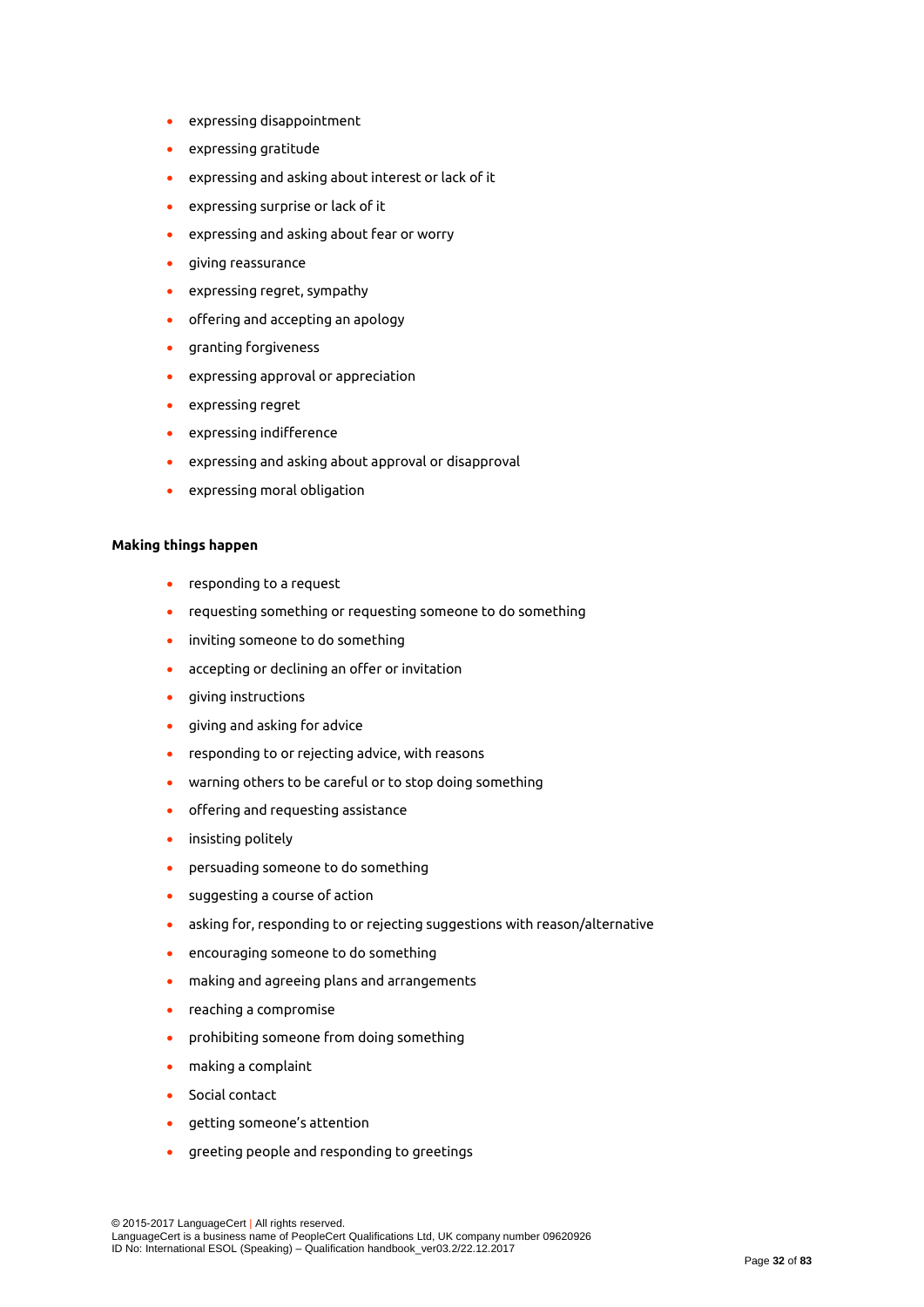- expressing disappointment
- expressing gratitude
- expressing and asking about interest or lack of it
- expressing surprise or lack of it
- expressing and asking about fear or worry
- giving reassurance
- expressing regret, sympathy
- offering and accepting an apology
- granting forgiveness
- expressing approval or appreciation
- expressing regret
- expressing indifference
- expressing and asking about approval or disapproval
- expressing moral obligation

**Making things happen**

- responding to a request
- requesting something or requesting someone to do something
- inviting someone to do something
- accepting or declining an offer or invitation
- giving instructions
- giving and asking for advice
- responding to or rejecting advice, with reasons
- warning others to be careful or to stop doing something
- offering and requesting assistance
- insisting politely
- persuading someone to do something
- suggesting a course of action
- asking for, responding to or rejecting suggestions with reason/alternative
- encouraging someone to do something
- making and agreeing plans and arrangements
- reaching a compromise
- prohibiting someone from doing something
- making a complaint
- Social contact
- getting someone's attention
- greeting people and responding to greetings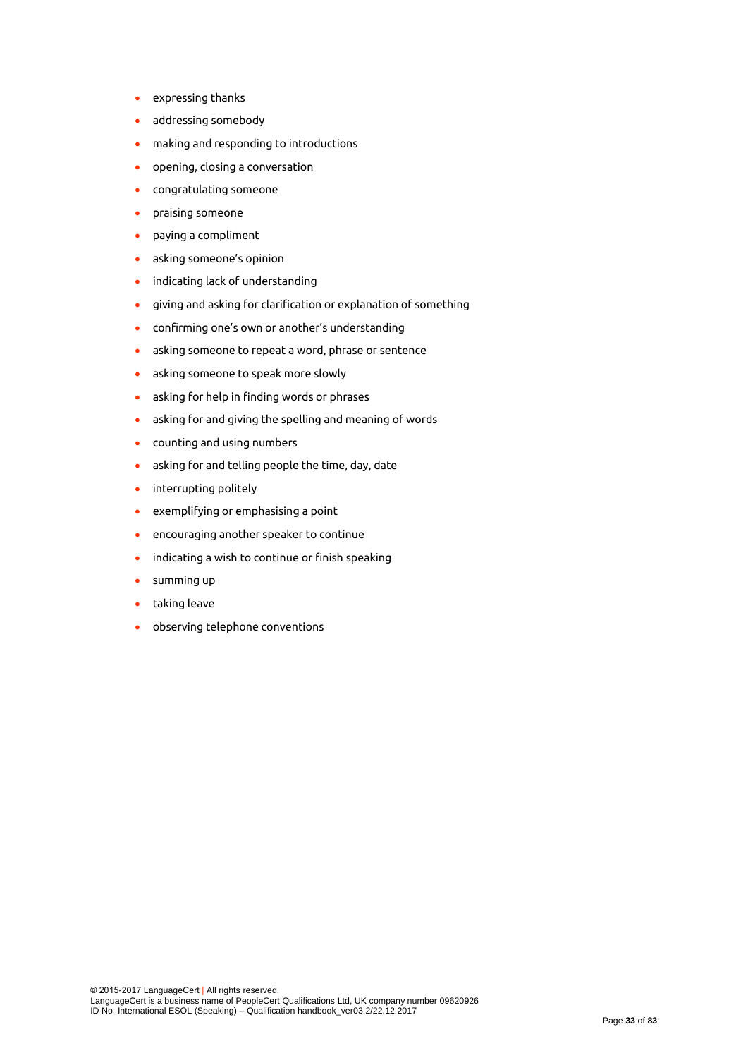- expressing thanks
- addressing somebody
- making and responding to introductions
- opening, closing a conversation
- congratulating someone
- praising someone
- paying a compliment
- asking someone's opinion
- indicating lack of understanding
- giving and asking for clarification or explanation of something
- confirming one's own or another's understanding
- asking someone to repeat a word, phrase or sentence
- asking someone to speak more slowly
- asking for help in finding words or phrases
- asking for and giving the spelling and meaning of words
- counting and using numbers
- asking for and telling people the time, day, date
- interrupting politely
- exemplifying or emphasising a point
- encouraging another speaker to continue
- indicating a wish to continue or finish speaking
- summing up
- taking leave
- observing telephone conventions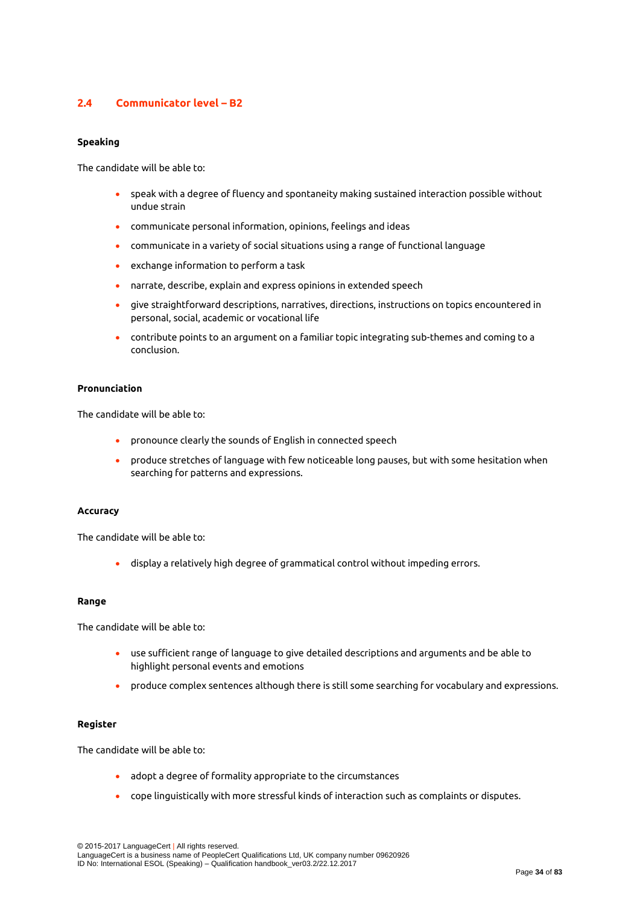## 2.4 Communicator level – B2

**Speaking**

The candidate will be able to:

- speak with a degree of fluency and spontaneity making sustained interaction possible without undue strain
- communicate personal information, opinions, feelings and ideas
- communicate in a variety of social situations using a range of functional language
- exchange information to perform a task
- narrate, describe, explain and express opinions in extended speech
- give straightforward descriptions, narratives, directions, instructions on topics encountered in personal, social, academic or vocational life
- contribute points to an argument on a familiar topic integrating sub-themes and coming to a conclusion.

**Pronunciation**

The candidate will be able to:

- pronounce clearly the sounds of English in connected speech
- produce stretches of language with few noticeable long pauses, but with some hesitation when searching for patterns and expressions.

**Accuracy**

The candidate will be able to:

- display a relatively high degree of grammatical control without impeding errors.

**Range**

The candidate will be able to:

- use sufficient range of language to give detailed descriptions and arguments and be able to highlight personal events and emotions
- produce complex sentences although there is still some searching for vocabulary and expressions.

**Register**

The candidate will be able to:

- adopt a degree of formality appropriate to the circumstances
- cope linguistically with more stressful kinds of interaction such as complaints or disputes.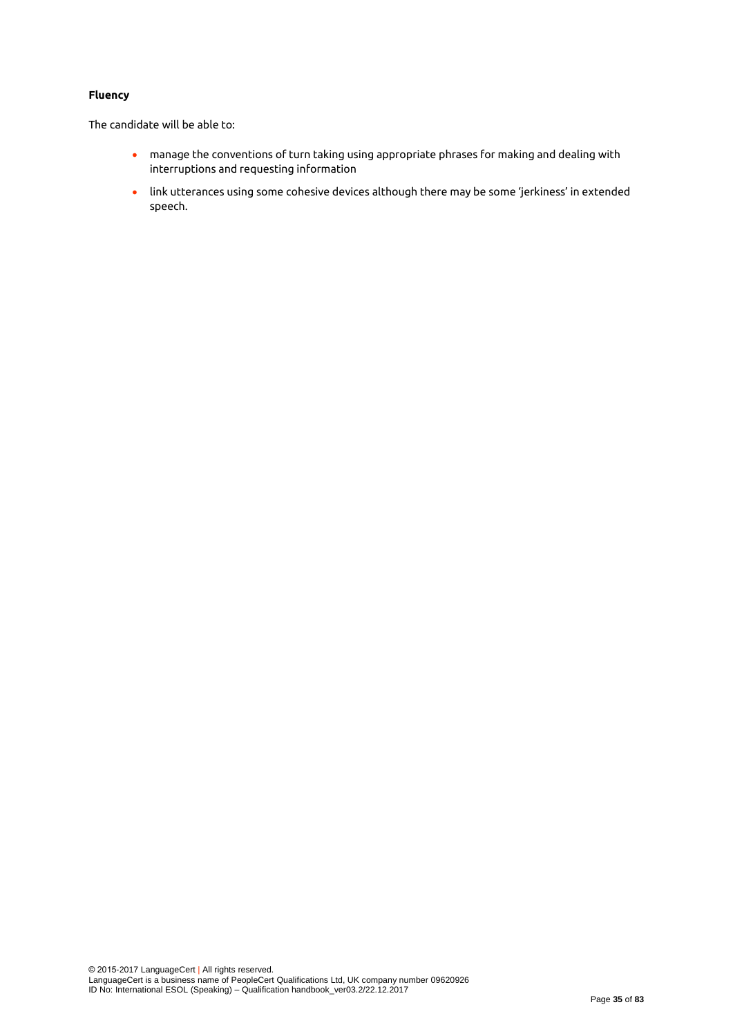**Fluency**

The candidate will be able to:

- manage the conventions of turn taking using appropriate phrases for making and dealing with interruptions and requesting information
- link utterances using some cohesive devices although there may be some 'jerkiness' in extended speech.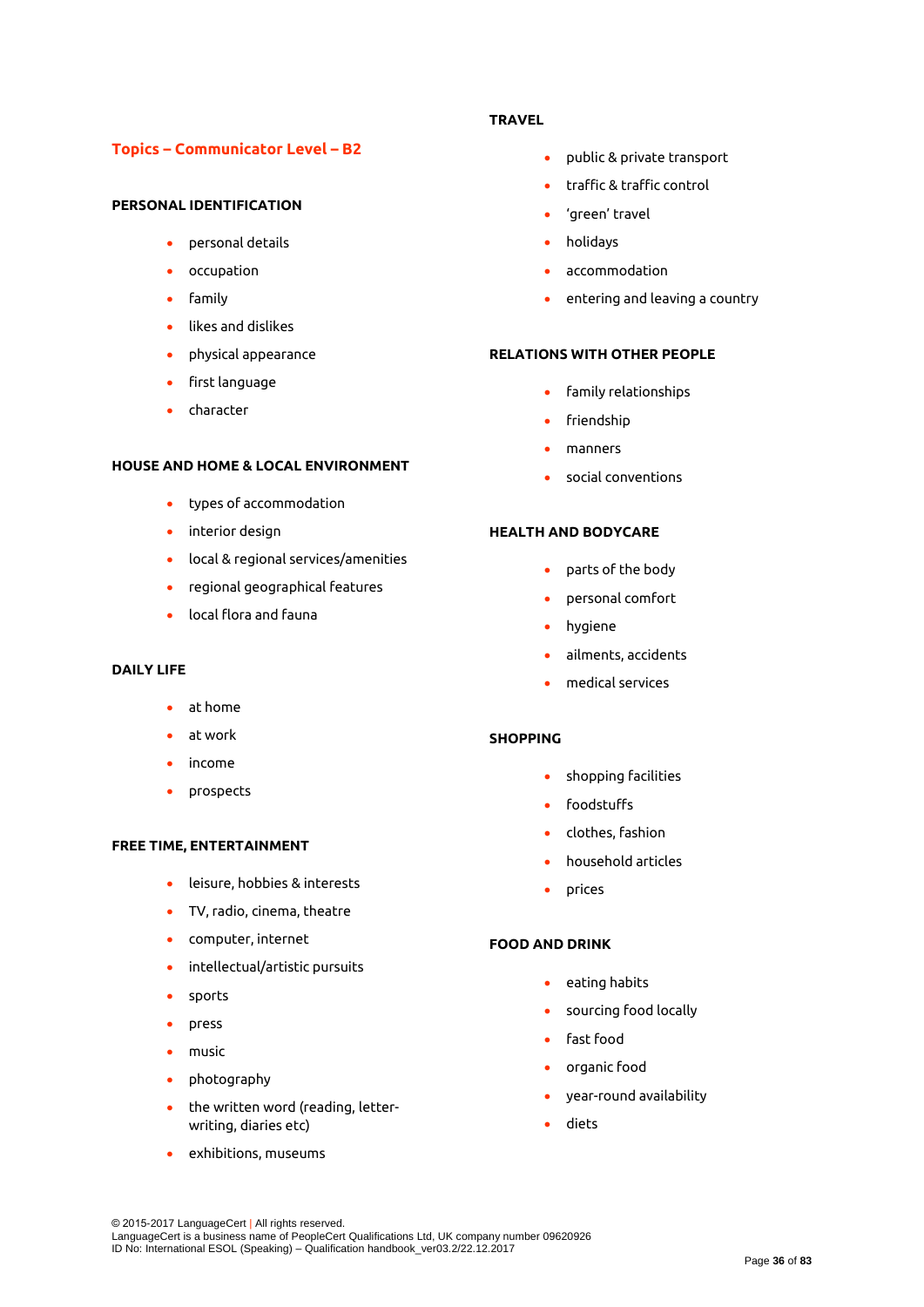## Topics – Communicator Level – B2

### PERSONAL IDENTIFICATION

- personal details
- occupation
- family
- likes and dislikes
- physical appearance
- first language
- character

### HOUSE AND HOME & LOCAL ENVIRONMENT

- types of accommodation
- interior design
- local & regional services/amenities
- regional geographical features
- local flora and fauna

### DAILY LIFE

- at home
- at work
- income
- prospects

### FREE TIME, ENTERTAINMENT

- leisure, hobbies & interests
- TV, radio, cinema, theatre
- computer, internet
- intellectual/artistic pursuits
- sports
- press
- music
- photography
- the written word (reading, letter-writing, diaries etc)
- exhibitions, museums

### TRAVEL

- public & private transport
- traffic & traffic control
- 'green' travel
- holidays
- accommodation
- entering and leaving a country

### RELATIONS WITH OTHER PEOPLE

- family relationships
- friendship
- manners
- social conventions

### HEALTH AND BODYCARE

- parts of the body
- personal comfort
- hygiene
- ailments, accidents
- medical services

### SHOPPING

- shopping facilities
- foodstuffs
- clothes, fashion
- household articles
- prices

### FOOD AND DRINK

- eating habits
- sourcing food locally
- fast food
- organic food
- year-round availability
- diets

© 2015-2017 LanguageCert | All rights reserved.
LanguageCert is a business name of PeopleCert Qualifications Ltd, UK company number 09620926
ID No: International ESOL (Speaking) – Qualification handbook_ver03.2/22.12.2017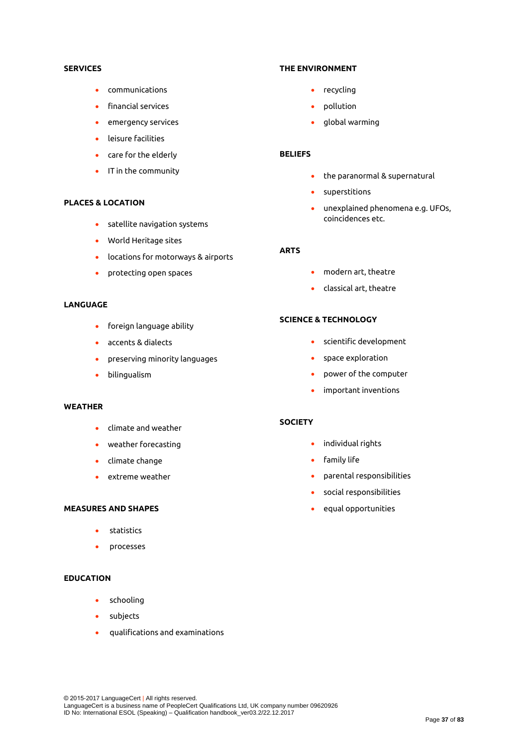**SERVICES**

- communications
- financial services
- emergency services
- leisure facilities
- care for the elderly
- IT in the community

**PLACES & LOCATION**

- satellite navigation systems
- World Heritage sites
- locations for motorways & airports
- protecting open spaces

**LANGUAGE**

- foreign language ability
- accents & dialects
- preserving minority languages
- bilingualism

**WEATHER**

- climate and weather
- weather forecasting
- climate change
- extreme weather

**MEASURES AND SHAPES**

- statistics
- processes

**EDUCATION**

- schooling
- subjects
- qualifications and examinations

**THE ENVIRONMENT**

- recycling
- pollution
- global warming

**BELIEFS**

- the paranormal & supernatural
- superstitions
- unexplained phenomena e.g. UFOs, coincidences etc.

**ARTS**

- modern art, theatre
- classical art, theatre

**SCIENCE & TECHNOLOGY**

- scientific development
- space exploration
- power of the computer
- important inventions

**SOCIETY**

- individual rights
- family life
- parental responsibilities
- social responsibilities
- equal opportunities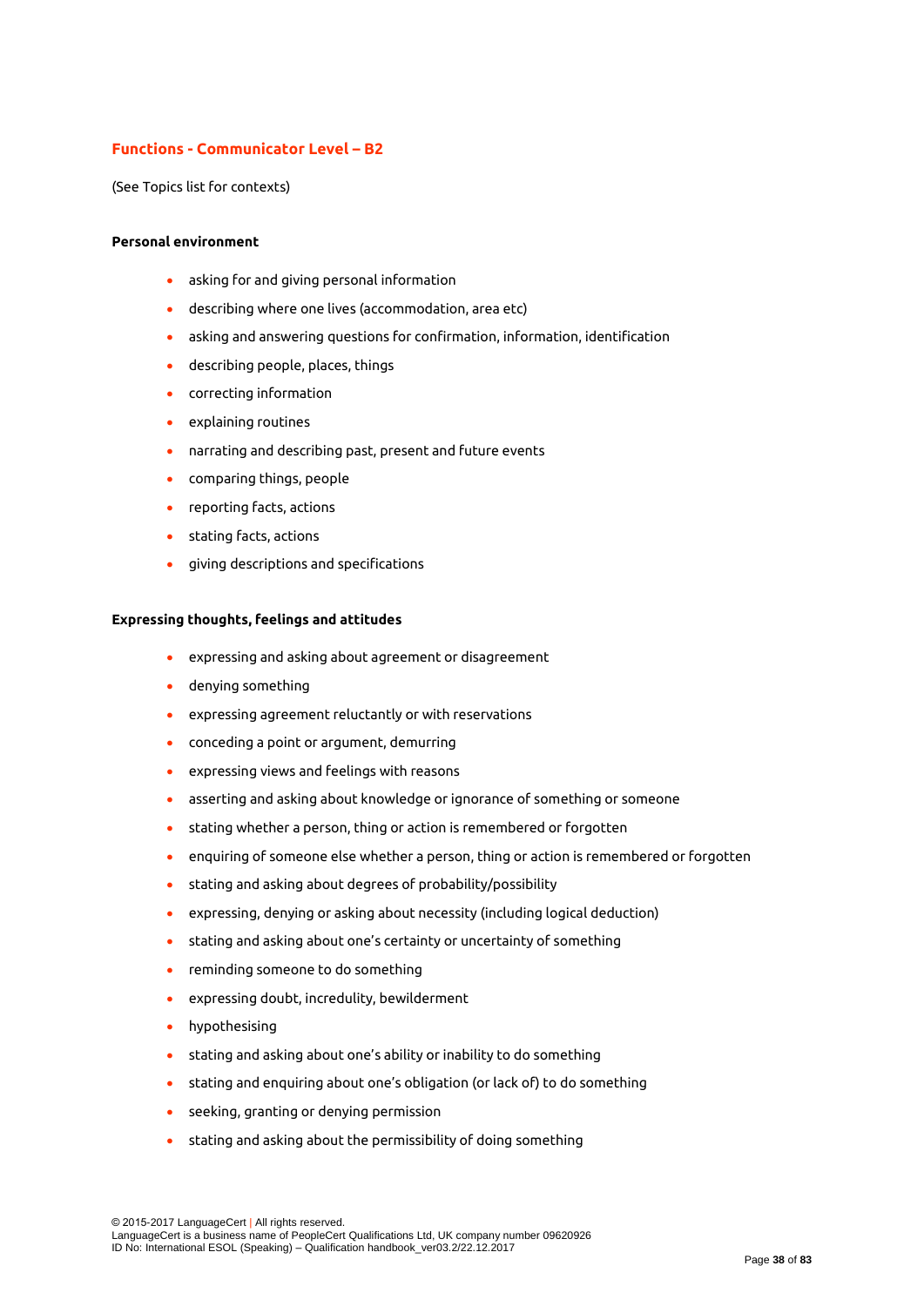## Functions - Communicator Level – B2

(See Topics list for contexts)

**Personal environment**

- asking for and giving personal information
- describing where one lives (accommodation, area etc)
- asking and answering questions for confirmation, information, identification
- describing people, places, things
- correcting information
- explaining routines
- narrating and describing past, present and future events
- comparing things, people
- reporting facts, actions
- stating facts, actions
- giving descriptions and specifications

**Expressing thoughts, feelings and attitudes**

- expressing and asking about agreement or disagreement
- denying something
- expressing agreement reluctantly or with reservations
- conceding a point or argument, demurring
- expressing views and feelings with reasons
- asserting and asking about knowledge or ignorance of something or someone
- stating whether a person, thing or action is remembered or forgotten
- enquiring of someone else whether a person, thing or action is remembered or forgotten
- stating and asking about degrees of probability/possibility
- expressing, denying or asking about necessity (including logical deduction)
- stating and asking about one's certainty or uncertainty of something
- reminding someone to do something
- expressing doubt, incredulity, bewilderment
- hypothesising
- stating and asking about one's ability or inability to do something
- stating and enquiring about one's obligation (or lack of) to do something
- seeking, granting or denying permission
- stating and asking about the permissibility of doing something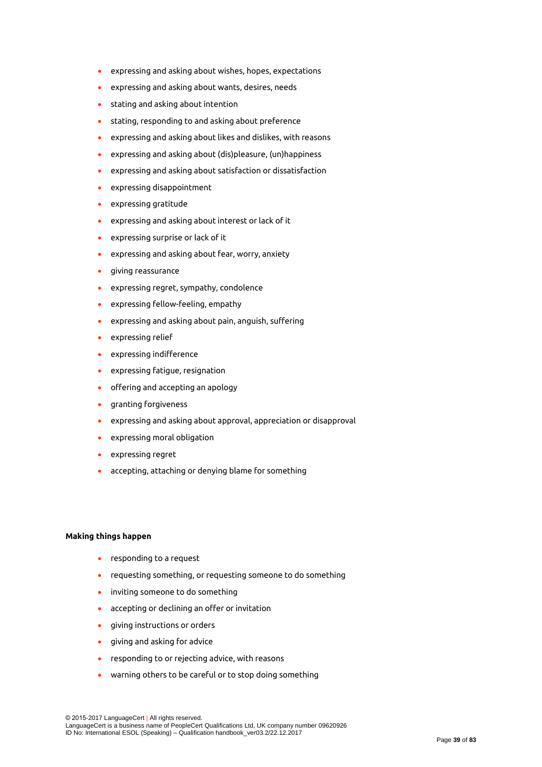- expressing and asking about wishes, hopes, expectations
- expressing and asking about wants, desires, needs
- stating and asking about intention
- stating, responding to and asking about preference
- expressing and asking about likes and dislikes, with reasons
- expressing and asking about (dis)pleasure, (un)happiness
- expressing and asking about satisfaction or dissatisfaction
- expressing disappointment
- expressing gratitude
- expressing and asking about interest or lack of it
- expressing surprise or lack of it
- expressing and asking about fear, worry, anxiety
- giving reassurance
- expressing regret, sympathy, condolence
- expressing fellow-feeling, empathy
- expressing and asking about pain, anguish, suffering
- expressing relief
- expressing indifference
- expressing fatigue, resignation
- offering and accepting an apology
- granting forgiveness
- expressing and asking about approval, appreciation or disapproval
- expressing moral obligation
- expressing regret
- accepting, attaching or denying blame for something

**Making things happen**

- responding to a request
- requesting something, or requesting someone to do something
- inviting someone to do something
- accepting or declining an offer or invitation
- giving instructions or orders
- giving and asking for advice
- responding to or rejecting advice, with reasons
- warning others to be careful or to stop doing something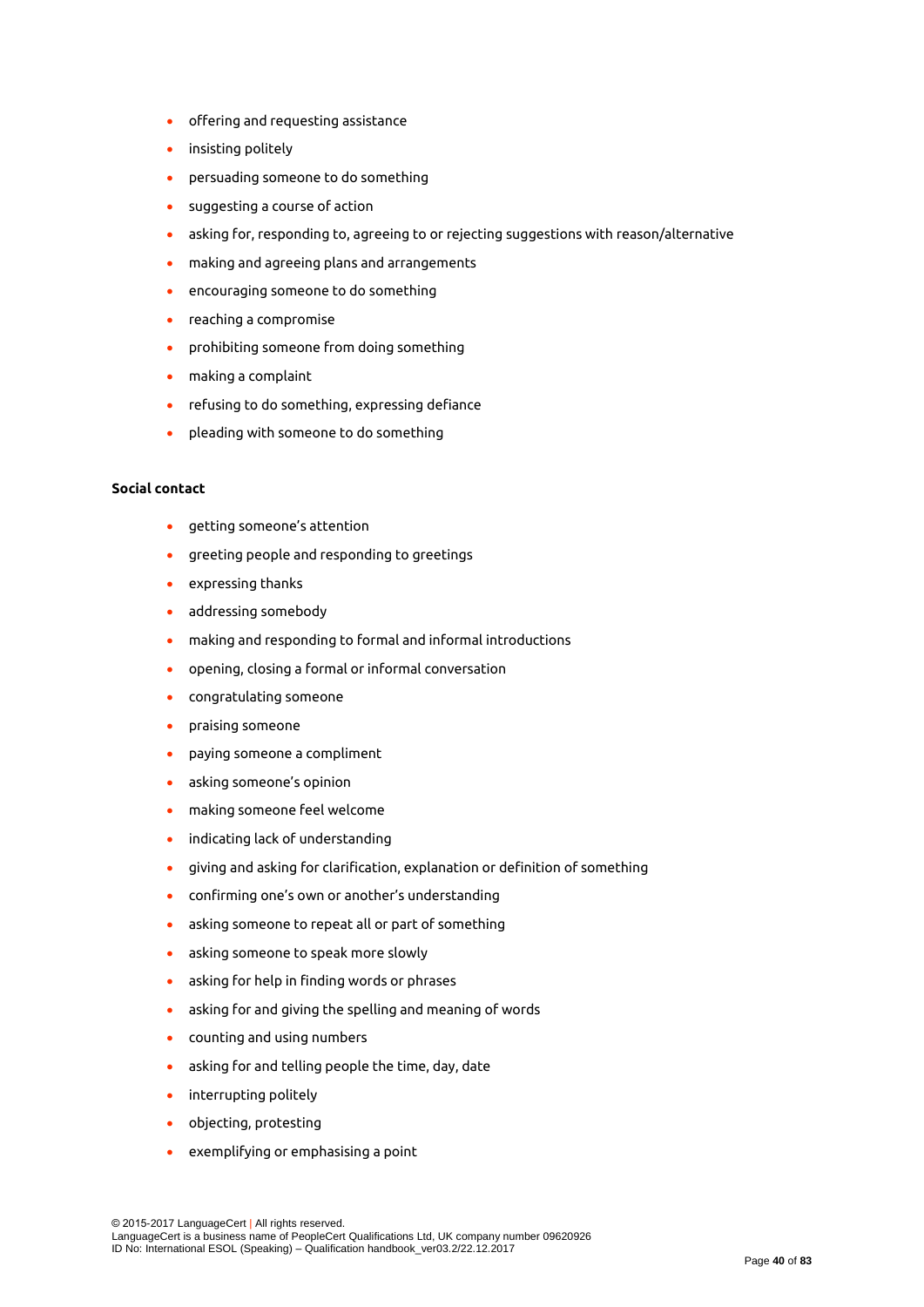- offering and requesting assistance
- insisting politely
- persuading someone to do something
- suggesting a course of action
- asking for, responding to, agreeing to or rejecting suggestions with reason/alternative
- making and agreeing plans and arrangements
- encouraging someone to do something
- reaching a compromise
- prohibiting someone from doing something
- making a complaint
- refusing to do something, expressing defiance
- pleading with someone to do something

**Social contact**

- getting someone's attention
- greeting people and responding to greetings
- expressing thanks
- addressing somebody
- making and responding to formal and informal introductions
- opening, closing a formal or informal conversation
- congratulating someone
- praising someone
- paying someone a compliment
- asking someone's opinion
- making someone feel welcome
- indicating lack of understanding
- giving and asking for clarification, explanation or definition of something
- confirming one's own or another's understanding
- asking someone to repeat all or part of something
- asking someone to speak more slowly
- asking for help in finding words or phrases
- asking for and giving the spelling and meaning of words
- counting and using numbers
- asking for and telling people the time, day, date
- interrupting politely
- objecting, protesting
- exemplifying or emphasising a point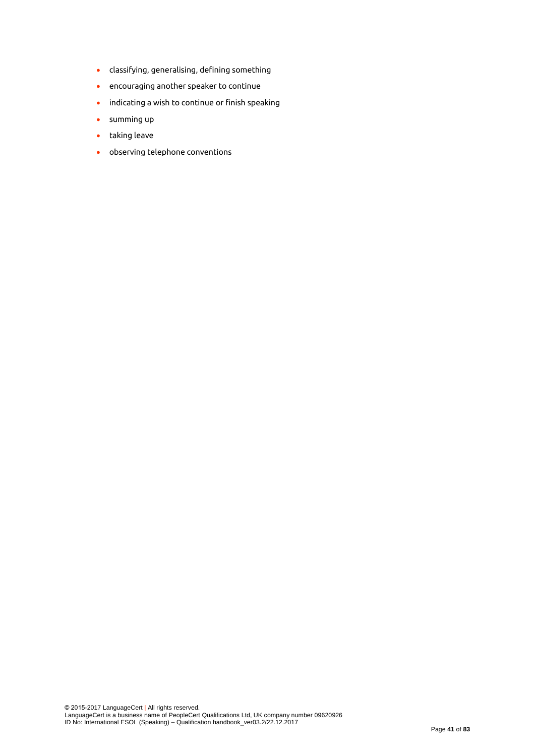- classifying, generalising, defining something
- encouraging another speaker to continue
- indicating a wish to continue or finish speaking
- summing up
- taking leave
- observing telephone conventions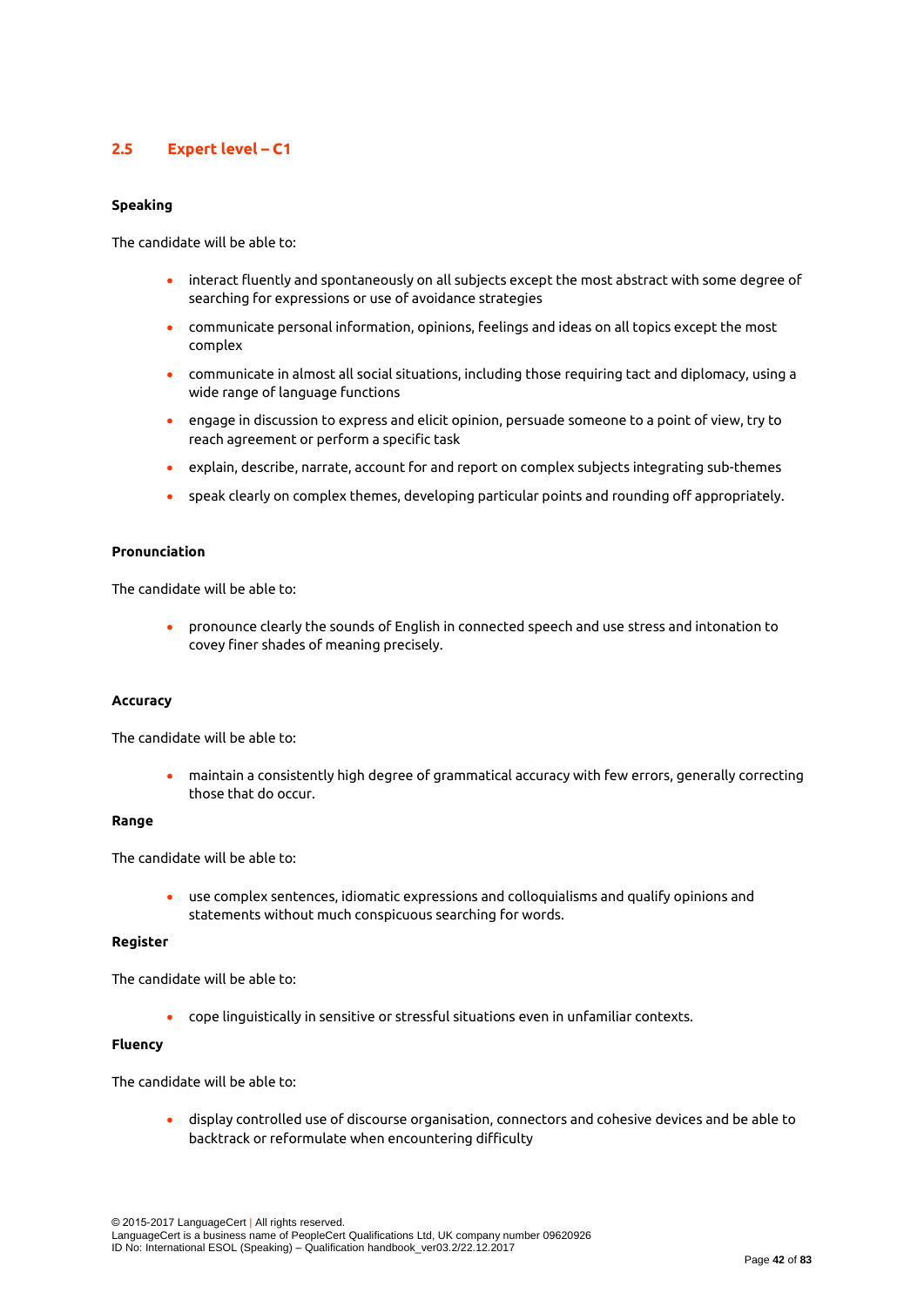## 2.5 Expert level – C1

**Speaking**

The candidate will be able to:

- interact fluently and spontaneously on all subjects except the most abstract with some degree of searching for expressions or use of avoidance strategies
- communicate personal information, opinions, feelings and ideas on all topics except the most complex
- communicate in almost all social situations, including those requiring tact and diplomacy, using a wide range of language functions
- engage in discussion to express and elicit opinion, persuade someone to a point of view, try to reach agreement or perform a specific task
- explain, describe, narrate, account for and report on complex subjects integrating sub-themes
- speak clearly on complex themes, developing particular points and rounding off appropriately.

**Pronunciation**

The candidate will be able to:

- pronounce clearly the sounds of English in connected speech and use stress and intonation to covey finer shades of meaning precisely.

**Accuracy**

The candidate will be able to:

- maintain a consistently high degree of grammatical accuracy with few errors, generally correcting those that do occur.

**Range**

The candidate will be able to:

- use complex sentences, idiomatic expressions and colloquialisms and qualify opinions and statements without much conspicuous searching for words.

**Register**

The candidate will be able to:

- cope linguistically in sensitive or stressful situations even in unfamiliar contexts.

**Fluency**

The candidate will be able to:

- display controlled use of discourse organisation, connectors and cohesive devices and be able to backtrack or reformulate when encountering difficulty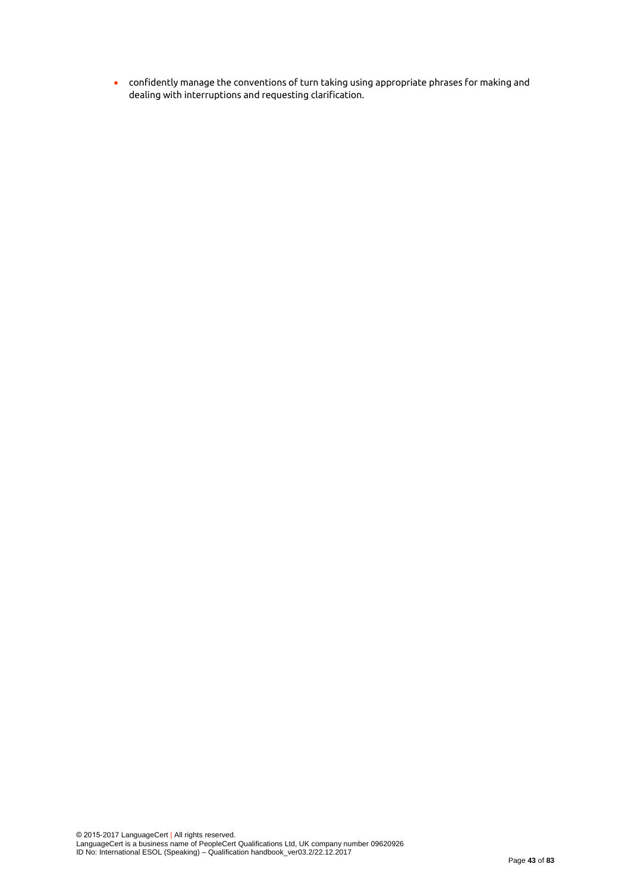- confidently manage the conventions of turn taking using appropriate phrases for making and dealing with interruptions and requesting clarification.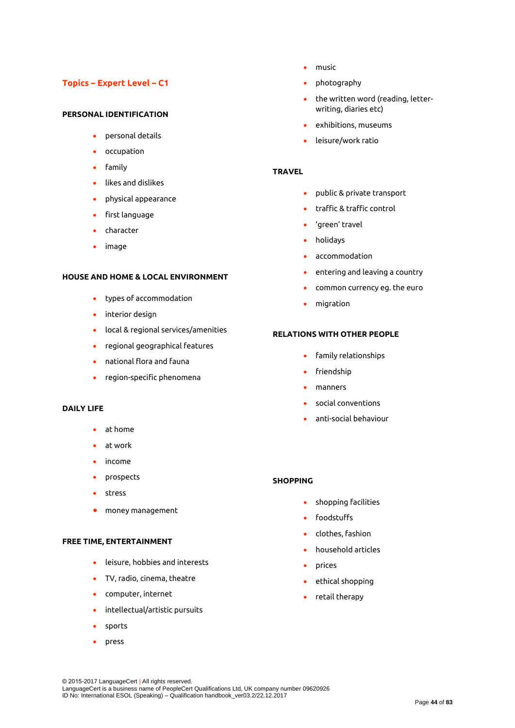## Topics – Expert Level – C1

### PERSONAL IDENTIFICATION

- personal details
- occupation
- family
- likes and dislikes
- physical appearance
- first language
- character
- image

### HOUSE AND HOME & LOCAL ENVIRONMENT

- types of accommodation
- interior design
- local & regional services/amenities
- regional geographical features
- national flora and fauna
- region-specific phenomena

### DAILY LIFE

- at home
- at work
- income
- prospects
- stress
- money management

### FREE TIME, ENTERTAINMENT

- leisure, hobbies and interests
- TV, radio, cinema, theatre
- computer, internet
- intellectual/artistic pursuits
- sports
- press
- music
- photography
- the written word (reading, letter-writing, diaries etc)
- exhibitions, museums
- leisure/work ratio

### TRAVEL

- public & private transport
- traffic & traffic control
- 'green' travel
- holidays
- accommodation
- entering and leaving a country
- common currency eg. the euro
- migration

### RELATIONS WITH OTHER PEOPLE

- family relationships
- friendship
- manners
- social conventions
- anti-social behaviour

### SHOPPING

- shopping facilities
- foodstuffs
- clothes, fashion
- household articles
- prices
- ethical shopping
- retail therapy

© 2015-2017 LanguageCert | All rights reserved.
LanguageCert is a business name of PeopleCert Qualifications Ltd, UK company number 09620926
ID No: International ESOL (Speaking) – Qualification handbook_ver03.2/22.12.2017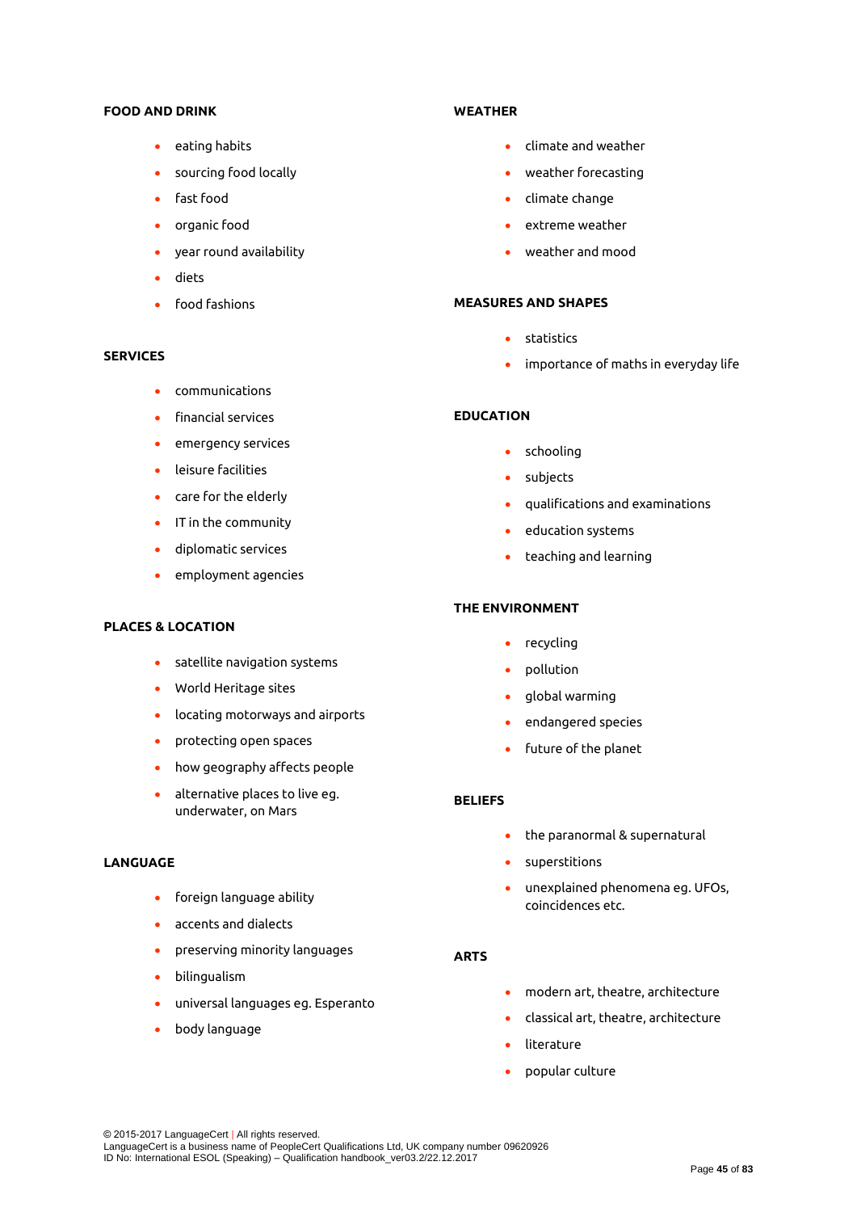### FOOD AND DRINK

- eating habits
- sourcing food locally
- fast food
- organic food
- year round availability
- diets
- food fashions

### SERVICES

- communications
- financial services
- emergency services
- leisure facilities
- care for the elderly
- IT in the community
- diplomatic services
- employment agencies

### PLACES & LOCATION

- satellite navigation systems
- World Heritage sites
- locating motorways and airports
- protecting open spaces
- how geography affects people
- alternative places to live eg. underwater, on Mars

### LANGUAGE

- foreign language ability
- accents and dialects
- preserving minority languages
- bilingualism
- universal languages eg. Esperanto
- body language

### WEATHER

- climate and weather
- weather forecasting
- climate change
- extreme weather
- weather and mood

### MEASURES AND SHAPES

- statistics
- importance of maths in everyday life

### EDUCATION

- schooling
- subjects
- qualifications and examinations
- education systems
- teaching and learning

### THE ENVIRONMENT

- recycling
- pollution
- global warming
- endangered species
- future of the planet

### BELIEFS

- the paranormal & supernatural
- superstitions
- unexplained phenomena eg. UFOs, coincidences etc.

### ARTS

- modern art, theatre, architecture
- classical art, theatre, architecture
- literature
- popular culture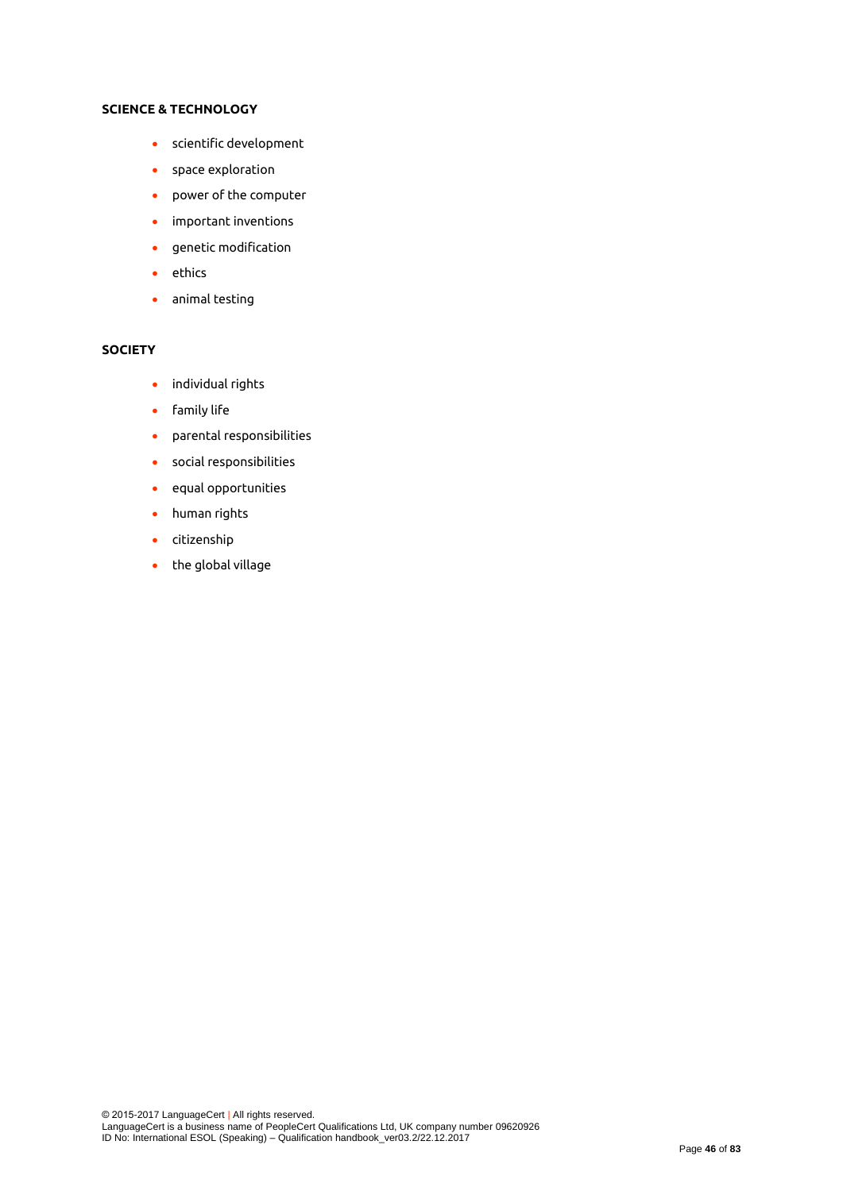**SCIENCE & TECHNOLOGY**

- scientific development
- space exploration
- power of the computer
- important inventions
- genetic modification
- ethics
- animal testing

**SOCIETY**

- individual rights
- family life
- parental responsibilities
- social responsibilities
- equal opportunities
- human rights
- citizenship
- the global village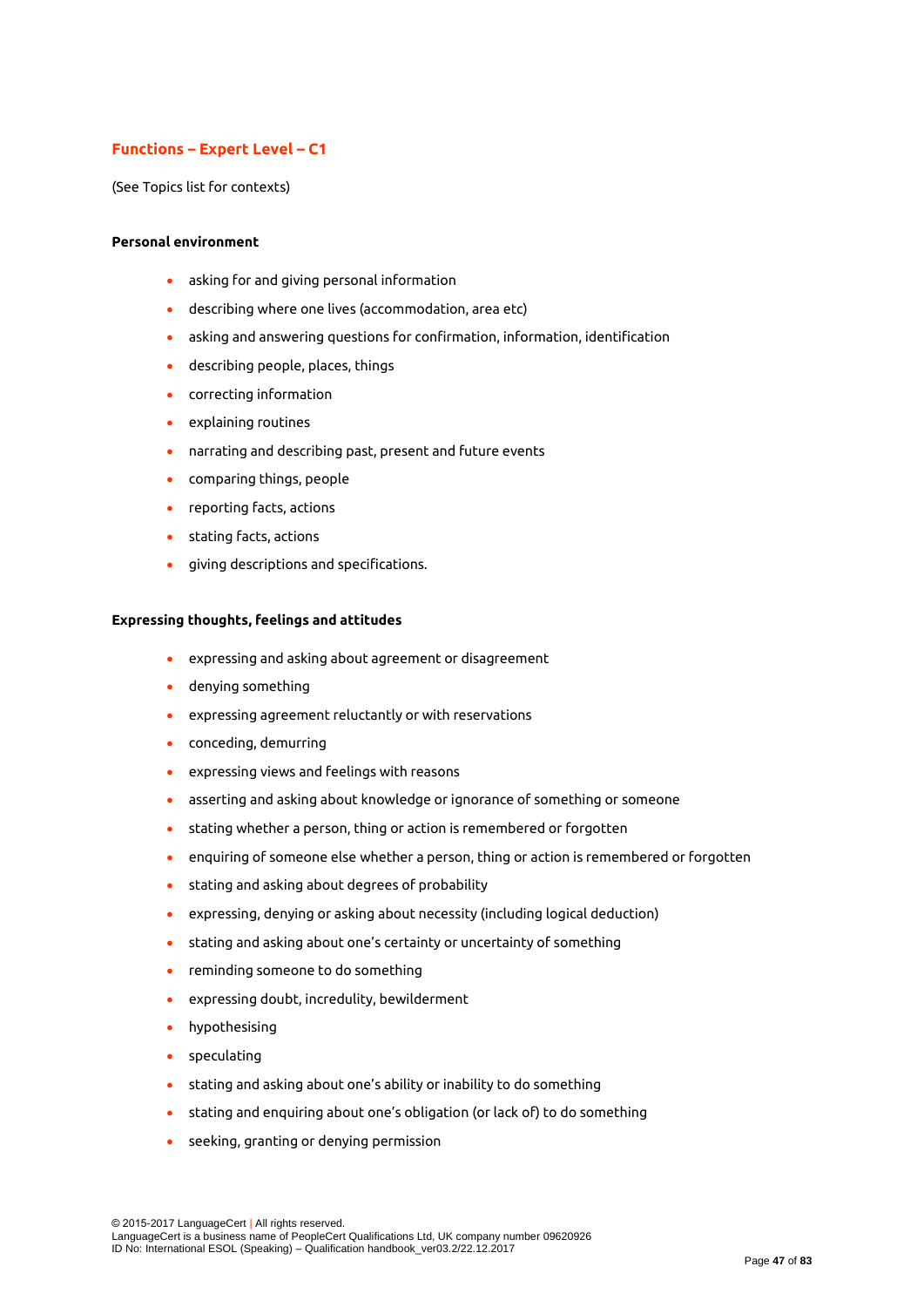## Functions – Expert Level – C1

(See Topics list for contexts)

**Personal environment**

- asking for and giving personal information
- describing where one lives (accommodation, area etc)
- asking and answering questions for confirmation, information, identification
- describing people, places, things
- correcting information
- explaining routines
- narrating and describing past, present and future events
- comparing things, people
- reporting facts, actions
- stating facts, actions
- giving descriptions and specifications.

**Expressing thoughts, feelings and attitudes**

- expressing and asking about agreement or disagreement
- denying something
- expressing agreement reluctantly or with reservations
- conceding, demurring
- expressing views and feelings with reasons
- asserting and asking about knowledge or ignorance of something or someone
- stating whether a person, thing or action is remembered or forgotten
- enquiring of someone else whether a person, thing or action is remembered or forgotten
- stating and asking about degrees of probability
- expressing, denying or asking about necessity (including logical deduction)
- stating and asking about one's certainty or uncertainty of something
- reminding someone to do something
- expressing doubt, incredulity, bewilderment
- hypothesising
- speculating
- stating and asking about one's ability or inability to do something
- stating and enquiring about one's obligation (or lack of) to do something
- seeking, granting or denying permission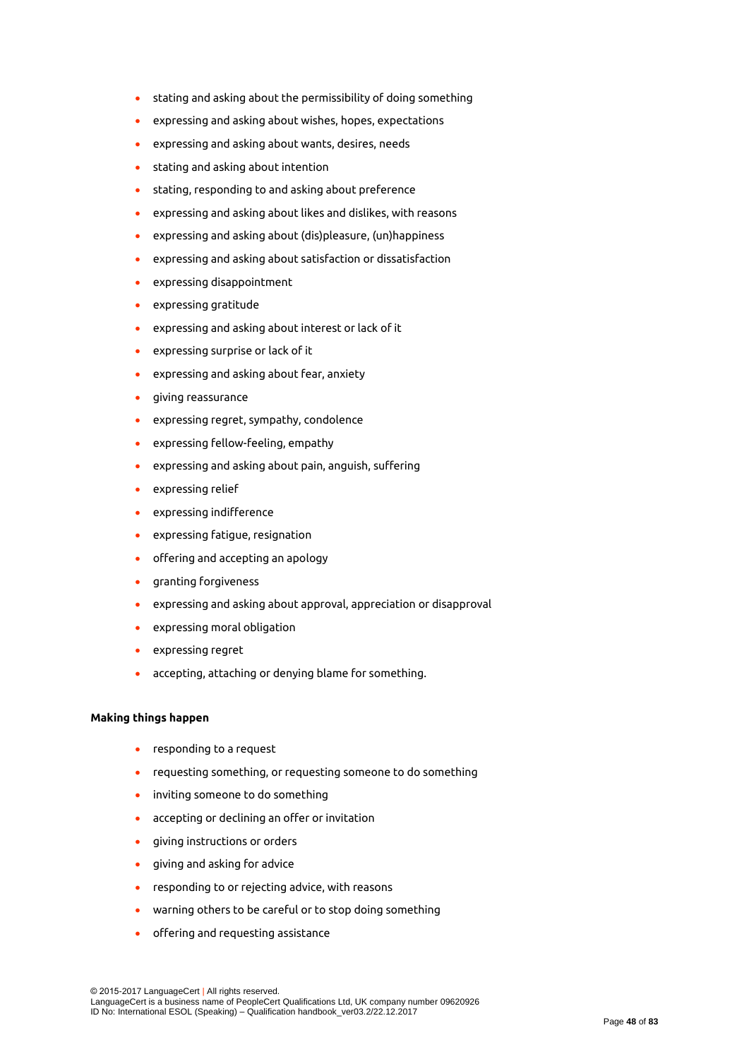- stating and asking about the permissibility of doing something
- expressing and asking about wishes, hopes, expectations
- expressing and asking about wants, desires, needs
- stating and asking about intention
- stating, responding to and asking about preference
- expressing and asking about likes and dislikes, with reasons
- expressing and asking about (dis)pleasure, (un)happiness
- expressing and asking about satisfaction or dissatisfaction
- expressing disappointment
- expressing gratitude
- expressing and asking about interest or lack of it
- expressing surprise or lack of it
- expressing and asking about fear, anxiety
- giving reassurance
- expressing regret, sympathy, condolence
- expressing fellow-feeling, empathy
- expressing and asking about pain, anguish, suffering
- expressing relief
- expressing indifference
- expressing fatigue, resignation
- offering and accepting an apology
- granting forgiveness
- expressing and asking about approval, appreciation or disapproval
- expressing moral obligation
- expressing regret
- accepting, attaching or denying blame for something.

**Making things happen**

- responding to a request
- requesting something, or requesting someone to do something
- inviting someone to do something
- accepting or declining an offer or invitation
- giving instructions or orders
- giving and asking for advice
- responding to or rejecting advice, with reasons
- warning others to be careful or to stop doing something
- offering and requesting assistance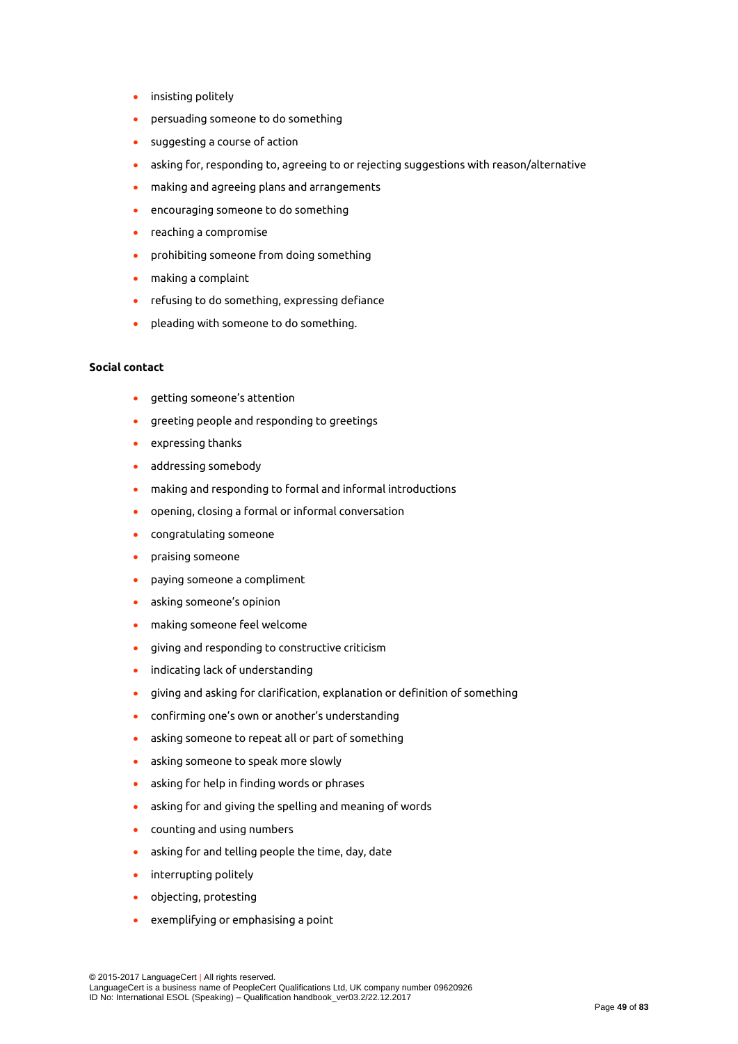- insisting politely
- persuading someone to do something
- suggesting a course of action
- asking for, responding to, agreeing to or rejecting suggestions with reason/alternative
- making and agreeing plans and arrangements
- encouraging someone to do something
- reaching a compromise
- prohibiting someone from doing something
- making a complaint
- refusing to do something, expressing defiance
- pleading with someone to do something.

**Social contact**

- getting someone's attention
- greeting people and responding to greetings
- expressing thanks
- addressing somebody
- making and responding to formal and informal introductions
- opening, closing a formal or informal conversation
- congratulating someone
- praising someone
- paying someone a compliment
- asking someone's opinion
- making someone feel welcome
- giving and responding to constructive criticism
- indicating lack of understanding
- giving and asking for clarification, explanation or definition of something
- confirming one's own or another's understanding
- asking someone to repeat all or part of something
- asking someone to speak more slowly
- asking for help in finding words or phrases
- asking for and giving the spelling and meaning of words
- counting and using numbers
- asking for and telling people the time, day, date
- interrupting politely
- objecting, protesting
- exemplifying or emphasising a point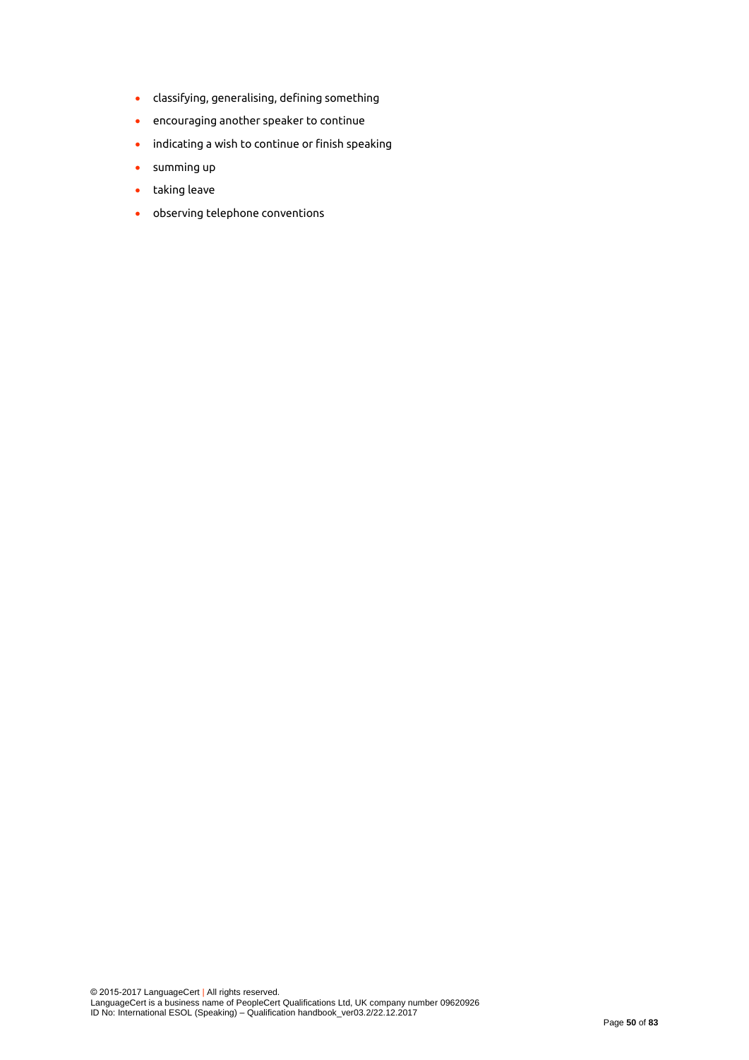- classifying, generalising, defining something
- encouraging another speaker to continue
- indicating a wish to continue or finish speaking
- summing up
- taking leave
- observing telephone conventions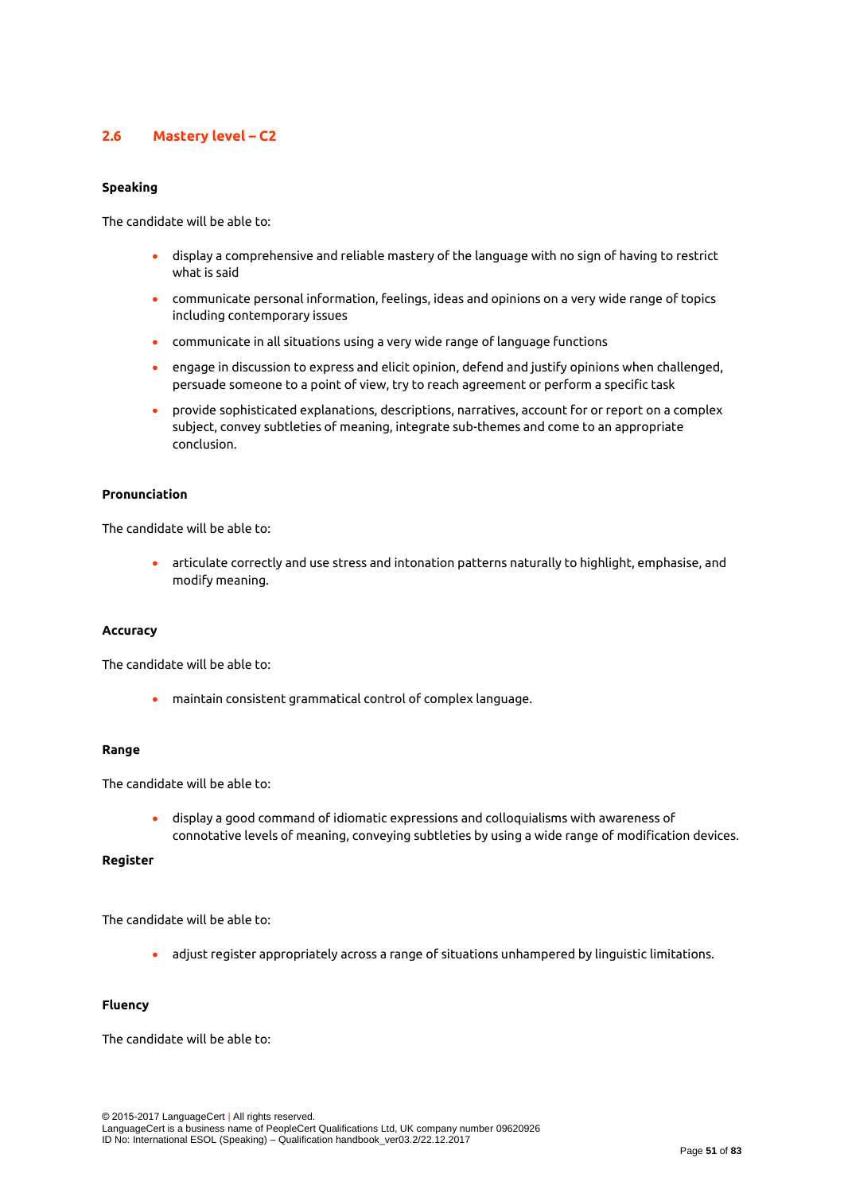## 2.6 Mastery level – C2

**Speaking**

The candidate will be able to:

- display a comprehensive and reliable mastery of the language with no sign of having to restrict what is said
- communicate personal information, feelings, ideas and opinions on a very wide range of topics including contemporary issues
- communicate in all situations using a very wide range of language functions
- engage in discussion to express and elicit opinion, defend and justify opinions when challenged, persuade someone to a point of view, try to reach agreement or perform a specific task
- provide sophisticated explanations, descriptions, narratives, account for or report on a complex subject, convey subtleties of meaning, integrate sub-themes and come to an appropriate conclusion.

**Pronunciation**

The candidate will be able to:

- articulate correctly and use stress and intonation patterns naturally to highlight, emphasise, and modify meaning.

**Accuracy**

The candidate will be able to:

- maintain consistent grammatical control of complex language.

**Range**

The candidate will be able to:

- display a good command of idiomatic expressions and colloquialisms with awareness of connotative levels of meaning, conveying subtleties by using a wide range of modification devices.

**Register**

The candidate will be able to:

- adjust register appropriately across a range of situations unhampered by linguistic limitations.

**Fluency**

The candidate will be able to: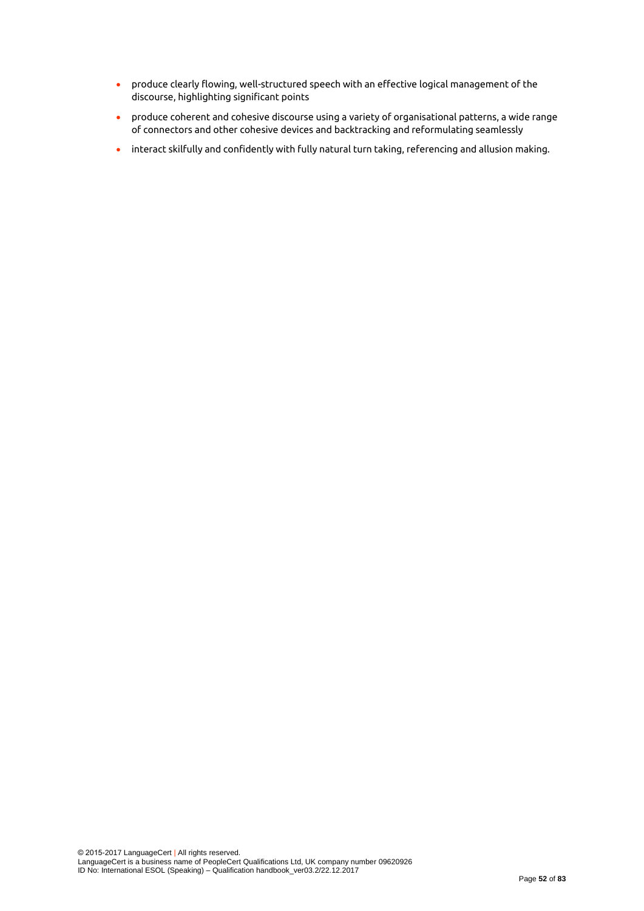- produce clearly flowing, well-structured speech with an effective logical management of the discourse, highlighting significant points
- produce coherent and cohesive discourse using a variety of organisational patterns, a wide range of connectors and other cohesive devices and backtracking and reformulating seamlessly
- interact skilfully and confidently with fully natural turn taking, referencing and allusion making.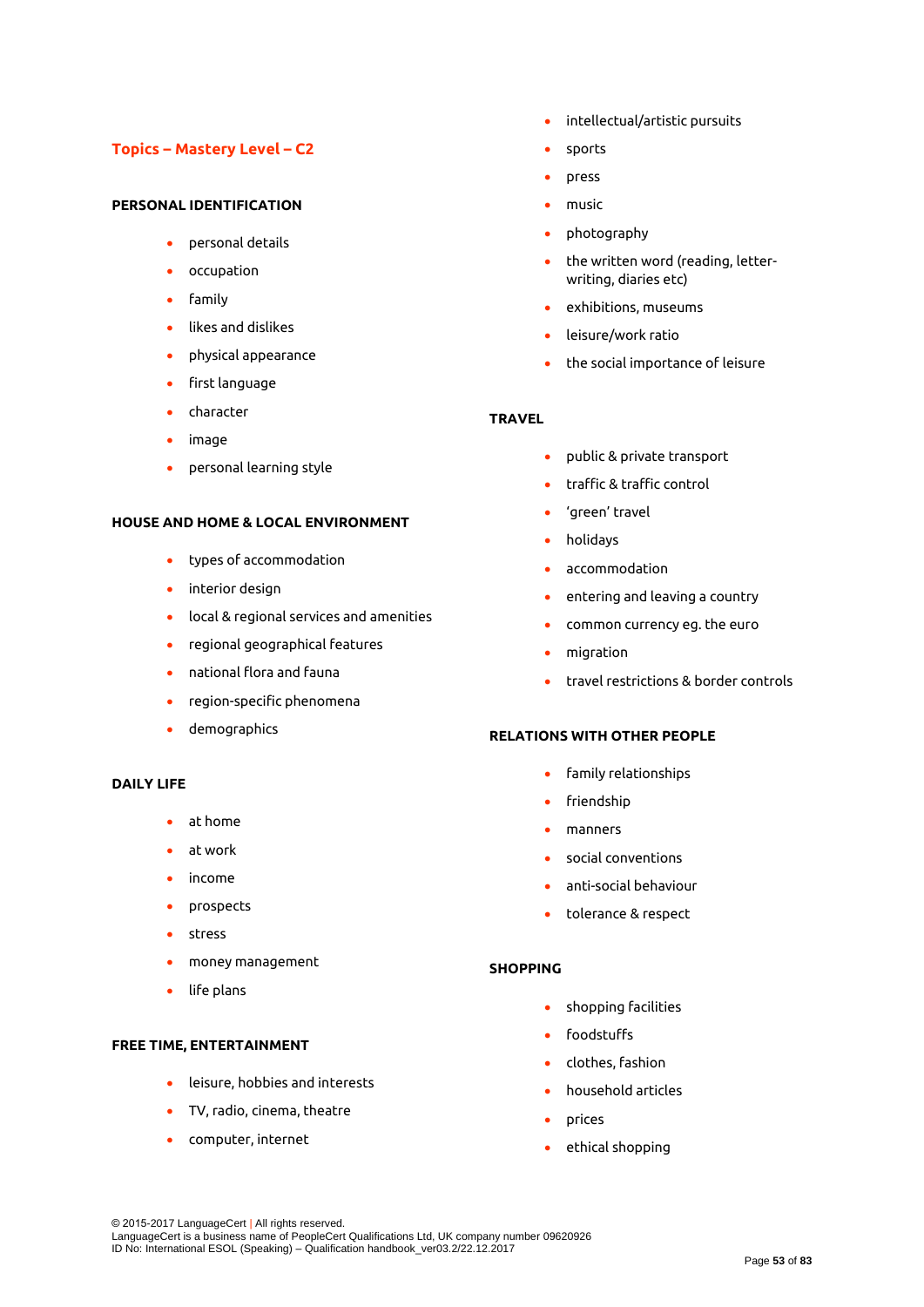## Topics – Mastery Level – C2

### PERSONAL IDENTIFICATION

- personal details
- occupation
- family
- likes and dislikes
- physical appearance
- first language
- character
- image
- personal learning style

### HOUSE AND HOME & LOCAL ENVIRONMENT

- types of accommodation
- interior design
- local & regional services and amenities
- regional geographical features
- national flora and fauna
- region-specific phenomena
- demographics

### DAILY LIFE

- at home
- at work
- income
- prospects
- stress
- money management
- life plans

### FREE TIME, ENTERTAINMENT

- leisure, hobbies and interests
- TV, radio, cinema, theatre
- computer, internet
- intellectual/artistic pursuits
- sports
- press
- music
- photography
- the written word (reading, letter-writing, diaries etc)
- exhibitions, museums
- leisure/work ratio
- the social importance of leisure

### TRAVEL

- public & private transport
- traffic & traffic control
- 'green' travel
- holidays
- accommodation
- entering and leaving a country
- common currency eg. the euro
- migration
- travel restrictions & border controls

### RELATIONS WITH OTHER PEOPLE

- family relationships
- friendship
- manners
- social conventions
- anti-social behaviour
- tolerance & respect

### SHOPPING

- shopping facilities
- foodstuffs
- clothes, fashion
- household articles
- prices
- ethical shopping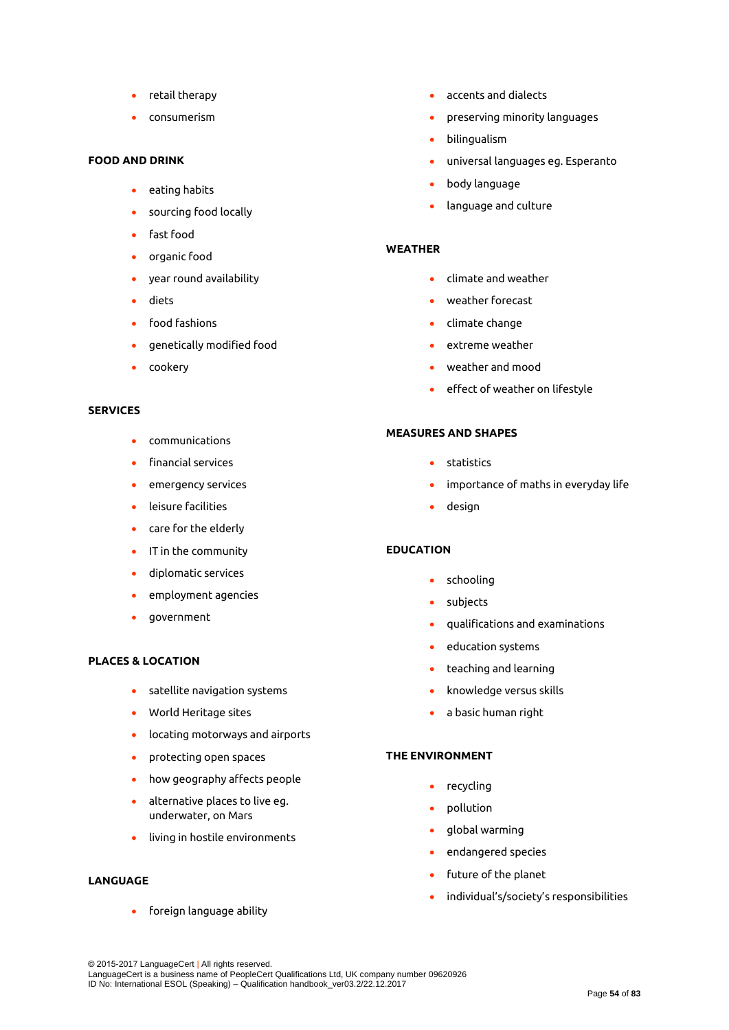- retail therapy
- consumerism

**FOOD AND DRINK**

- eating habits
- sourcing food locally
- fast food
- organic food
- year round availability
- diets
- food fashions
- genetically modified food
- cookery

**SERVICES**

- communications
- financial services
- emergency services
- leisure facilities
- care for the elderly
- IT in the community
- diplomatic services
- employment agencies
- government

**PLACES & LOCATION**

- satellite navigation systems
- World Heritage sites
- locating motorways and airports
- protecting open spaces
- how geography affects people
- alternative places to live eg. underwater, on Mars
- living in hostile environments

**LANGUAGE**

- foreign language ability
- accents and dialects
- preserving minority languages
- bilingualism
- universal languages eg. Esperanto
- body language
- language and culture

**WEATHER**

- climate and weather
- weather forecast
- climate change
- extreme weather
- weather and mood
- effect of weather on lifestyle

**MEASURES AND SHAPES**

- statistics
- importance of maths in everyday life
- design

**EDUCATION**

- schooling
- subjects
- qualifications and examinations
- education systems
- teaching and learning
- knowledge versus skills
- a basic human right

**THE ENVIRONMENT**

- recycling
- pollution
- global warming
- endangered species
- future of the planet
- individual's/society's responsibilities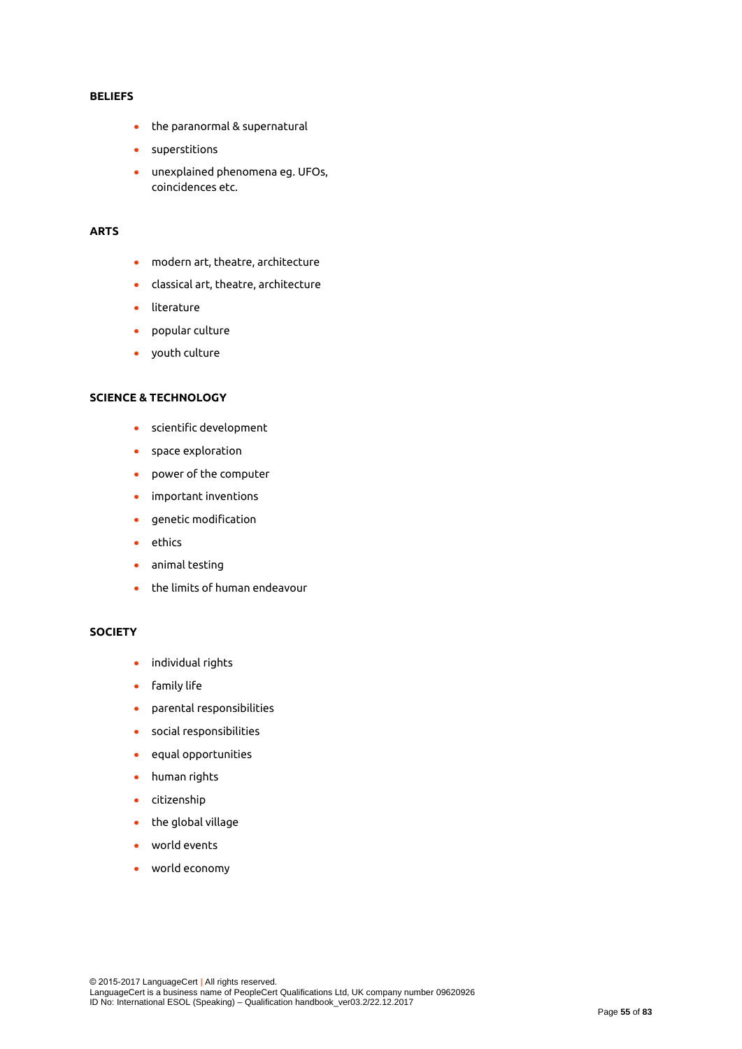**BELIEFS**

- the paranormal & supernatural
- superstitions
- unexplained phenomena eg. UFOs, coincidences etc.

**ARTS**

- modern art, theatre, architecture
- classical art, theatre, architecture
- literature
- popular culture
- youth culture

**SCIENCE & TECHNOLOGY**

- scientific development
- space exploration
- power of the computer
- important inventions
- genetic modification
- ethics
- animal testing
- the limits of human endeavour

**SOCIETY**

- individual rights
- family life
- parental responsibilities
- social responsibilities
- equal opportunities
- human rights
- citizenship
- the global village
- world events
- world economy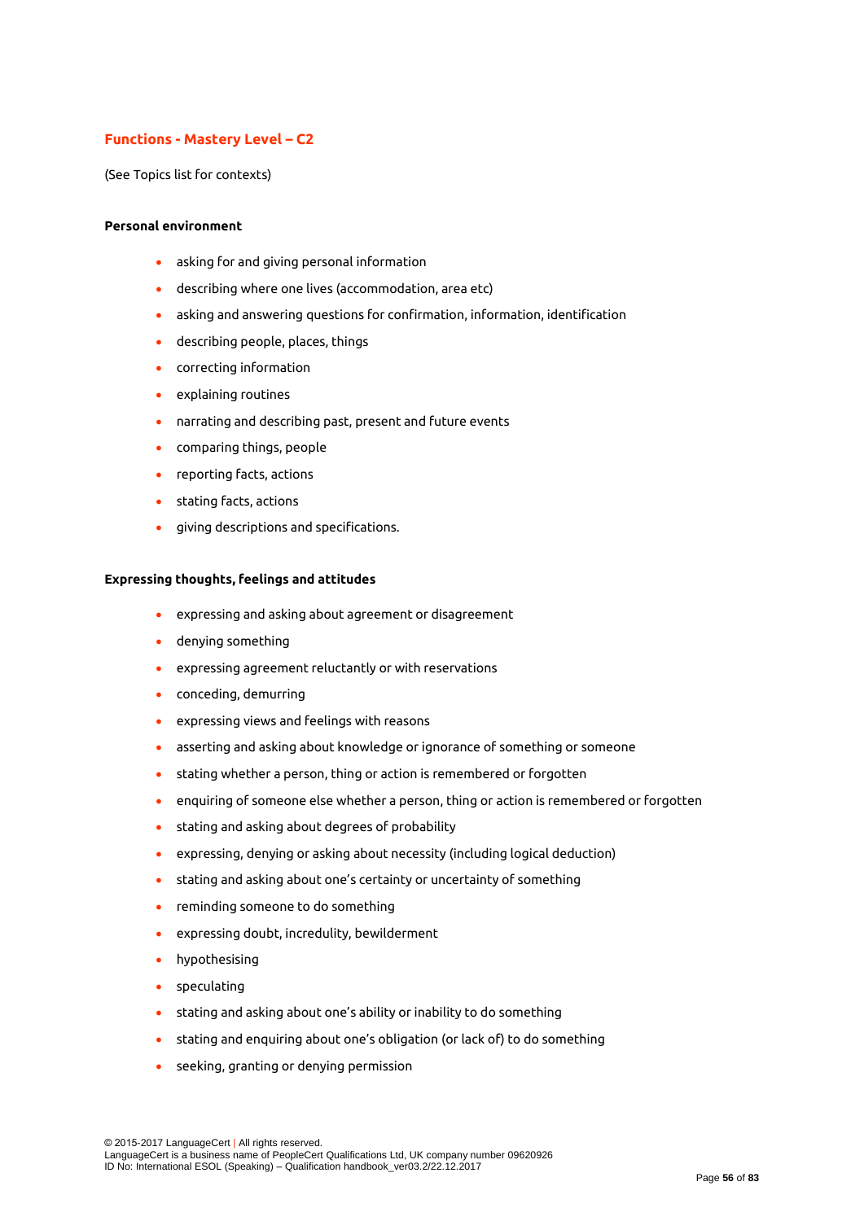## Functions - Mastery Level – C2

(See Topics list for contexts)

**Personal environment**

- asking for and giving personal information
- describing where one lives (accommodation, area etc)
- asking and answering questions for confirmation, information, identification
- describing people, places, things
- correcting information
- explaining routines
- narrating and describing past, present and future events
- comparing things, people
- reporting facts, actions
- stating facts, actions
- giving descriptions and specifications.

**Expressing thoughts, feelings and attitudes**

- expressing and asking about agreement or disagreement
- denying something
- expressing agreement reluctantly or with reservations
- conceding, demurring
- expressing views and feelings with reasons
- asserting and asking about knowledge or ignorance of something or someone
- stating whether a person, thing or action is remembered or forgotten
- enquiring of someone else whether a person, thing or action is remembered or forgotten
- stating and asking about degrees of probability
- expressing, denying or asking about necessity (including logical deduction)
- stating and asking about one's certainty or uncertainty of something
- reminding someone to do something
- expressing doubt, incredulity, bewilderment
- hypothesising
- speculating
- stating and asking about one's ability or inability to do something
- stating and enquiring about one's obligation (or lack of) to do something
- seeking, granting or denying permission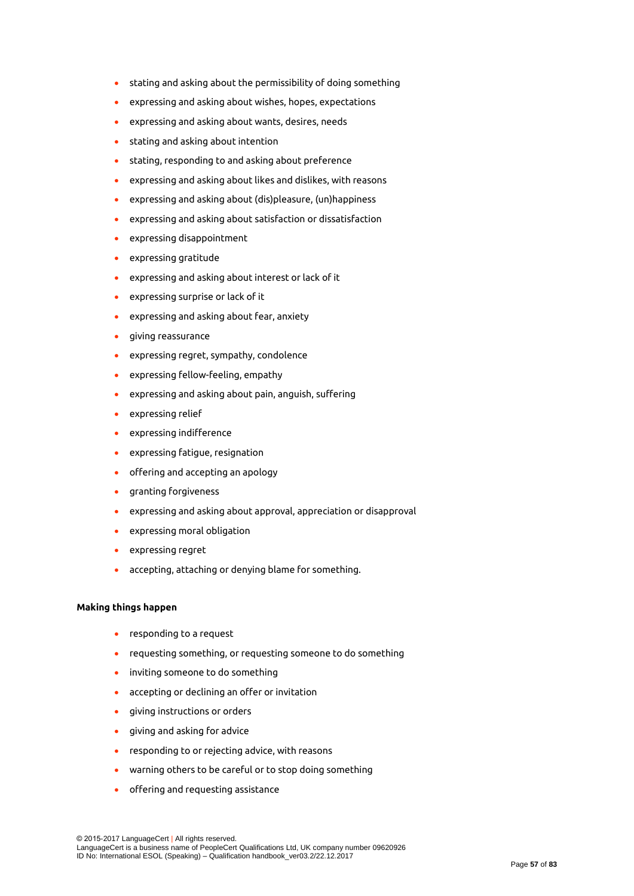- stating and asking about the permissibility of doing something
- expressing and asking about wishes, hopes, expectations
- expressing and asking about wants, desires, needs
- stating and asking about intention
- stating, responding to and asking about preference
- expressing and asking about likes and dislikes, with reasons
- expressing and asking about (dis)pleasure, (un)happiness
- expressing and asking about satisfaction or dissatisfaction
- expressing disappointment
- expressing gratitude
- expressing and asking about interest or lack of it
- expressing surprise or lack of it
- expressing and asking about fear, anxiety
- giving reassurance
- expressing regret, sympathy, condolence
- expressing fellow-feeling, empathy
- expressing and asking about pain, anguish, suffering
- expressing relief
- expressing indifference
- expressing fatigue, resignation
- offering and accepting an apology
- granting forgiveness
- expressing and asking about approval, appreciation or disapproval
- expressing moral obligation
- expressing regret
- accepting, attaching or denying blame for something.

**Making things happen**

- responding to a request
- requesting something, or requesting someone to do something
- inviting someone to do something
- accepting or declining an offer or invitation
- giving instructions or orders
- giving and asking for advice
- responding to or rejecting advice, with reasons
- warning others to be careful or to stop doing something
- offering and requesting assistance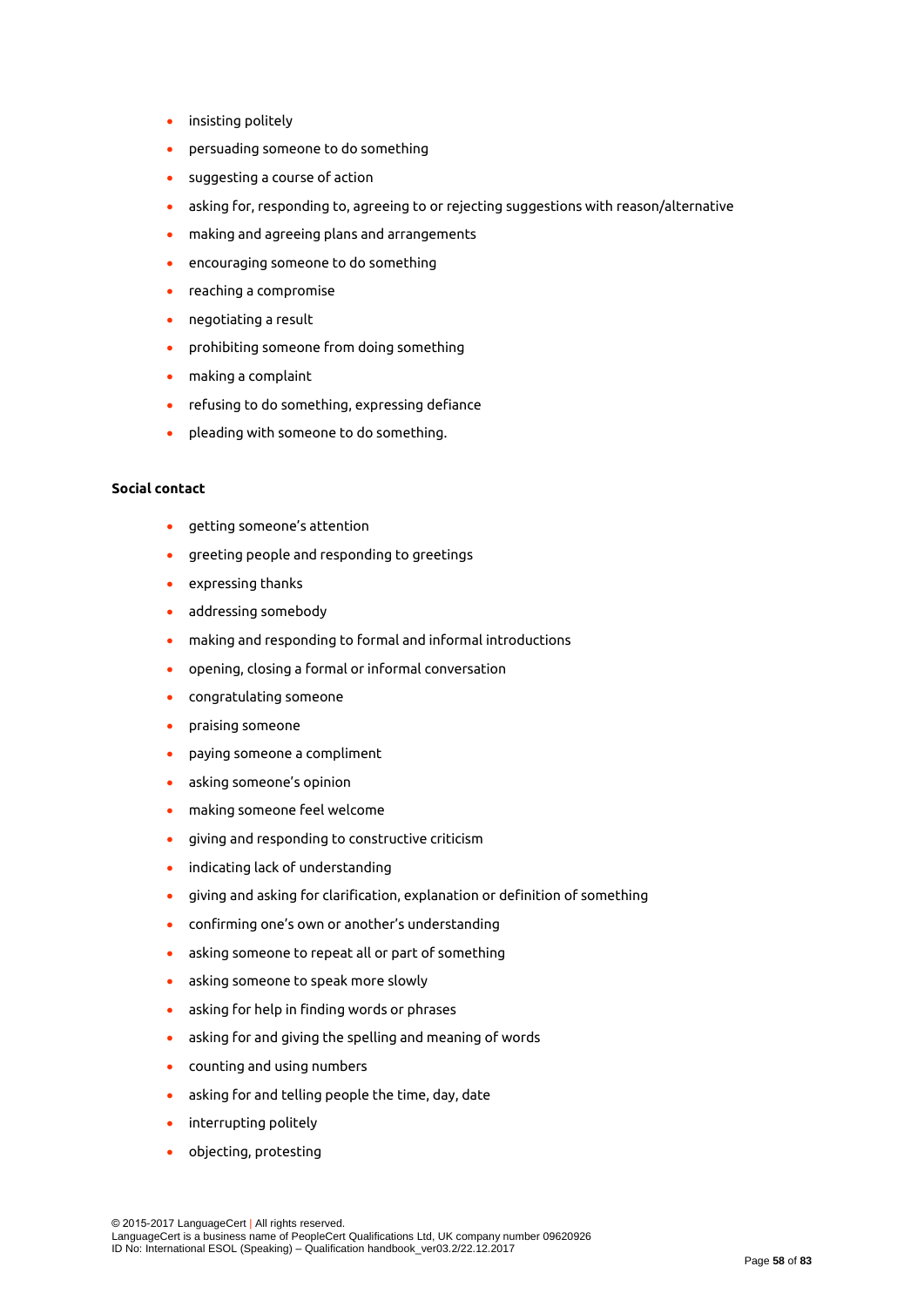- insisting politely
- persuading someone to do something
- suggesting a course of action
- asking for, responding to, agreeing to or rejecting suggestions with reason/alternative
- making and agreeing plans and arrangements
- encouraging someone to do something
- reaching a compromise
- negotiating a result
- prohibiting someone from doing something
- making a complaint
- refusing to do something, expressing defiance
- pleading with someone to do something.

**Social contact**

- getting someone's attention
- greeting people and responding to greetings
- expressing thanks
- addressing somebody
- making and responding to formal and informal introductions
- opening, closing a formal or informal conversation
- congratulating someone
- praising someone
- paying someone a compliment
- asking someone's opinion
- making someone feel welcome
- giving and responding to constructive criticism
- indicating lack of understanding
- giving and asking for clarification, explanation or definition of something
- confirming one's own or another's understanding
- asking someone to repeat all or part of something
- asking someone to speak more slowly
- asking for help in finding words or phrases
- asking for and giving the spelling and meaning of words
- counting and using numbers
- asking for and telling people the time, day, date
- interrupting politely
- objecting, protesting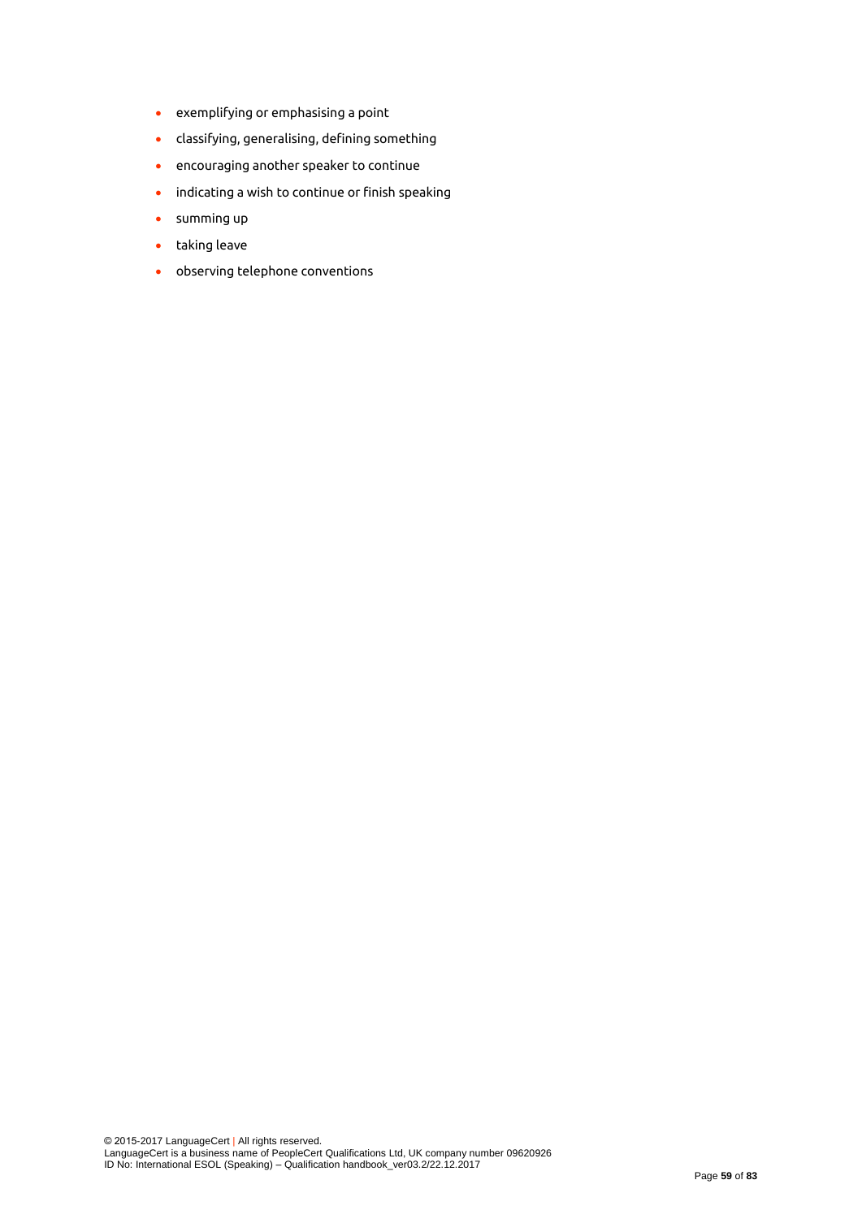- exemplifying or emphasising a point
- classifying, generalising, defining something
- encouraging another speaker to continue
- indicating a wish to continue or finish speaking
- summing up
- taking leave
- observing telephone conventions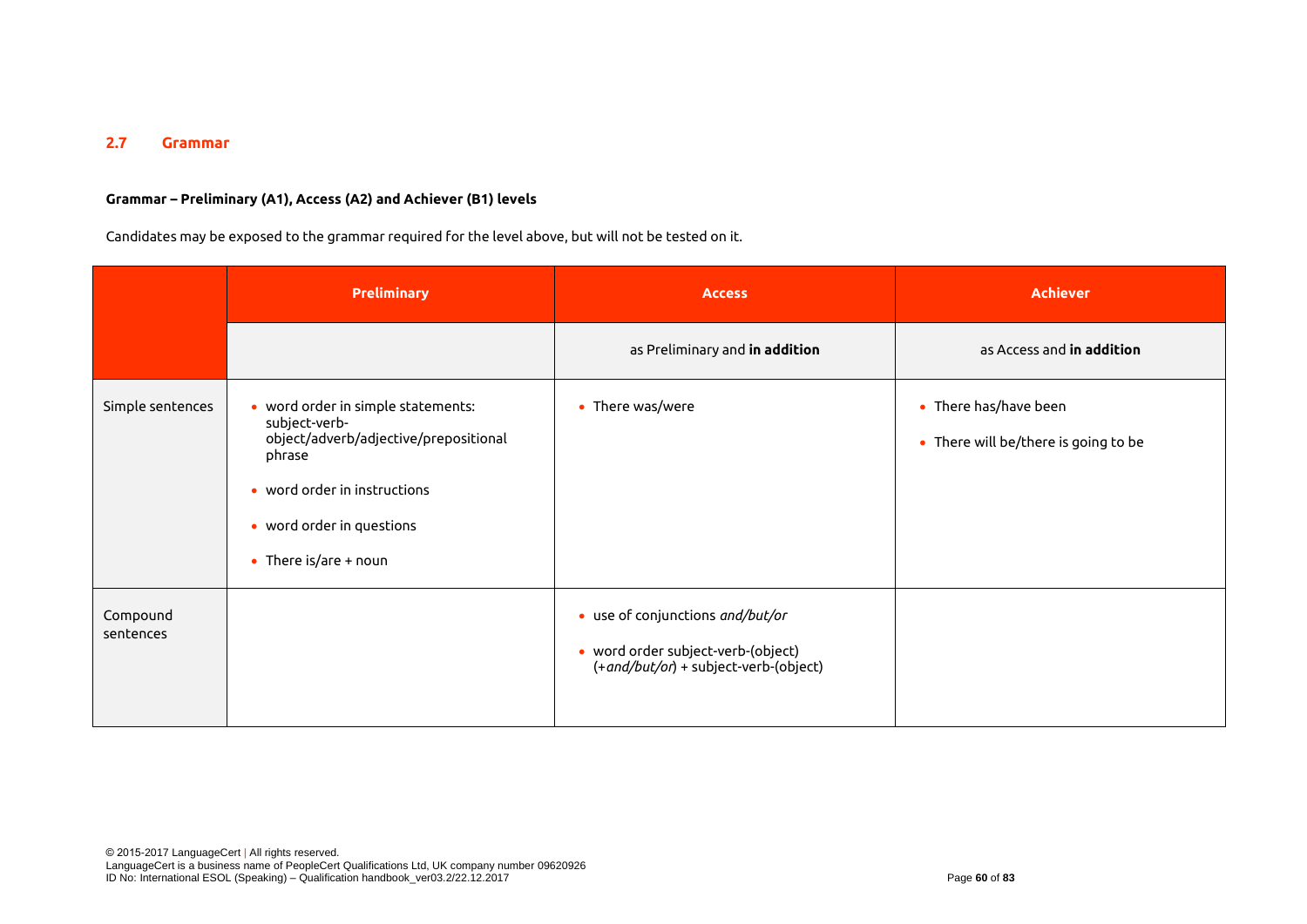## 2.7 Grammar

**Grammar – Preliminary (A1), Access (A2) and Achiever (B1) levels**

Candidates may be exposed to the grammar required for the level above, but will not be tested on it.

| | Preliminary | Access | Achiever |
|---|---|---|---|
| | | as Preliminary and **in addition** | as Access and **in addition** |
| Simple sentences | • word order in simple statements: subject-verb-object/adverb/adjective/prepositional phrase<br>• word order in instructions<br>• word order in questions<br>• There is/are + noun | • There was/were | • There has/have been<br>• There will be/there is going to be |
| Compound sentences | | • use of conjunctions *and/but/or*<br>• word order subject-verb-(object) (+*and/but/or*) + subject-verb-(object) | |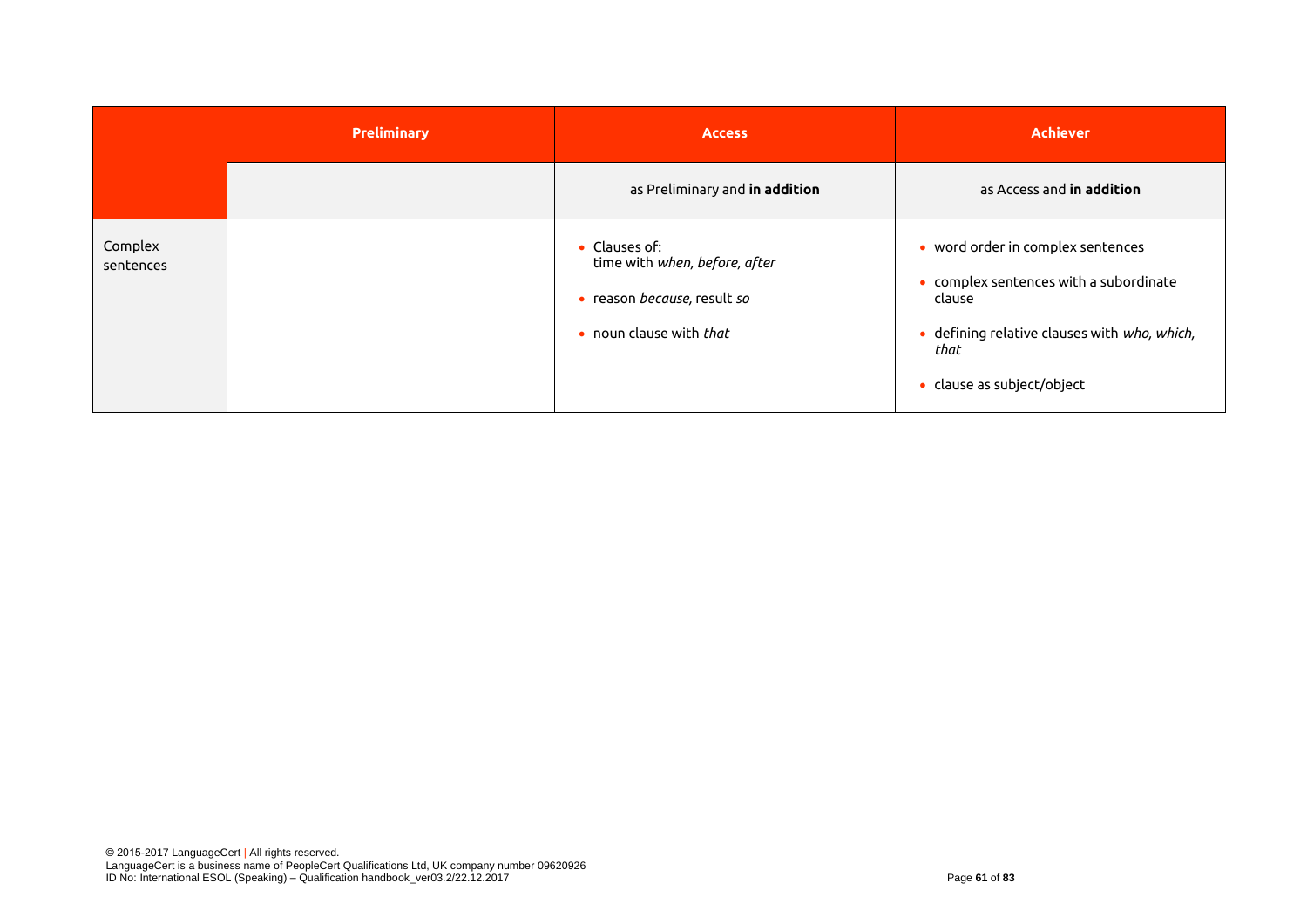| | Preliminary | Access | Achiever |
|---|---|---|---|
| | | as Preliminary and **in addition** | as Access and **in addition** |
| Complex sentences | | • Clauses of: time with *when, before, after*<br>• reason *because*, result *so*<br>• noun clause with *that* | • word order in complex sentences<br>• complex sentences with a subordinate clause<br>• defining relative clauses with *who, which, that*<br>• clause as subject/object |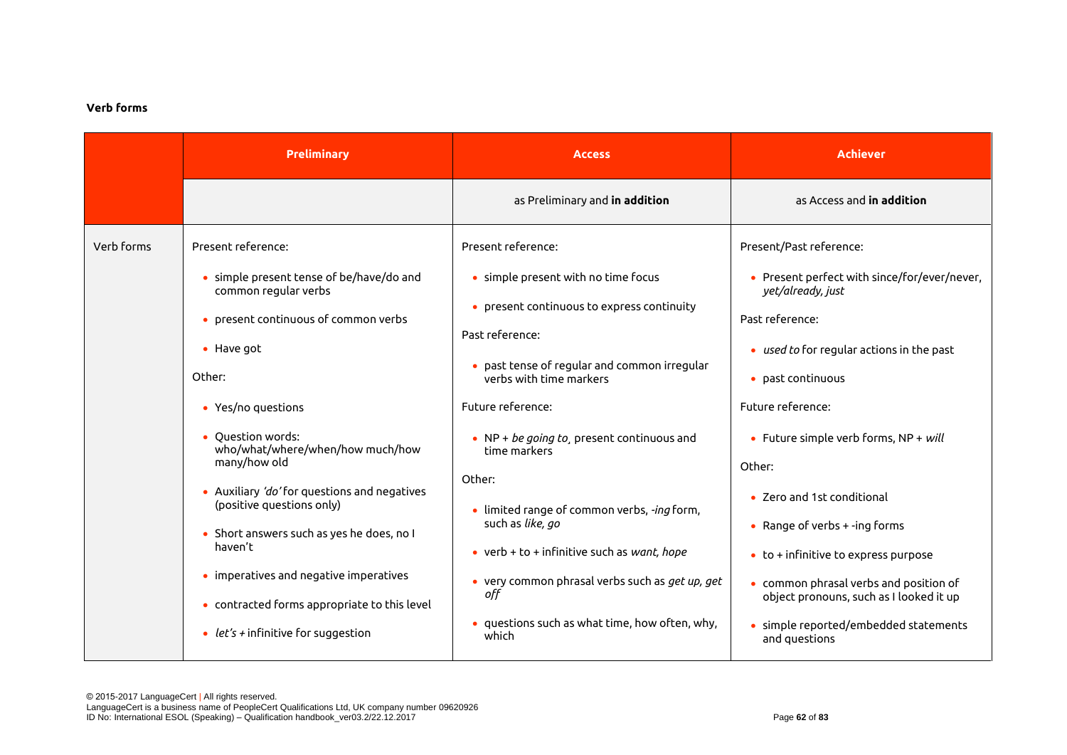**Verb forms**

| | Preliminary | Access | Achiever |
|---|---|---|---|
| | | as Preliminary and **in addition** | as Access and **in addition** |
| Verb forms | Present reference:<br><br>• simple present tense of be/have/do and common regular verbs<br>• present continuous of common verbs<br>• Have got<br><br>Other:<br><br>• Yes/no questions<br>• Question words: who/what/where/when/how much/how many/how old<br>• Auxiliary *'do'* for questions and negatives (positive questions only)<br>• Short answers such as yes he does, no I haven't<br>• imperatives and negative imperatives<br>• contracted forms appropriate to this level<br>• *let's +* infinitive for suggestion | Present reference:<br><br>• simple present with no time focus<br>• present continuous to express continuity<br><br>Past reference:<br><br>• past tense of regular and common irregular verbs with time markers<br><br>Future reference:<br><br>• NP + *be going to*, present continuous and time markers<br><br>Other:<br><br>• limited range of common verbs, *-ing* form, such as *like, go*<br>• verb + to + infinitive such as *want, hope*<br>• very common phrasal verbs such as *get up, get off*<br>• questions such as what time, how often, why, which | Present/Past reference:<br><br>• Present perfect with since/for/ever/never, *yet/already, just*<br><br>Past reference:<br><br>• *used to* for regular actions in the past<br>• past continuous<br><br>Future reference:<br><br>• Future simple verb forms, NP + *will*<br><br>Other:<br><br>• Zero and 1st conditional<br>• Range of verbs + -ing forms<br>• to + infinitive to express purpose<br>• common phrasal verbs and position of object pronouns, such as I looked it up<br>• simple reported/embedded statements and questions |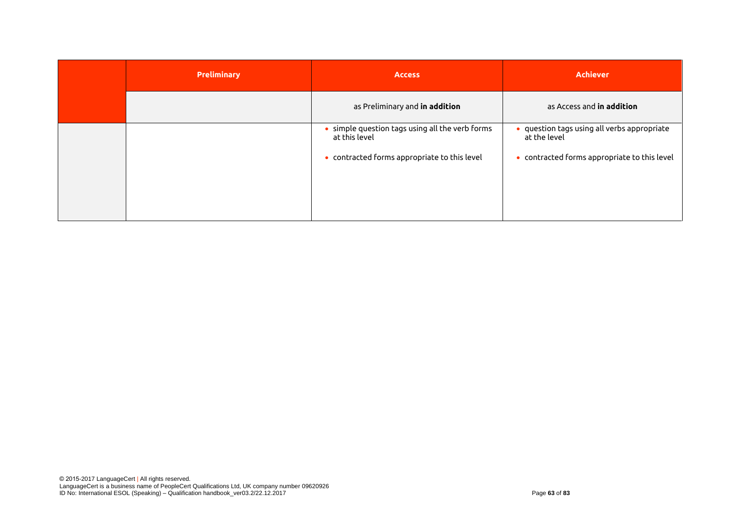| | Preliminary | Access | Achiever |
|---|---|---|---|
| | | as Preliminary and **in addition** | as Access and **in addition** |
| | | • simple question tags using all the verb forms at this level<br><br>• contracted forms appropriate to this level | • question tags using all verbs appropriate at the level<br><br>• contracted forms appropriate to this level |

© 2015-2017 LanguageCert | All rights reserved.
LanguageCert is a business name of PeopleCert Qualifications Ltd, UK company number 09620926
ID No: International ESOL (Speaking) – Qualification handbook_ver03.2/22.12.2017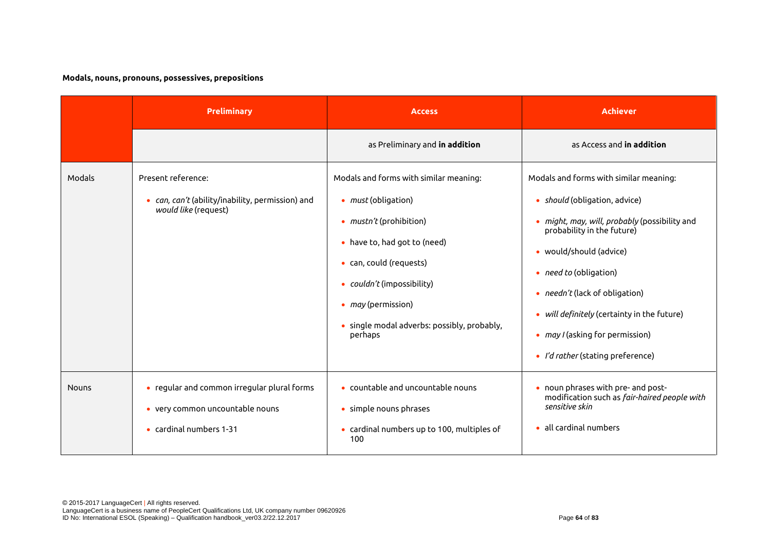**Modals, nouns, pronouns, possessives, prepositions**

| | Preliminary | Access | Achiever |
|---|---|---|---|
| | | as Preliminary and **in addition** | as Access and **in addition** |
| Modals | Present reference:<br>• *can, can't* (ability/inability, permission) and *would like* (request) | Modals and forms with similar meaning:<br>• *must* (obligation)<br>• *mustn't* (prohibition)<br>• have to, had got to (need)<br>• can, could (requests)<br>• *couldn't* (impossibility)<br>• *may* (permission)<br>• single modal adverbs: possibly, probably, perhaps | Modals and forms with similar meaning:<br>• *should* (obligation, advice)<br>• *might, may, will, probably* (possibility and probability in the future)<br>• would/should (advice)<br>• *need to* (obligation)<br>• *needn't* (lack of obligation)<br>• *will definitely* (certainty in the future)<br>• *may I* (asking for permission)<br>• *I'd rather* (stating preference) |
| Nouns | • regular and common irregular plural forms<br>• very common uncountable nouns<br>• cardinal numbers 1-31 | • countable and uncountable nouns<br>• simple nouns phrases<br>• cardinal numbers up to 100, multiples of 100 | • noun phrases with pre- and post-modification such as *fair-haired people with sensitive skin*<br>• all cardinal numbers |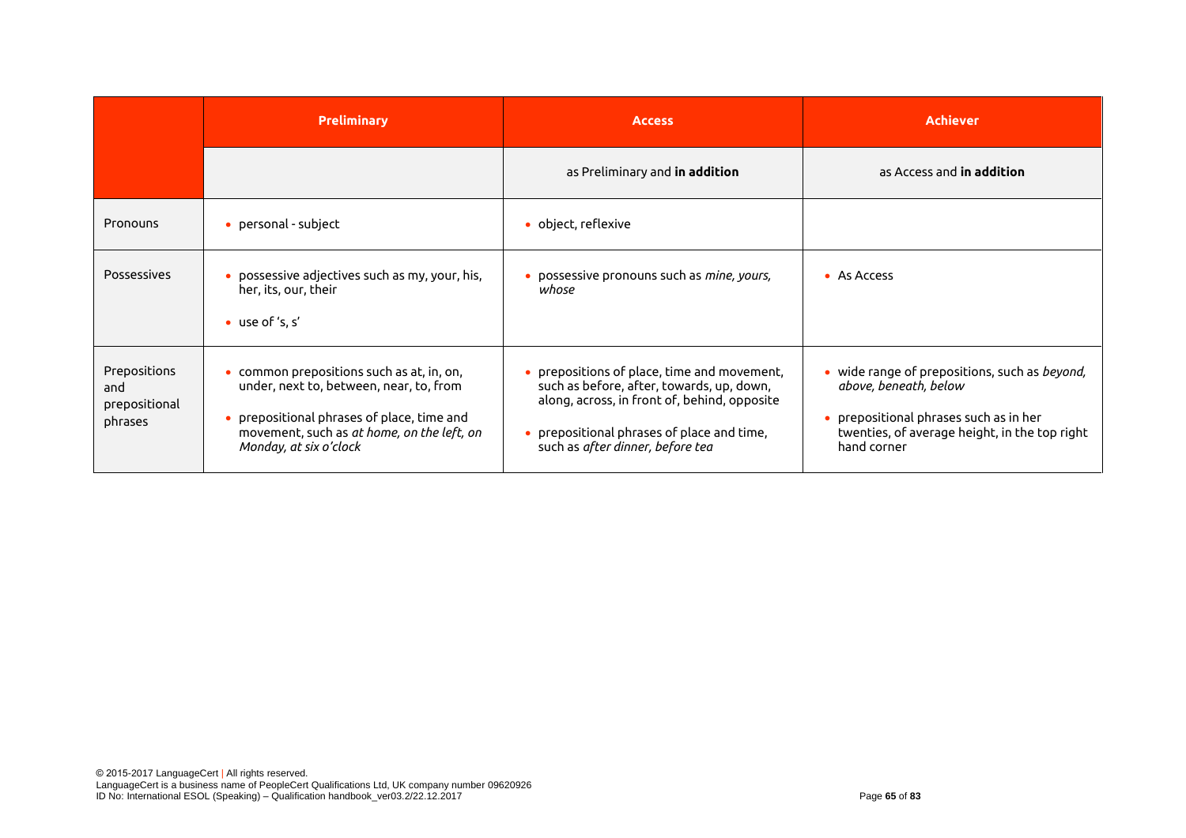| | Preliminary | Access | Achiever |
|---|---|---|---|
| | | as Preliminary and **in addition** | as Access and **in addition** |
| Pronouns | • personal - subject | • object, reflexive | |
| Possessives | • possessive adjectives such as my, your, his, her, its, our, their<br>• use of 's, s' | • possessive pronouns such as *mine, yours, whose* | • As Access |
| Prepositions and prepositional phrases | • common prepositions such as at, in, on, under, next to, between, near, to, from<br>• prepositional phrases of place, time and movement, such as *at home, on the left, on Monday, at six o'clock* | • prepositions of place, time and movement, such as before, after, towards, up, down, along, across, in front of, behind, opposite<br>• prepositional phrases of place and time, such as *after dinner, before tea* | • wide range of prepositions, such as *beyond, above, beneath, below*<br>• prepositional phrases such as in her twenties, of average height, in the top right hand corner |

© 2015-2017 LanguageCert | All rights reserved.
LanguageCert is a business name of PeopleCert Qualifications Ltd, UK company number 09620926
ID No: International ESOL (Speaking) – Qualification handbook_ver03.2/22.12.2017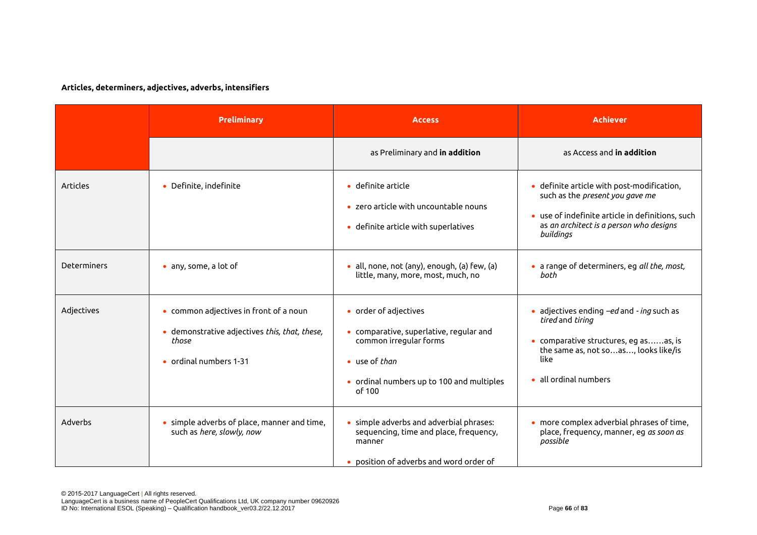**Articles, determiners, adjectives, adverbs, intensifiers**

| | Preliminary | Access | Achiever |
|---|---|---|---|
| | | as Preliminary and **in addition** | as Access and **in addition** |
| Articles | • Definite, indefinite | • definite article<br>• zero article with uncountable nouns<br>• definite article with superlatives | • definite article with post-modification, such as the *present you gave me*<br>• use of indefinite article in definitions, such as *an architect is a person who designs buildings* |
| Determiners | • any, some, a lot of | • all, none, not (any), enough, (a) few, (a) little, many, more, most, much, no | • a range of determiners, eg *all the, most, both* |
| Adjectives | • common adjectives in front of a noun<br>• demonstrative adjectives *this, that, these, those*<br>• ordinal numbers 1-31 | • order of adjectives<br>• comparative, superlative, regular and common irregular forms<br>• use of *than*<br>• ordinal numbers up to 100 and multiples of 100 | • adjectives ending *–ed* and *- ing* such as *tired* and *tiring*<br>• comparative structures, eg as……as, is the same as, not so…as…, looks like/is like<br>• all ordinal numbers |
| Adverbs | • simple adverbs of place, manner and time, such as *here, slowly, now* | • simple adverbs and adverbial phrases: sequencing, time and place, frequency, manner<br>• position of adverbs and word order of | • more complex adverbial phrases of time, place, frequency, manner, eg *as soon as possible* |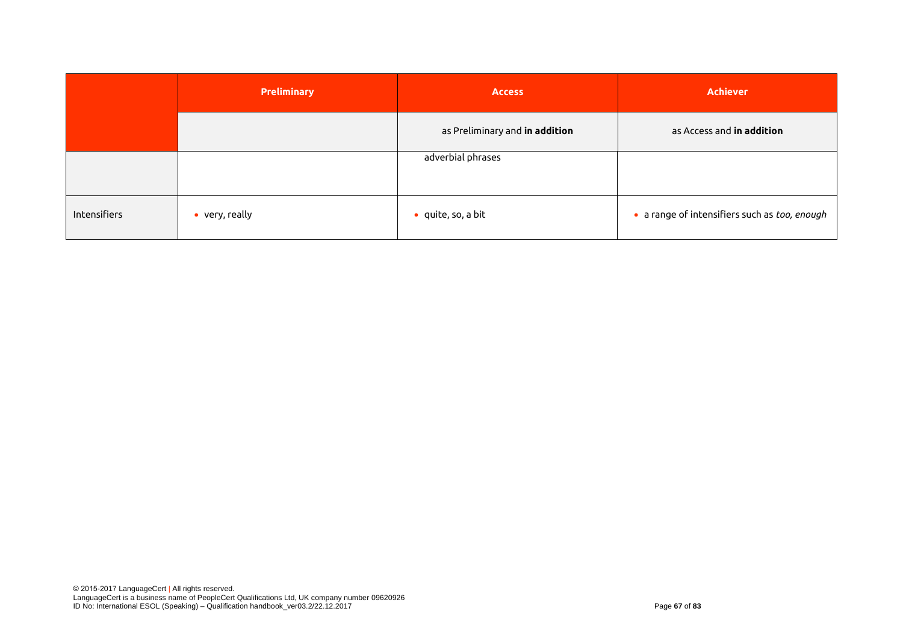| | Preliminary | Access | Achiever |
|---|---|---|---|
| | | as Preliminary and **in addition** | as Access and **in addition** |
| | | adverbial phrases | |
| Intensifiers | • very, really | • quite, so, a bit | • a range of intensifiers such as *too, enough* |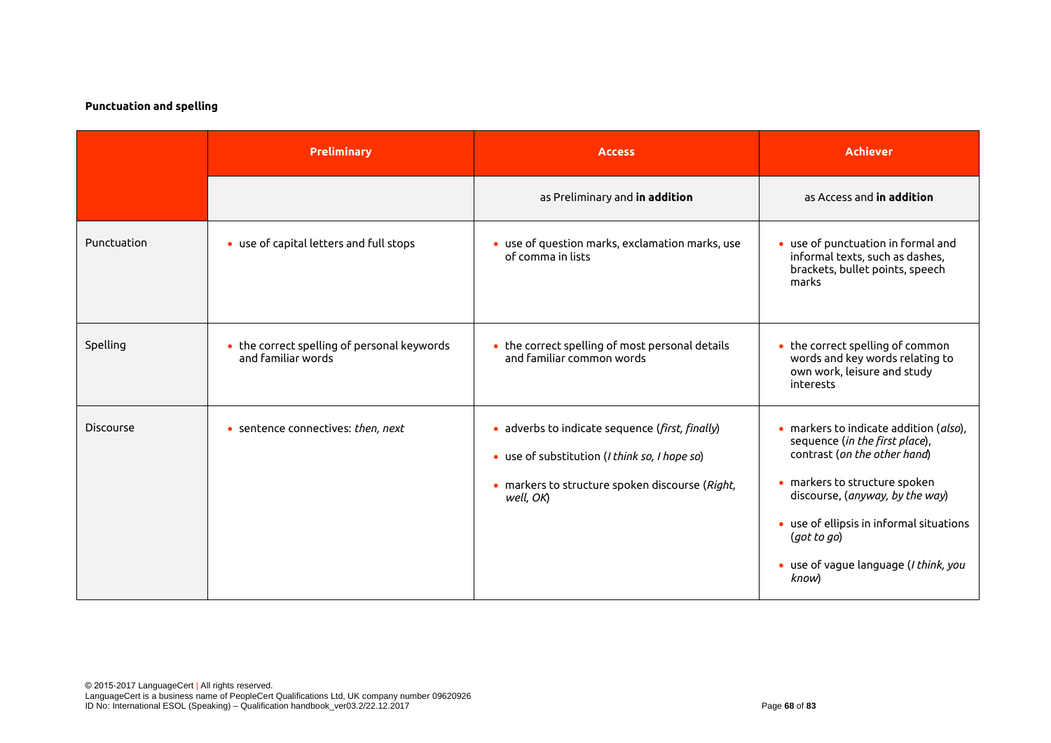**Punctuation and spelling**

| | Preliminary | Access | Achiever |
|---|---|---|---|
| | | as Preliminary and **in addition** | as Access and **in addition** |
| Punctuation | • use of capital letters and full stops | • use of question marks, exclamation marks, use of comma in lists | • use of punctuation in formal and informal texts, such as dashes, brackets, bullet points, speech marks |
| Spelling | • the correct spelling of personal keywords and familiar words | • the correct spelling of most personal details and familiar common words | • the correct spelling of common words and key words relating to own work, leisure and study interests |
| Discourse | • sentence connectives: *then, next* | • adverbs to indicate sequence (*first, finally*)<br>• use of substitution (*I think so, I hope so*)<br>• markers to structure spoken discourse (*Right, well, OK*) | • markers to indicate addition (*also*), sequence (*in the first place*), contrast (*on the other hand*)<br>• markers to structure spoken discourse, (*anyway, by the way*)<br>• use of ellipsis in informal situations (*got to go*)<br>• use of vague language (*I think, you know*) |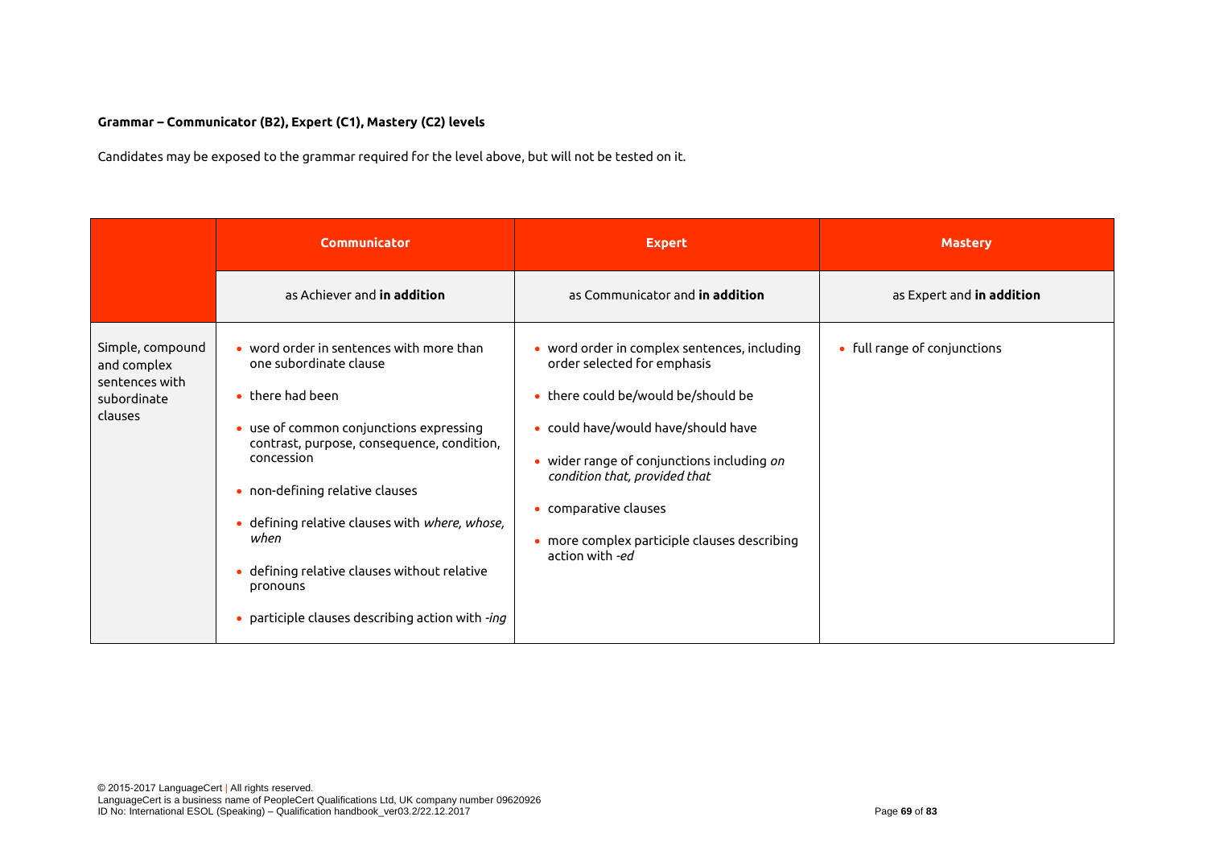**Grammar – Communicator (B2), Expert (C1), Mastery (C2) levels**

Candidates may be exposed to the grammar required for the level above, but will not be tested on it.

| | Communicator | Expert | Mastery |
|---|---|---|---|
| | as Achiever and **in addition** | as Communicator and **in addition** | as Expert and **in addition** |
| Simple, compound and complex sentences with subordinate clauses | • word order in sentences with more than one subordinate clause<br>• there had been<br>• use of common conjunctions expressing contrast, purpose, consequence, condition, concession<br>• non-defining relative clauses<br>• defining relative clauses with *where, whose, when*<br>• defining relative clauses without relative pronouns<br>• participle clauses describing action with *-ing* | • word order in complex sentences, including order selected for emphasis<br>• there could be/would be/should be<br>• could have/would have/should have<br>• wider range of conjunctions including *on condition that, provided that*<br>• comparative clauses<br>• more complex participle clauses describing action with *-ed* | • full range of conjunctions |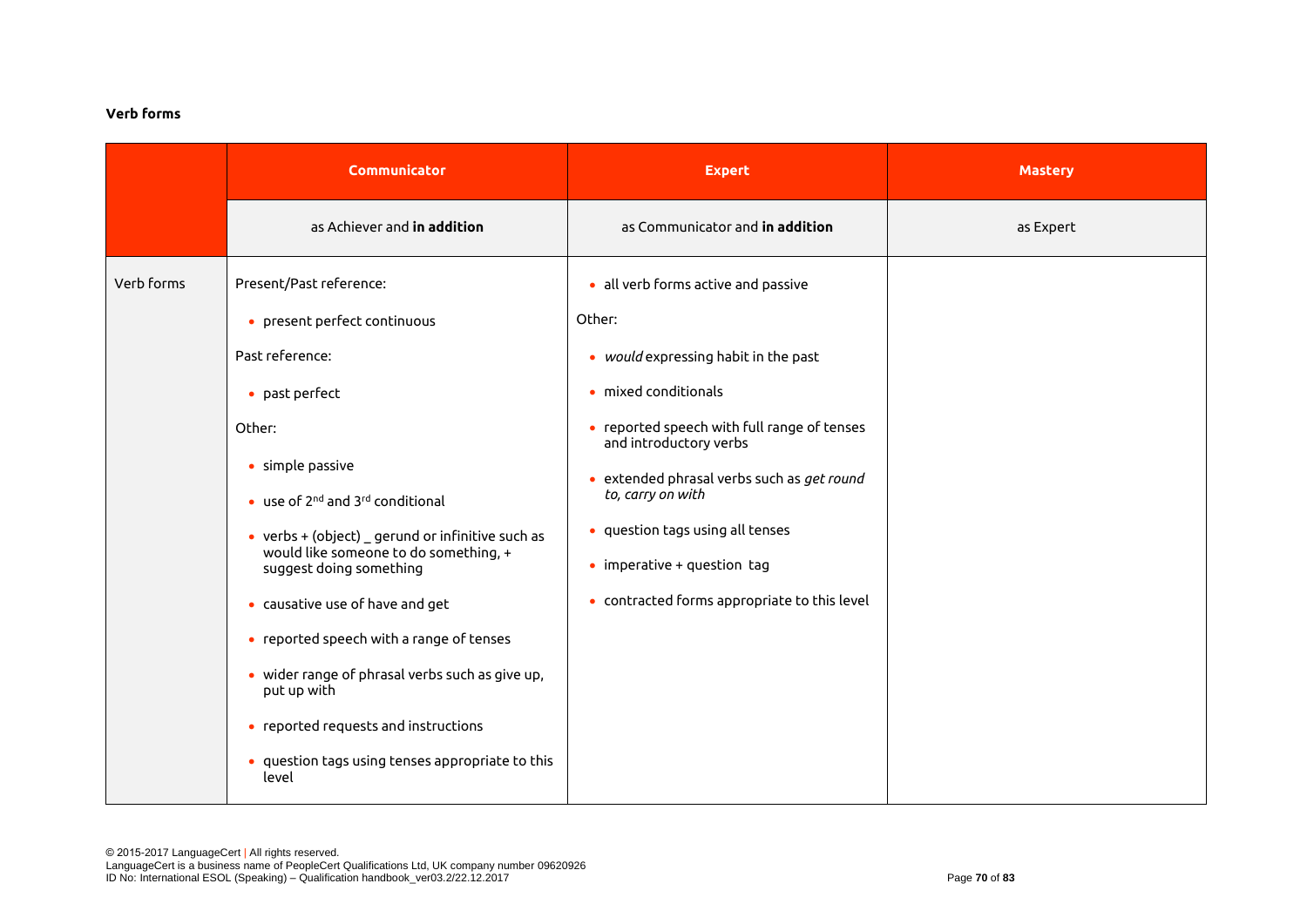**Verb forms**

| | Communicator | Expert | Mastery |
|---|---|---|---|
| | as Achiever and **in addition** | as Communicator and **in addition** | as Expert |
| Verb forms | Present/Past reference:<br>• present perfect continuous<br>Past reference:<br>• past perfect<br>Other:<br>• simple passive<br>• use of 2nd and 3rd conditional<br>• verbs + (object) _ gerund or infinitive such as would like someone to do something, + suggest doing something<br>• causative use of have and get<br>• reported speech with a range of tenses<br>• wider range of phrasal verbs such as give up, put up with<br>• reported requests and instructions<br>• question tags using tenses appropriate to this level | • all verb forms active and passive<br>Other:<br>• *would* expressing habit in the past<br>• mixed conditionals<br>• reported speech with full range of tenses and introductory verbs<br>• extended phrasal verbs such as *get round to, carry on with*<br>• question tags using all tenses<br>• imperative + question tag<br>• contracted forms appropriate to this level | |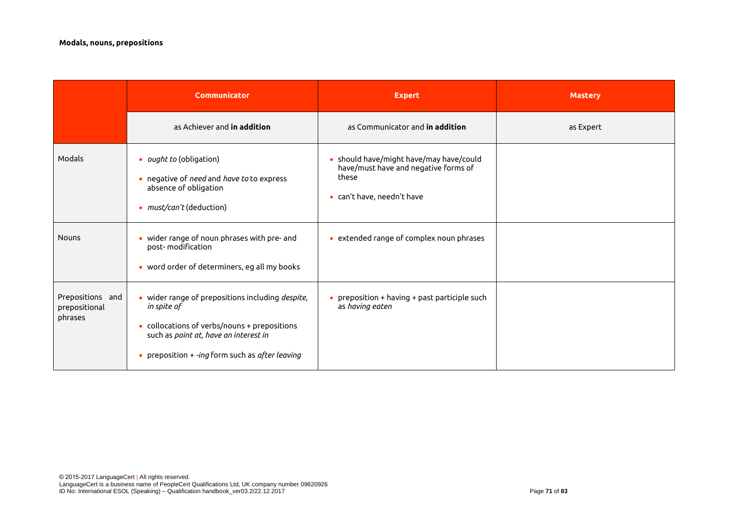**Modals, nouns, prepositions**

| | Communicator | Expert | Mastery |
|---|---|---|---|
| | as Achiever and **in addition** | as Communicator and **in addition** | as Expert |
| Modals | • *ought to* (obligation)<br>• negative of *need* and *have to* to express absence of obligation<br>• *must/can't* (deduction) | • should have/might have/may have/could have/must have and negative forms of these<br>• can't have, needn't have | |
| Nouns | • wider range of noun phrases with pre- and post- modification<br>• word order of determiners, eg all my books | • extended range of complex noun phrases | |
| Prepositions and prepositional phrases | • wider range of prepositions including *despite, in spite of*<br>• collocations of verbs/nouns + prepositions such as *point at, have an interest in*<br>• preposition + *-ing* form such as *after leaving* | • preposition + having + past participle such as *having eaten* | |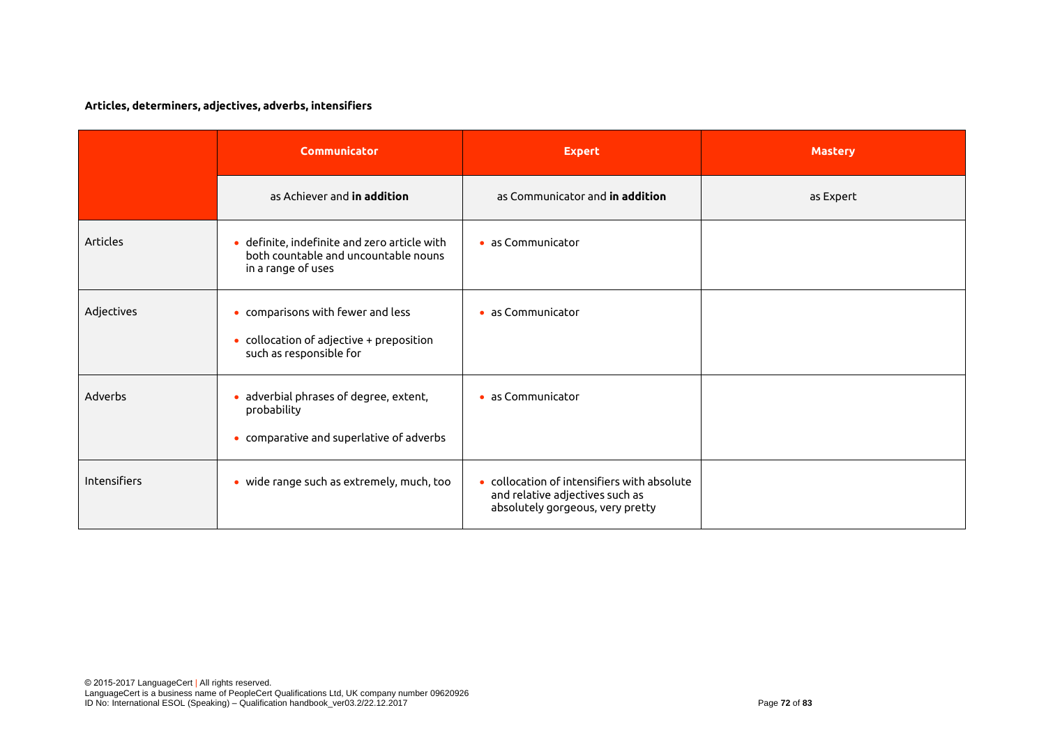**Articles, determiners, adjectives, adverbs, intensifiers**

| | Communicator | Expert | Mastery |
|---|---|---|---|
| | as Achiever and **in addition** | as Communicator and **in addition** | as Expert |
| Articles | • definite, indefinite and zero article with both countable and uncountable nouns in a range of uses | • as Communicator | |
| Adjectives | • comparisons with fewer and less<br>• collocation of adjective + preposition such as responsible for | • as Communicator | |
| Adverbs | • adverbial phrases of degree, extent, probability<br>• comparative and superlative of adverbs | • as Communicator | |
| Intensifiers | • wide range such as extremely, much, too | • collocation of intensifiers with absolute and relative adjectives such as absolutely gorgeous, very pretty | |

© 2015-2017 LanguageCert | All rights reserved.
LanguageCert is a business name of PeopleCert Qualifications Ltd, UK company number 09620926
ID No: International ESOL (Speaking) – Qualification handbook_ver03.2/22.12.2017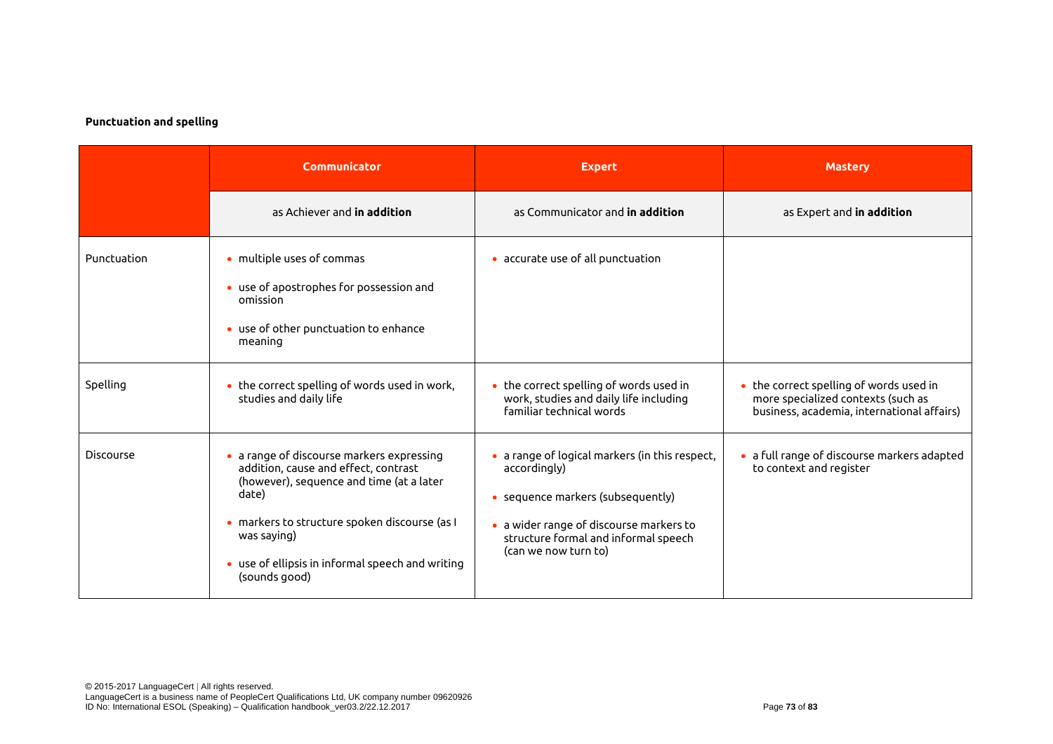**Punctuation and spelling**

| | Communicator | Expert | Mastery |
|---|---|---|---|
| | as Achiever and **in addition** | as Communicator and **in addition** | as Expert and **in addition** |
| Punctuation | • multiple uses of commas<br>• use of apostrophes for possession and omission<br>• use of other punctuation to enhance meaning | • accurate use of all punctuation | |
| Spelling | • the correct spelling of words used in work, studies and daily life | • the correct spelling of words used in work, studies and daily life including familiar technical words | • the correct spelling of words used in more specialized contexts (such as business, academia, international affairs) |
| Discourse | • a range of discourse markers expressing addition, cause and effect, contrast (however), sequence and time (at a later date)<br>• markers to structure spoken discourse (as I was saying)<br>• use of ellipsis in informal speech and writing (sounds good) | • a range of logical markers (in this respect, accordingly)<br>• sequence markers (subsequently)<br>• a wider range of discourse markers to structure formal and informal speech (can we now turn to) | • a full range of discourse markers adapted to context and register |

© 2015-2017 LanguageCert | All rights reserved.
LanguageCert is a business name of PeopleCert Qualifications Ltd, UK company number 09620926
ID No: International ESOL (Speaking) – Qualification handbook_ver03.2/22.12.2017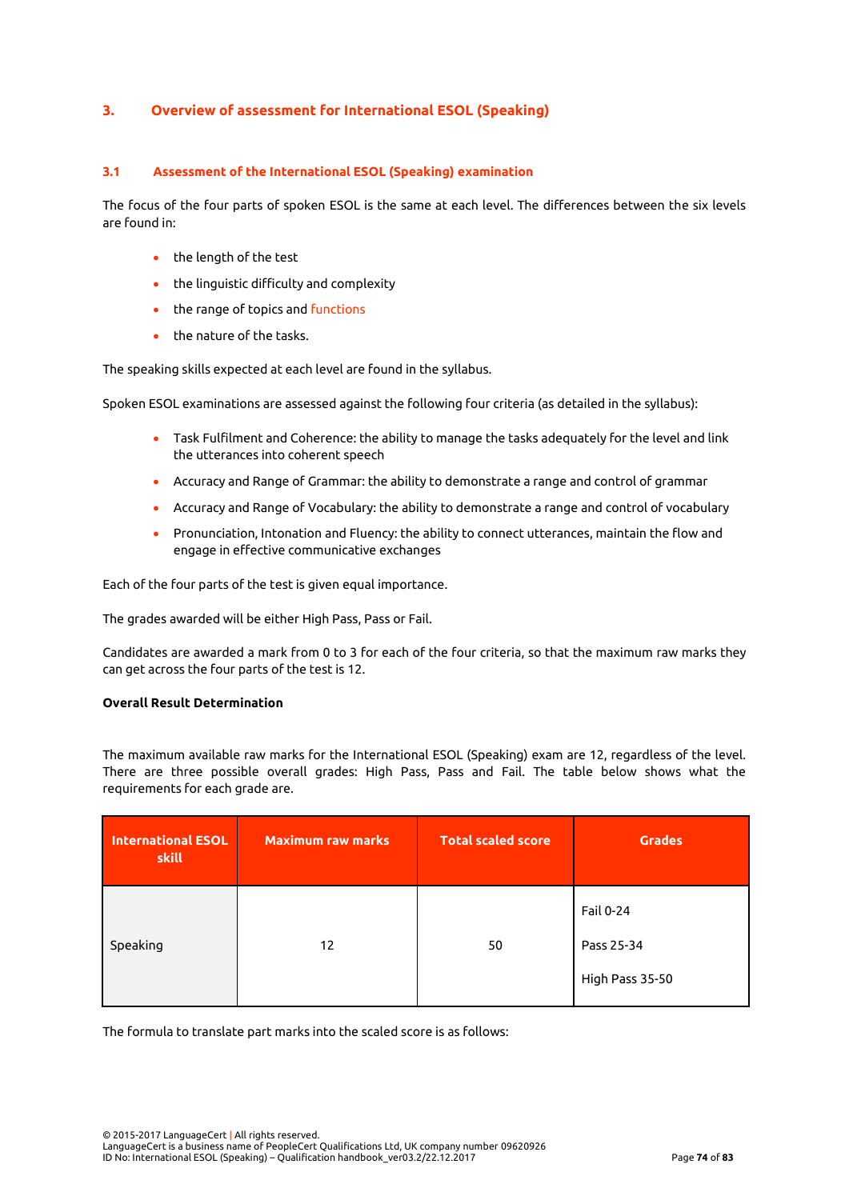## 3. Overview of assessment for International ESOL (Speaking)

### 3.1 Assessment of the International ESOL (Speaking) examination

The focus of the four parts of spoken ESOL is the same at each level. The differences between the six levels are found in:

- the length of the test
- the linguistic difficulty and complexity
- the range of topics and functions
- the nature of the tasks.

The speaking skills expected at each level are found in the syllabus.

Spoken ESOL examinations are assessed against the following four criteria (as detailed in the syllabus):

- Task Fulfilment and Coherence: the ability to manage the tasks adequately for the level and link the utterances into coherent speech
- Accuracy and Range of Grammar: the ability to demonstrate a range and control of grammar
- Accuracy and Range of Vocabulary: the ability to demonstrate a range and control of vocabulary
- Pronunciation, Intonation and Fluency: the ability to connect utterances, maintain the flow and engage in effective communicative exchanges

Each of the four parts of the test is given equal importance.

The grades awarded will be either High Pass, Pass or Fail.

Candidates are awarded a mark from 0 to 3 for each of the four criteria, so that the maximum raw marks they can get across the four parts of the test is 12.

**Overall Result Determination**

The maximum available raw marks for the International ESOL (Speaking) exam are 12, regardless of the level. There are three possible overall grades: High Pass, Pass and Fail. The table below shows what the requirements for each grade are.

| International ESOL skill | Maximum raw marks | Total scaled score | Grades |
|---|---|---|---|
| Speaking | 12 | 50 | Fail 0-24<br>Pass 25-34<br>High Pass 35-50 |

The formula to translate part marks into the scaled score is as follows: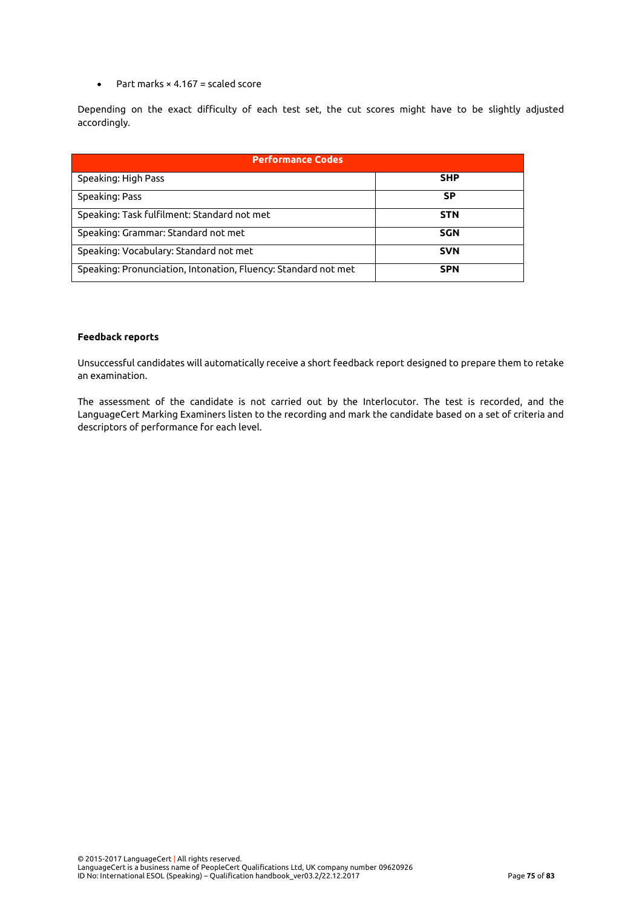- Part marks × 4.167 = scaled score

Depending on the exact difficulty of each test set, the cut scores might have to be slightly adjusted accordingly.

| Performance Codes | |
|---|---|
| Speaking: High Pass | **SHP** |
| Speaking: Pass | **SP** |
| Speaking: Task fulfilment: Standard not met | **STN** |
| Speaking: Grammar: Standard not met | **SGN** |
| Speaking: Vocabulary: Standard not met | **SVN** |
| Speaking: Pronunciation, Intonation, Fluency: Standard not met | **SPN** |

**Feedback reports**

Unsuccessful candidates will automatically receive a short feedback report designed to prepare them to retake an examination.

The assessment of the candidate is not carried out by the Interlocutor. The test is recorded, and the LanguageCert Marking Examiners listen to the recording and mark the candidate based on a set of criteria and descriptors of performance for each level.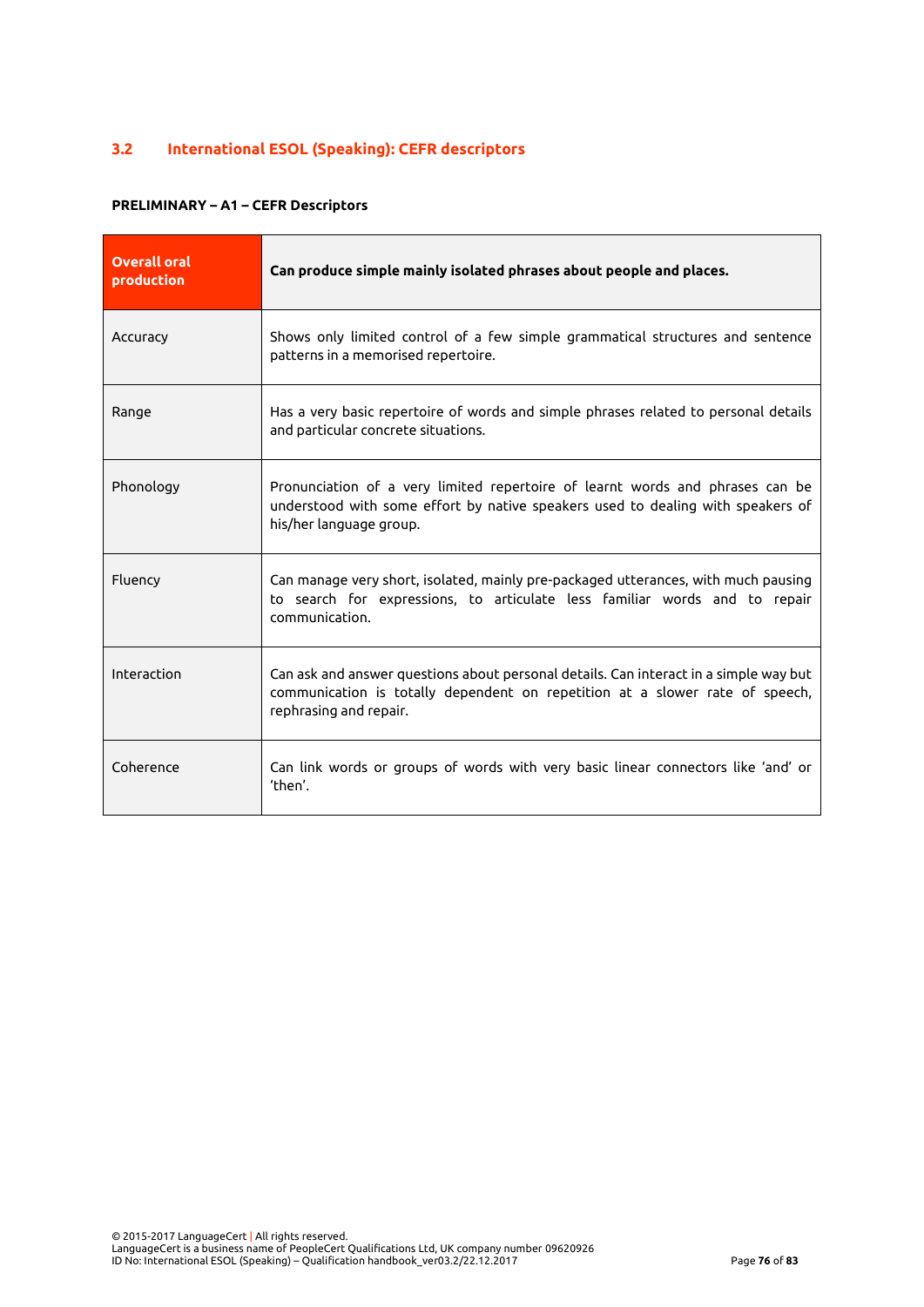## 3.2 International ESOL (Speaking): CEFR descriptors

**PRELIMINARY – A1 – CEFR Descriptors**

| **Overall oral production** | **Can produce simple mainly isolated phrases about people and places.** |
|---|---|
| Accuracy | Shows only limited control of a few simple grammatical structures and sentence patterns in a memorised repertoire. |
| Range | Has a very basic repertoire of words and simple phrases related to personal details and particular concrete situations. |
| Phonology | Pronunciation of a very limited repertoire of learnt words and phrases can be understood with some effort by native speakers used to dealing with speakers of his/her language group. |
| Fluency | Can manage very short, isolated, mainly pre-packaged utterances, with much pausing to search for expressions, to articulate less familiar words and to repair communication. |
| Interaction | Can ask and answer questions about personal details. Can interact in a simple way but communication is totally dependent on repetition at a slower rate of speech, rephrasing and repair. |
| Coherence | Can link words or groups of words with very basic linear connectors like 'and' or 'then'. |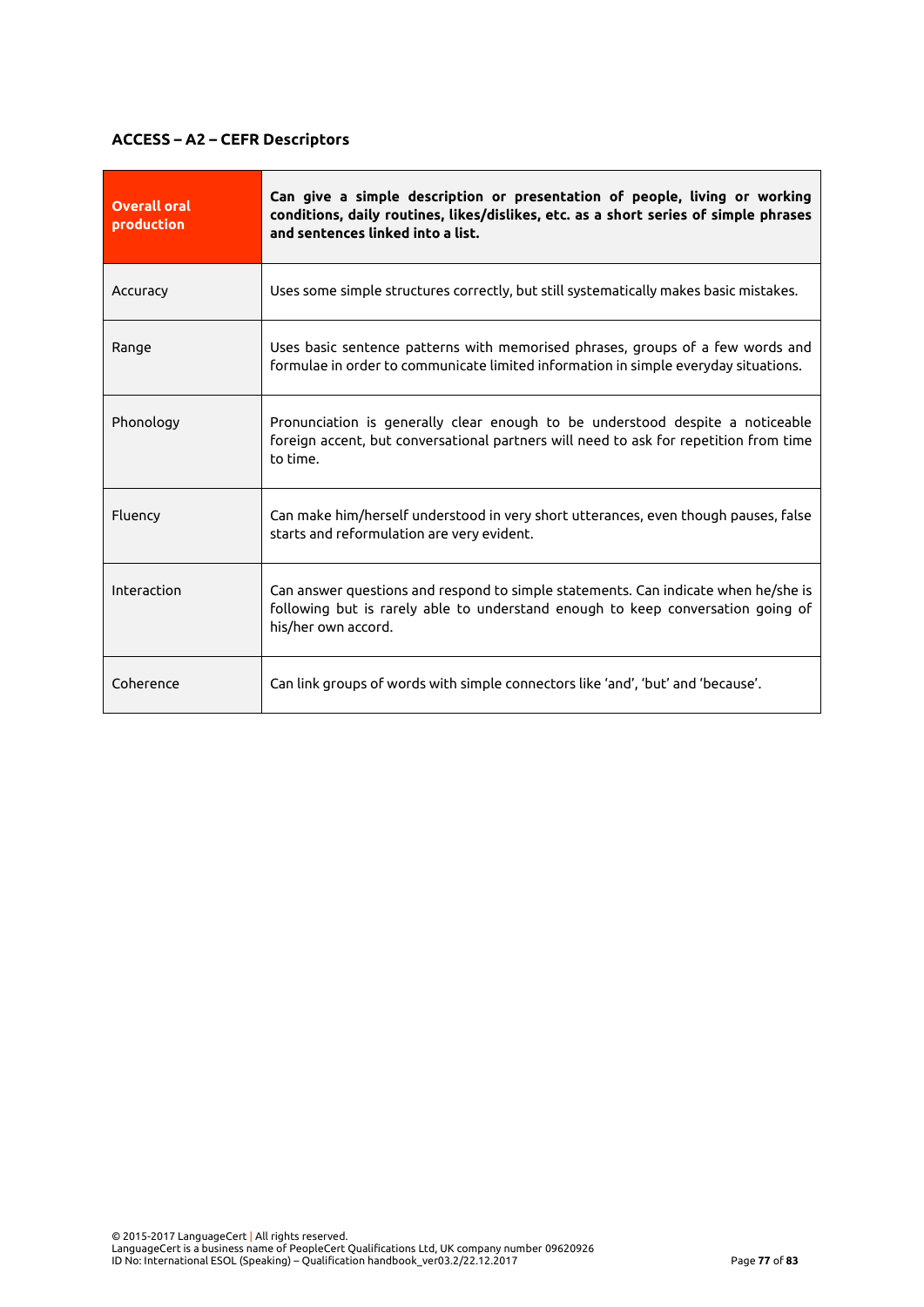### ACCESS – A2 – CEFR Descriptors

| **Overall oral production** | **Can give a simple description or presentation of people, living or working conditions, daily routines, likes/dislikes, etc. as a short series of simple phrases and sentences linked into a list.** |
|---|---|
| Accuracy | Uses some simple structures correctly, but still systematically makes basic mistakes. |
| Range | Uses basic sentence patterns with memorised phrases, groups of a few words and formulae in order to communicate limited information in simple everyday situations. |
| Phonology | Pronunciation is generally clear enough to be understood despite a noticeable foreign accent, but conversational partners will need to ask for repetition from time to time. |
| Fluency | Can make him/herself understood in very short utterances, even though pauses, false starts and reformulation are very evident. |
| Interaction | Can answer questions and respond to simple statements. Can indicate when he/she is following but is rarely able to understand enough to keep conversation going of his/her own accord. |
| Coherence | Can link groups of words with simple connectors like 'and', 'but' and 'because'. |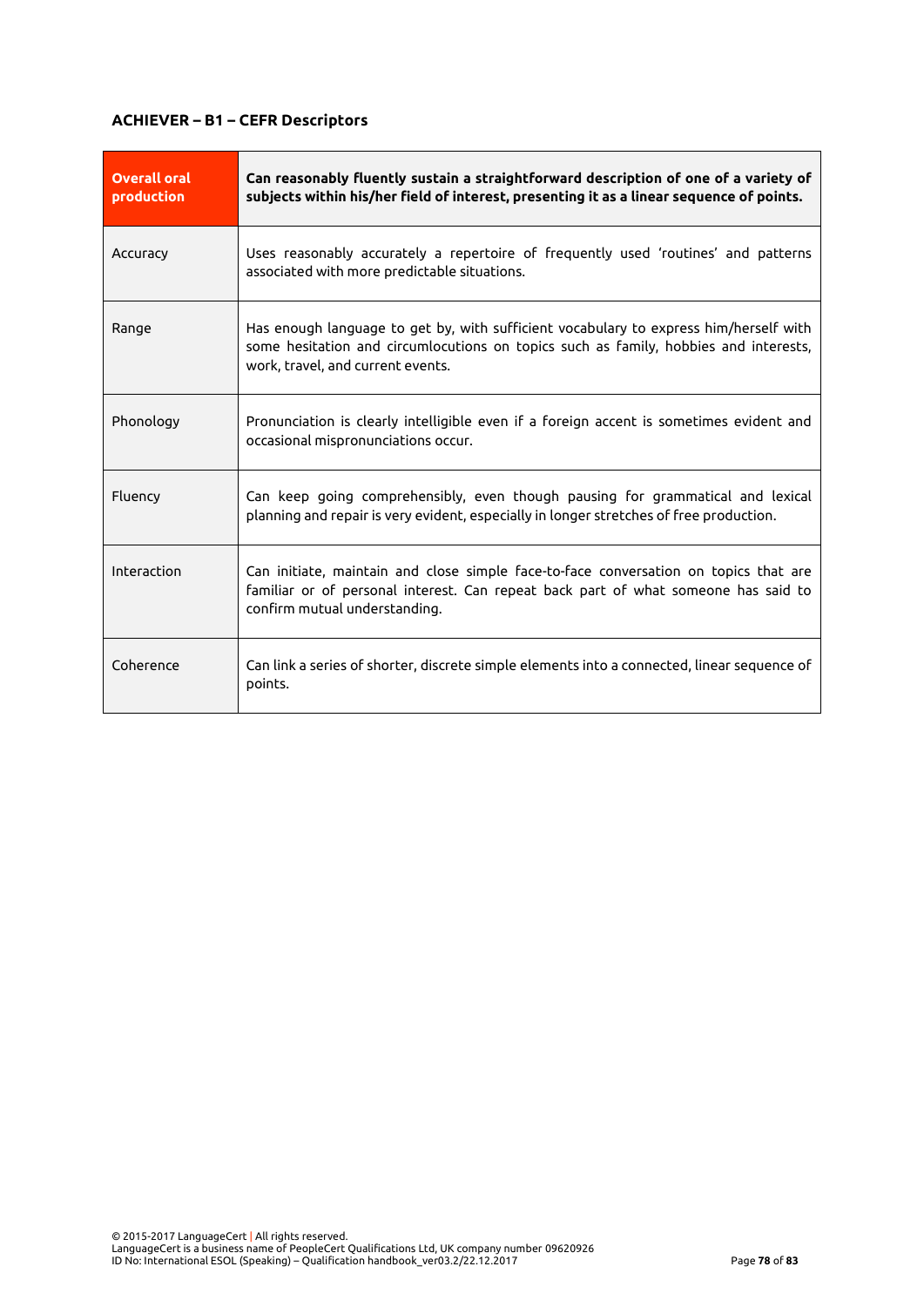### ACHIEVER – B1 – CEFR Descriptors

| **Overall oral production** | **Can reasonably fluently sustain a straightforward description of one of a variety of subjects within his/her field of interest, presenting it as a linear sequence of points.** |
|---|---|
| Accuracy | Uses reasonably accurately a repertoire of frequently used 'routines' and patterns associated with more predictable situations. |
| Range | Has enough language to get by, with sufficient vocabulary to express him/herself with some hesitation and circumlocutions on topics such as family, hobbies and interests, work, travel, and current events. |
| Phonology | Pronunciation is clearly intelligible even if a foreign accent is sometimes evident and occasional mispronunciations occur. |
| Fluency | Can keep going comprehensibly, even though pausing for grammatical and lexical planning and repair is very evident, especially in longer stretches of free production. |
| Interaction | Can initiate, maintain and close simple face-to-face conversation on topics that are familiar or of personal interest. Can repeat back part of what someone has said to confirm mutual understanding. |
| Coherence | Can link a series of shorter, discrete simple elements into a connected, linear sequence of points. |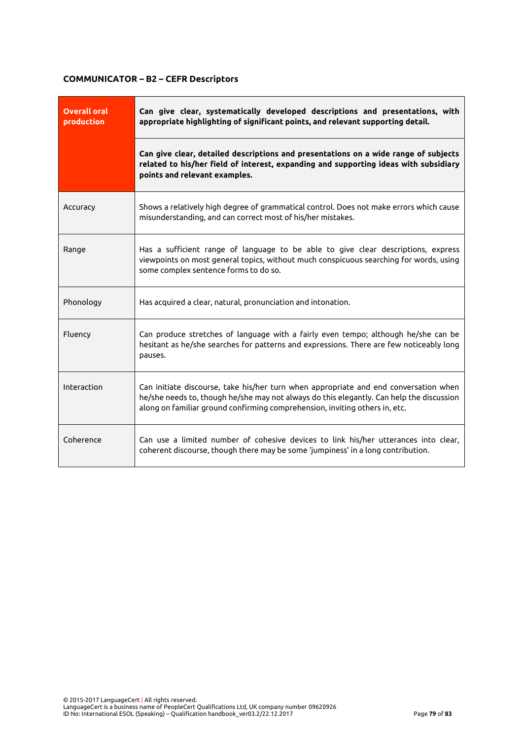**COMMUNICATOR – B2 – CEFR Descriptors**

| | |
|---|---|
| **Overall oral production** | **Can give clear, systematically developed descriptions and presentations, with appropriate highlighting of significant points, and relevant supporting detail.** |
| | **Can give clear, detailed descriptions and presentations on a wide range of subjects related to his/her field of interest, expanding and supporting ideas with subsidiary points and relevant examples.** |
| Accuracy | Shows a relatively high degree of grammatical control. Does not make errors which cause misunderstanding, and can correct most of his/her mistakes. |
| Range | Has a sufficient range of language to be able to give clear descriptions, express viewpoints on most general topics, without much conspicuous searching for words, using some complex sentence forms to do so. |
| Phonology | Has acquired a clear, natural, pronunciation and intonation. |
| Fluency | Can produce stretches of language with a fairly even tempo; although he/she can be hesitant as he/she searches for patterns and expressions. There are few noticeably long pauses. |
| Interaction | Can initiate discourse, take his/her turn when appropriate and end conversation when he/she needs to, though he/she may not always do this elegantly. Can help the discussion along on familiar ground confirming comprehension, inviting others in, etc. |
| Coherence | Can use a limited number of cohesive devices to link his/her utterances into clear, coherent discourse, though there may be some 'jumpiness' in a long contribution. |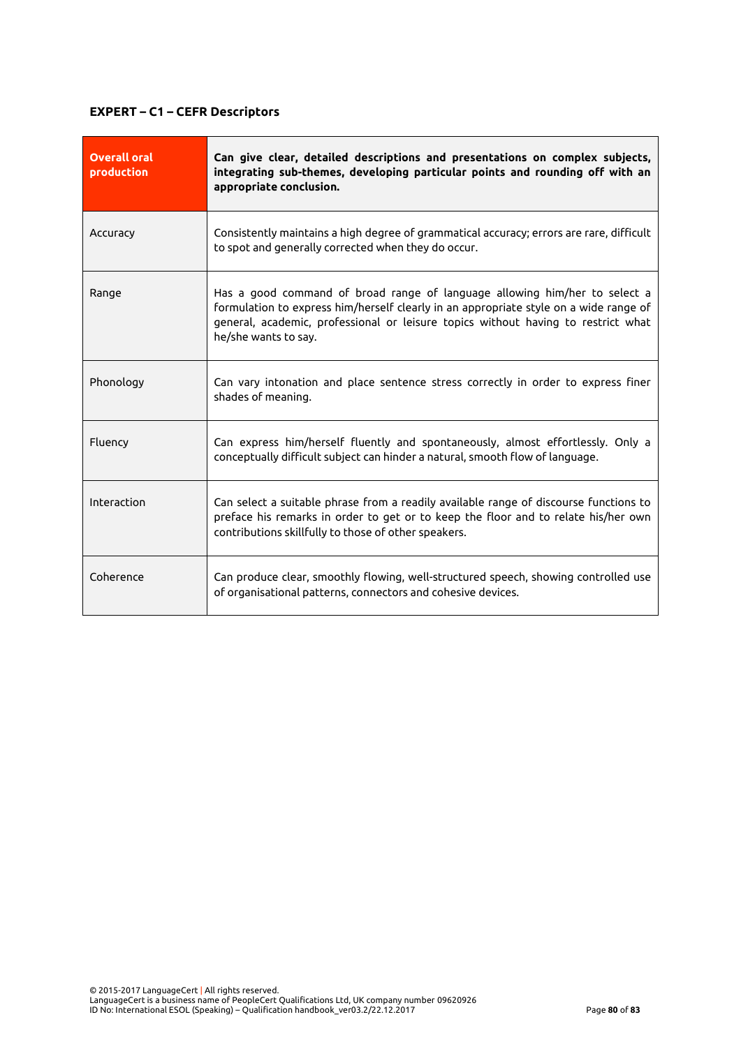**EXPERT – C1 – CEFR Descriptors**

| **Overall oral production** | **Can give clear, detailed descriptions and presentations on complex subjects, integrating sub-themes, developing particular points and rounding off with an appropriate conclusion.** |
|---|---|
| Accuracy | Consistently maintains a high degree of grammatical accuracy; errors are rare, difficult to spot and generally corrected when they do occur. |
| Range | Has a good command of broad range of language allowing him/her to select a formulation to express him/herself clearly in an appropriate style on a wide range of general, academic, professional or leisure topics without having to restrict what he/she wants to say. |
| Phonology | Can vary intonation and place sentence stress correctly in order to express finer shades of meaning. |
| Fluency | Can express him/herself fluently and spontaneously, almost effortlessly. Only a conceptually difficult subject can hinder a natural, smooth flow of language. |
| Interaction | Can select a suitable phrase from a readily available range of discourse functions to preface his remarks in order to get or to keep the floor and to relate his/her own contributions skillfully to those of other speakers. |
| Coherence | Can produce clear, smoothly flowing, well-structured speech, showing controlled use of organisational patterns, connectors and cohesive devices. |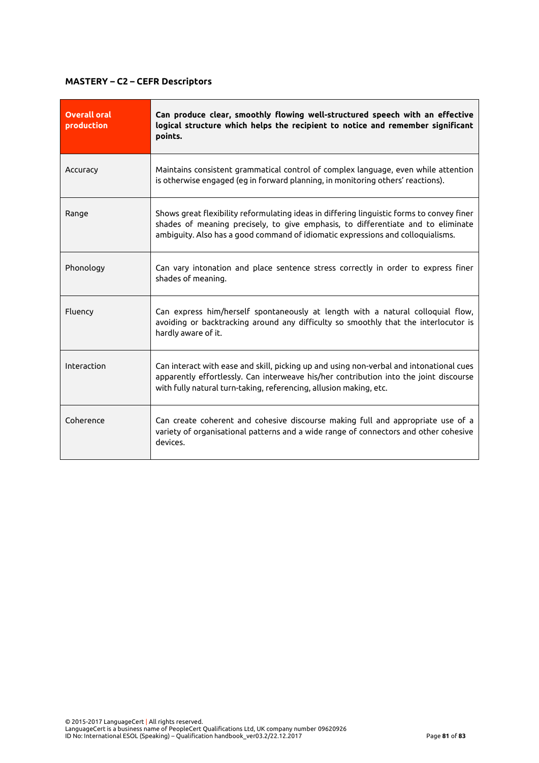**MASTERY – C2 – CEFR Descriptors**

| **Overall oral production** | **Can produce clear, smoothly flowing well-structured speech with an effective logical structure which helps the recipient to notice and remember significant points.** |
|---|---|
| Accuracy | Maintains consistent grammatical control of complex language, even while attention is otherwise engaged (eg in forward planning, in monitoring others' reactions). |
| Range | Shows great flexibility reformulating ideas in differing linguistic forms to convey finer shades of meaning precisely, to give emphasis, to differentiate and to eliminate ambiguity. Also has a good command of idiomatic expressions and colloquialisms. |
| Phonology | Can vary intonation and place sentence stress correctly in order to express finer shades of meaning. |
| Fluency | Can express him/herself spontaneously at length with a natural colloquial flow, avoiding or backtracking around any difficulty so smoothly that the interlocutor is hardly aware of it. |
| Interaction | Can interact with ease and skill, picking up and using non-verbal and intonational cues apparently effortlessly. Can interweave his/her contribution into the joint discourse with fully natural turn-taking, referencing, allusion making, etc. |
| Coherence | Can create coherent and cohesive discourse making full and appropriate use of a variety of organisational patterns and a wide range of connectors and other cohesive devices. |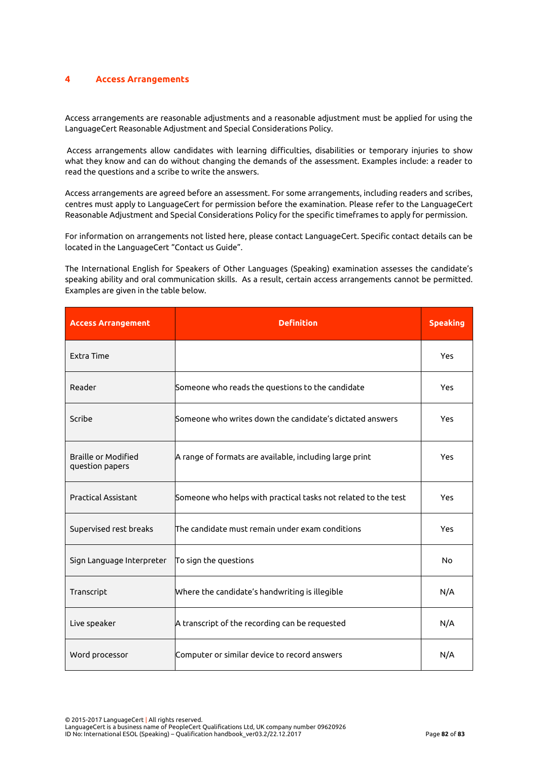## 4 Access Arrangements

Access arrangements are reasonable adjustments and a reasonable adjustment must be applied for using the LanguageCert Reasonable Adjustment and Special Considerations Policy.

Access arrangements allow candidates with learning difficulties, disabilities or temporary injuries to show what they know and can do without changing the demands of the assessment. Examples include: a reader to read the questions and a scribe to write the answers.

Access arrangements are agreed before an assessment. For some arrangements, including readers and scribes, centres must apply to LanguageCert for permission before the examination. Please refer to the LanguageCert Reasonable Adjustment and Special Considerations Policy for the specific timeframes to apply for permission.

For information on arrangements not listed here, please contact LanguageCert. Specific contact details can be located in the LanguageCert "Contact us Guide".

The International English for Speakers of Other Languages (Speaking) examination assesses the candidate's speaking ability and oral communication skills. As a result, certain access arrangements cannot be permitted. Examples are given in the table below.

| Access Arrangement | Definition | Speaking |
|---|---|---|
| Extra Time | | Yes |
| Reader | Someone who reads the questions to the candidate | Yes |
| Scribe | Someone who writes down the candidate's dictated answers | Yes |
| Braille or Modified question papers | A range of formats are available, including large print | Yes |
| Practical Assistant | Someone who helps with practical tasks not related to the test | Yes |
| Supervised rest breaks | The candidate must remain under exam conditions | Yes |
| Sign Language Interpreter | To sign the questions | No |
| Transcript | Where the candidate's handwriting is illegible | N/A |
| Live speaker | A transcript of the recording can be requested | N/A |
| Word processor | Computer or similar device to record answers | N/A |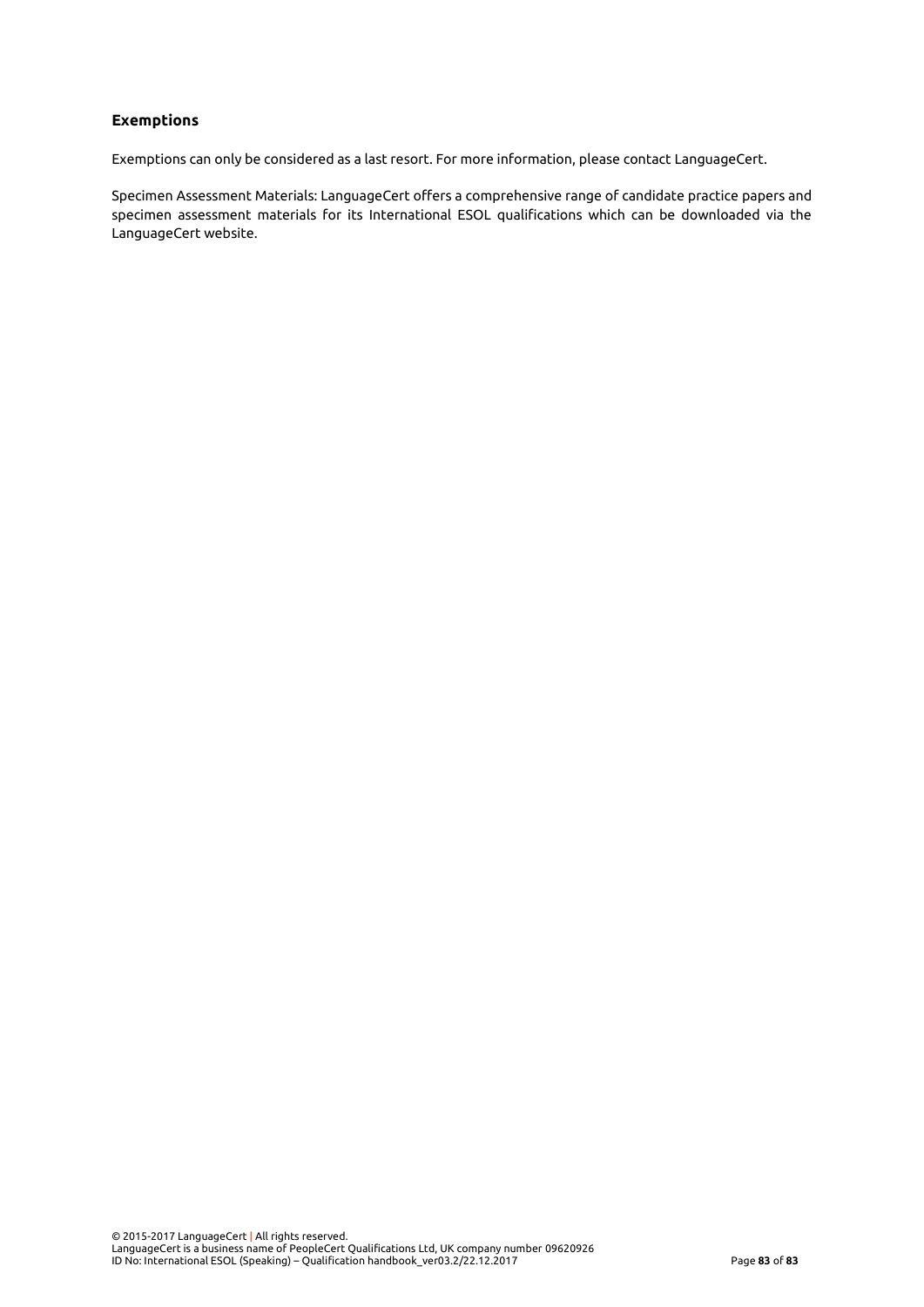### Exemptions

Exemptions can only be considered as a last resort. For more information, please contact LanguageCert.

Specimen Assessment Materials: LanguageCert offers a comprehensive range of candidate practice papers and specimen assessment materials for its International ESOL qualifications which can be downloaded via the LanguageCert website.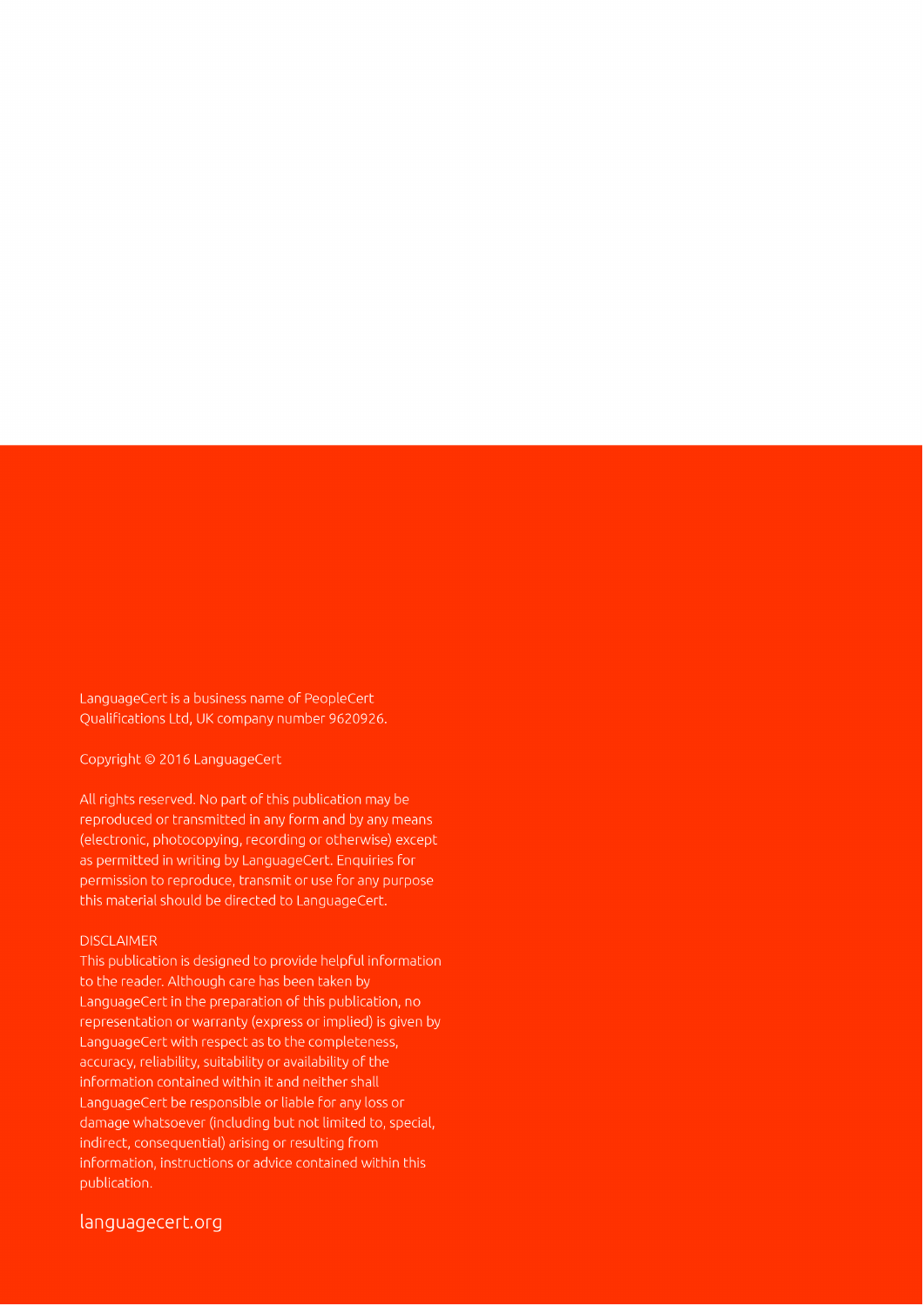LanguageCert is a business name of PeopleCert Qualifications Ltd, UK company number 9620926.

Copyright © 2016 LanguageCert

All rights reserved. No part of this publication may be reproduced or transmitted in any form and by any means (electronic, photocopying, recording or otherwise) except as permitted in writing by LanguageCert. Enquiries for permission to reproduce, transmit or use for any purpose this material should be directed to LanguageCert.

DISCLAIMER
This publication is designed to provide helpful information to the reader. Although care has been taken by LanguageCert in the preparation of this publication, no representation or warranty (express or implied) is given by LanguageCert with respect as to the completeness, accuracy, reliability, suitability or availability of the information contained within it and neither shall LanguageCert be responsible or liable for any loss or damage whatsoever (including but not limited to, special, indirect, consequential) arising or resulting from information, instructions or advice contained within this publication.

languagecert.org